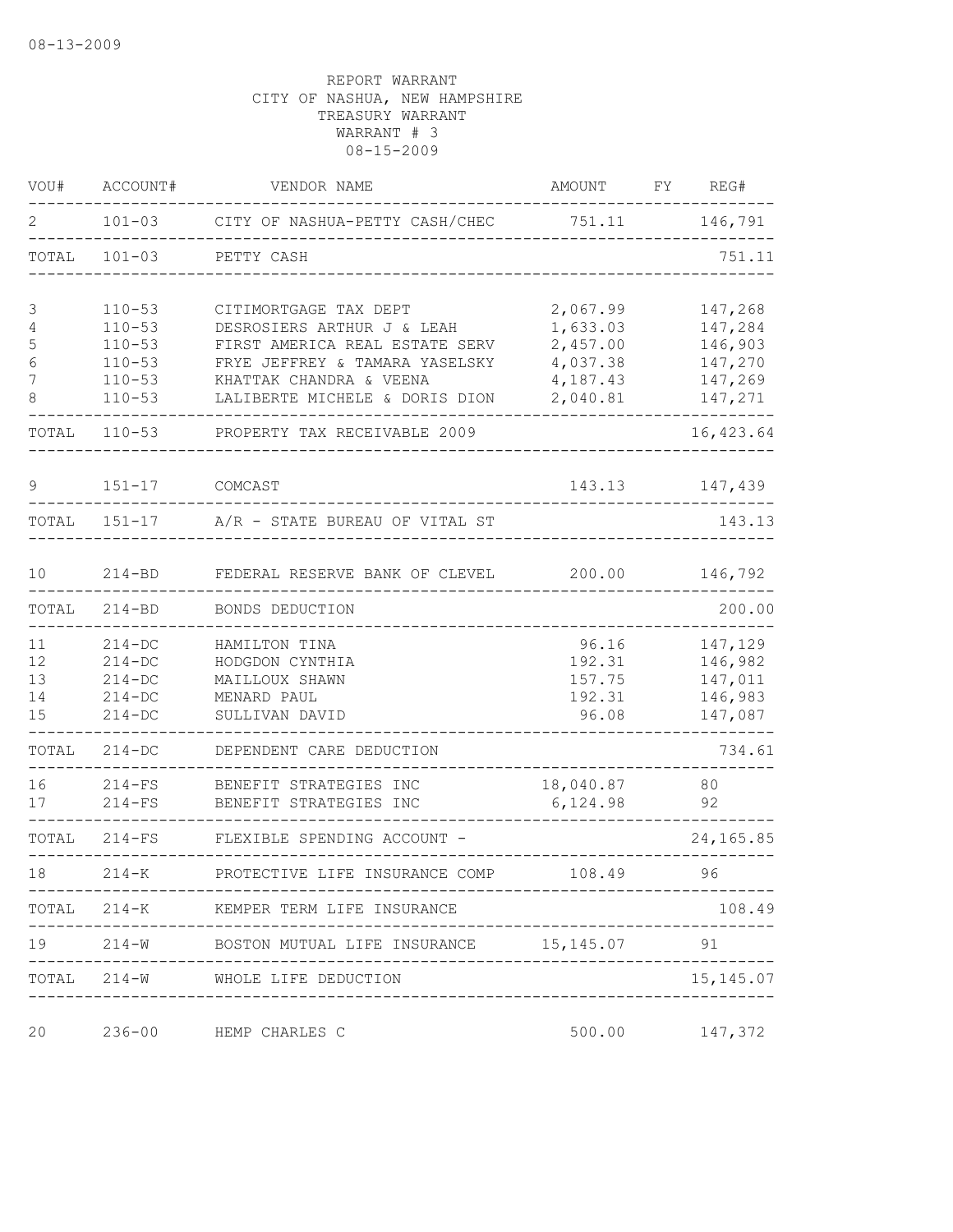08-13-2009

REPORT WARRANT
CITY OF NASHUA, NEW HAMPSHIRE
TREASURY WARRANT
WARRANT # 3
08-15-2009

| VOU# | ACCOUNT# | VENDOR NAME | AMOUNT | FY | REG# |
|---|---|---|---|---|---|
| 2 | 101-03 | CITY OF NASHUA-PETTY CASH/CHEC | 751.11 | | 146,791 |
| TOTAL | 101-03 | PETTY CASH | | | 751.11 |
| 3 | 110-53 | CITIMORTGAGE TAX DEPT | 2,067.99 | | 147,268 |
| 4 | 110-53 | DESROSIERS ARTHUR J & LEAH | 1,633.03 | | 147,284 |
| 5 | 110-53 | FIRST AMERICA REAL ESTATE SERV | 2,457.00 | | 146,903 |
| 6 | 110-53 | FRYE JEFFREY & TAMARA YASELSKY | 4,037.38 | | 147,270 |
| 7 | 110-53 | KHATTAK CHANDRA & VEENA | 4,187.43 | | 147,269 |
| 8 | 110-53 | LALIBERTE MICHELE & DORIS DION | 2,040.81 | | 147,271 |
| TOTAL | 110-53 | PROPERTY TAX RECEIVABLE 2009 | | | 16,423.64 |
| 9 | 151-17 | COMCAST | 143.13 | | 147,439 |
| TOTAL | 151-17 | A/R - STATE BUREAU OF VITAL ST | | | 143.13 |
| 10 | 214-BD | FEDERAL RESERVE BANK OF CLEVEL | 200.00 | | 146,792 |
| TOTAL | 214-BD | BONDS DEDUCTION | | | 200.00 |
| 11 | 214-DC | HAMILTON TINA | 96.16 | | 147,129 |
| 12 | 214-DC | HODGDON CYNTHIA | 192.31 | | 146,982 |
| 13 | 214-DC | MAILLOUX SHAWN | 157.75 | | 147,011 |
| 14 | 214-DC | MENARD PAUL | 192.31 | | 146,983 |
| 15 | 214-DC | SULLIVAN DAVID | 96.08 | | 147,087 |
| TOTAL | 214-DC | DEPENDENT CARE DEDUCTION | | | 734.61 |
| 16 | 214-FS | BENEFIT STRATEGIES INC | 18,040.87 | | 80 |
| 17 | 214-FS | BENEFIT STRATEGIES INC | 6,124.98 | | 92 |
| TOTAL | 214-FS | FLEXIBLE SPENDING ACCOUNT - | | | 24,165.85 |
| 18 | 214-K | PROTECTIVE LIFE INSURANCE COMP | 108.49 | | 96 |
| TOTAL | 214-K | KEMPER TERM LIFE INSURANCE | | | 108.49 |
| 19 | 214-W | BOSTON MUTUAL LIFE INSURANCE | 15,145.07 | | 91 |
| TOTAL | 214-W | WHOLE LIFE DEDUCTION | | | 15,145.07 |
| 20 | 236-00 | HEMP CHARLES C | 500.00 | | 147,372 |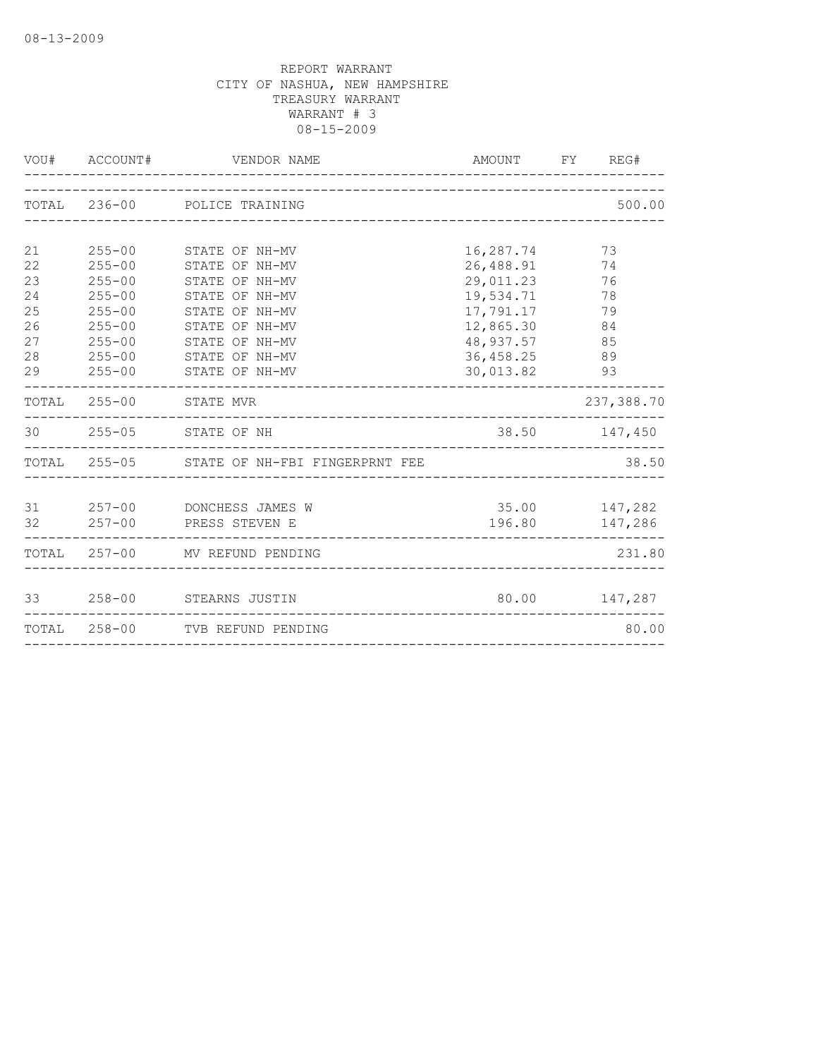REPORT WARRANT
CITY OF NASHUA, NEW HAMPSHIRE
TREASURY WARRANT
WARRANT # 3
08-15-2009

| VOU# | ACCOUNT# | VENDOR NAME | AMOUNT | FY | REG# |
|---|---|---|---|---|---|
| TOTAL | 236-00 | POLICE TRAINING | | | 500.00 |
| 21 | 255-00 | STATE OF NH-MV | 16,287.74 | | 73 |
| 22 | 255-00 | STATE OF NH-MV | 26,488.91 | | 74 |
| 23 | 255-00 | STATE OF NH-MV | 29,011.23 | | 76 |
| 24 | 255-00 | STATE OF NH-MV | 19,534.71 | | 78 |
| 25 | 255-00 | STATE OF NH-MV | 17,791.17 | | 79 |
| 26 | 255-00 | STATE OF NH-MV | 12,865.30 | | 84 |
| 27 | 255-00 | STATE OF NH-MV | 48,937.57 | | 85 |
| 28 | 255-00 | STATE OF NH-MV | 36,458.25 | | 89 |
| 29 | 255-00 | STATE OF NH-MV | 30,013.82 | | 93 |
| TOTAL | 255-00 | STATE MVR | | | 237,388.70 |
| 30 | 255-05 | STATE OF NH | 38.50 | | 147,450 |
| TOTAL | 255-05 | STATE OF NH-FBI FINGERPRNT FEE | | | 38.50 |
| 31 | 257-00 | DONCHESS JAMES W | 35.00 | | 147,282 |
| 32 | 257-00 | PRESS STEVEN E | 196.80 | | 147,286 |
| TOTAL | 257-00 | MV REFUND PENDING | | | 231.80 |
| 33 | 258-00 | STEARNS JUSTIN | 80.00 | | 147,287 |
| TOTAL | 258-00 | TVB REFUND PENDING | | | 80.00 |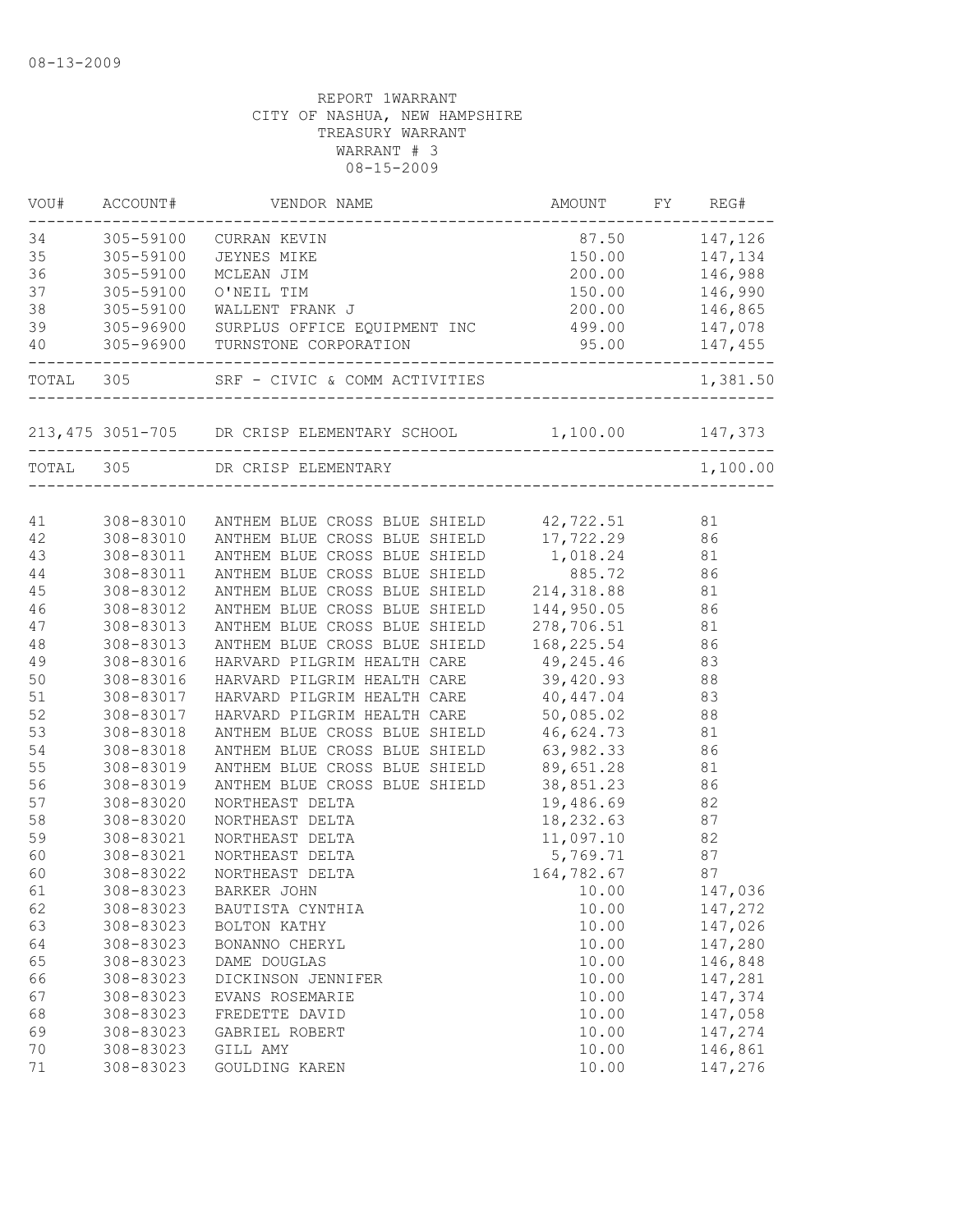08-13-2009

REPORT 1WARRANT
CITY OF NASHUA, NEW HAMPSHIRE
TREASURY WARRANT
WARRANT # 3
08-15-2009

| VOU# | ACCOUNT# | VENDOR NAME | AMOUNT | FY | REG# |
|---|---|---|---|---|---|
| 34 | 305-59100 | CURRAN KEVIN | 87.50 | | 147,126 |
| 35 | 305-59100 | JEYNES MIKE | 150.00 | | 147,134 |
| 36 | 305-59100 | MCLEAN JIM | 200.00 | | 146,988 |
| 37 | 305-59100 | O'NEIL TIM | 150.00 | | 146,990 |
| 38 | 305-59100 | WALLENT FRANK J | 200.00 | | 146,865 |
| 39 | 305-96900 | SURPLUS OFFICE EQUIPMENT INC | 499.00 | | 147,078 |
| 40 | 305-96900 | TURNSTONE CORPORATION | 95.00 | | 147,455 |
| TOTAL | 305 | SRF - CIVIC & COMM ACTIVITIES | | | 1,381.50 |
| 213,475 | 3051-705 | DR CRISP ELEMENTARY SCHOOL | 1,100.00 | | 147,373 |
| TOTAL | 305 | DR CRISP ELEMENTARY | | | 1,100.00 |
| 41 | 308-83010 | ANTHEM BLUE CROSS BLUE SHIELD | 42,722.51 | | 81 |
| 42 | 308-83010 | ANTHEM BLUE CROSS BLUE SHIELD | 17,722.29 | | 86 |
| 43 | 308-83011 | ANTHEM BLUE CROSS BLUE SHIELD | 1,018.24 | | 81 |
| 44 | 308-83011 | ANTHEM BLUE CROSS BLUE SHIELD | 885.72 | | 86 |
| 45 | 308-83012 | ANTHEM BLUE CROSS BLUE SHIELD | 214,318.88 | | 81 |
| 46 | 308-83012 | ANTHEM BLUE CROSS BLUE SHIELD | 144,950.05 | | 86 |
| 47 | 308-83013 | ANTHEM BLUE CROSS BLUE SHIELD | 278,706.51 | | 81 |
| 48 | 308-83013 | ANTHEM BLUE CROSS BLUE SHIELD | 168,225.54 | | 86 |
| 49 | 308-83016 | HARVARD PILGRIM HEALTH CARE | 49,245.46 | | 83 |
| 50 | 308-83016 | HARVARD PILGRIM HEALTH CARE | 39,420.93 | | 88 |
| 51 | 308-83017 | HARVARD PILGRIM HEALTH CARE | 40,447.04 | | 83 |
| 52 | 308-83017 | HARVARD PILGRIM HEALTH CARE | 50,085.02 | | 88 |
| 53 | 308-83018 | ANTHEM BLUE CROSS BLUE SHIELD | 46,624.73 | | 81 |
| 54 | 308-83018 | ANTHEM BLUE CROSS BLUE SHIELD | 63,982.33 | | 86 |
| 55 | 308-83019 | ANTHEM BLUE CROSS BLUE SHIELD | 89,651.28 | | 81 |
| 56 | 308-83019 | ANTHEM BLUE CROSS BLUE SHIELD | 38,851.23 | | 86 |
| 57 | 308-83020 | NORTHEAST DELTA | 19,486.69 | | 82 |
| 58 | 308-83020 | NORTHEAST DELTA | 18,232.63 | | 87 |
| 59 | 308-83021 | NORTHEAST DELTA | 11,097.10 | | 82 |
| 60 | 308-83021 | NORTHEAST DELTA | 5,769.71 | | 87 |
| 60 | 308-83022 | NORTHEAST DELTA | 164,782.67 | | 87 |
| 61 | 308-83023 | BARKER JOHN | 10.00 | | 147,036 |
| 62 | 308-83023 | BAUTISTA CYNTHIA | 10.00 | | 147,272 |
| 63 | 308-83023 | BOLTON KATHY | 10.00 | | 147,026 |
| 64 | 308-83023 | BONANNO CHERYL | 10.00 | | 147,280 |
| 65 | 308-83023 | DAME DOUGLAS | 10.00 | | 146,848 |
| 66 | 308-83023 | DICKINSON JENNIFER | 10.00 | | 147,281 |
| 67 | 308-83023 | EVANS ROSEMARIE | 10.00 | | 147,374 |
| 68 | 308-83023 | FREDETTE DAVID | 10.00 | | 147,058 |
| 69 | 308-83023 | GABRIEL ROBERT | 10.00 | | 147,274 |
| 70 | 308-83023 | GILL AMY | 10.00 | | 146,861 |
| 71 | 308-83023 | GOULDING KAREN | 10.00 | | 147,276 |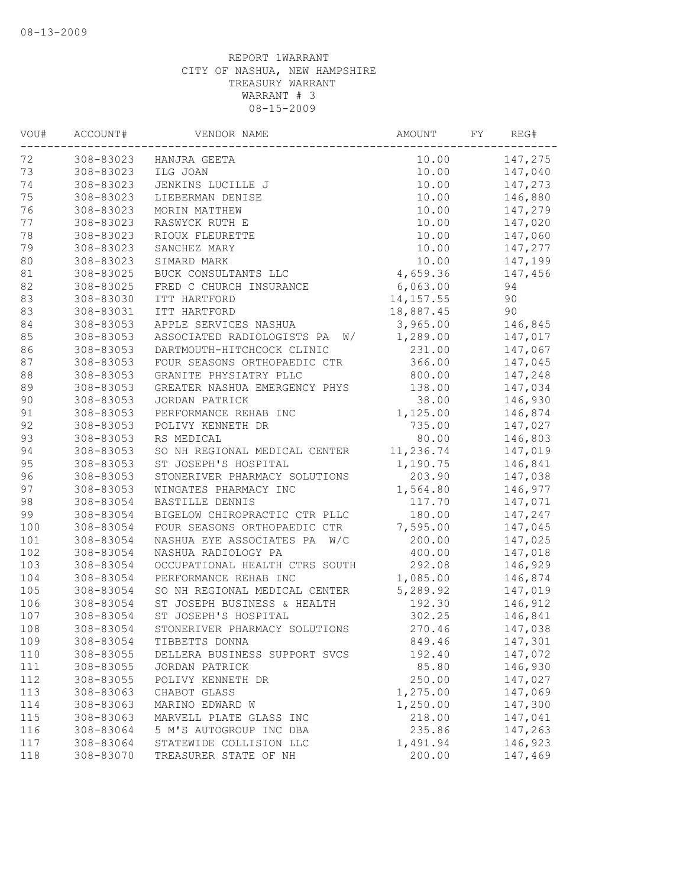08-13-2009

REPORT 1WARRANT
CITY OF NASHUA, NEW HAMPSHIRE
TREASURY WARRANT
WARRANT # 3
08-15-2009

| VOU# | ACCOUNT# | VENDOR NAME | AMOUNT | FY | REG# |
|---|---|---|---|---|---|
| 72 | 308-83023 | HANJRA GEETA | 10.00 | | 147,275 |
| 73 | 308-83023 | ILG JOAN | 10.00 | | 147,040 |
| 74 | 308-83023 | JENKINS LUCILLE J | 10.00 | | 147,273 |
| 75 | 308-83023 | LIEBERMAN DENISE | 10.00 | | 146,880 |
| 76 | 308-83023 | MORIN MATTHEW | 10.00 | | 147,279 |
| 77 | 308-83023 | RASWYCK RUTH E | 10.00 | | 147,020 |
| 78 | 308-83023 | RIOUX FLEURETTE | 10.00 | | 147,060 |
| 79 | 308-83023 | SANCHEZ MARY | 10.00 | | 147,277 |
| 80 | 308-83023 | SIMARD MARK | 10.00 | | 147,199 |
| 81 | 308-83025 | BUCK CONSULTANTS LLC | 4,659.36 | | 147,456 |
| 82 | 308-83025 | FRED C CHURCH INSURANCE | 6,063.00 | | 94 |
| 83 | 308-83030 | ITT HARTFORD | 14,157.55 | | 90 |
| 83 | 308-83031 | ITT HARTFORD | 18,887.45 | | 90 |
| 84 | 308-83053 | APPLE SERVICES NASHUA | 3,965.00 | | 146,845 |
| 85 | 308-83053 | ASSOCIATED RADIOLOGISTS PA W/ | 1,289.00 | | 147,017 |
| 86 | 308-83053 | DARTMOUTH-HITCHCOCK CLINIC | 231.00 | | 147,067 |
| 87 | 308-83053 | FOUR SEASONS ORTHOPAEDIC CTR | 366.00 | | 147,045 |
| 88 | 308-83053 | GRANITE PHYSIATRY PLLC | 800.00 | | 147,248 |
| 89 | 308-83053 | GREATER NASHUA EMERGENCY PHYS | 138.00 | | 147,034 |
| 90 | 308-83053 | JORDAN PATRICK | 38.00 | | 146,930 |
| 91 | 308-83053 | PERFORMANCE REHAB INC | 1,125.00 | | 146,874 |
| 92 | 308-83053 | POLIVY KENNETH DR | 735.00 | | 147,027 |
| 93 | 308-83053 | RS MEDICAL | 80.00 | | 146,803 |
| 94 | 308-83053 | SO NH REGIONAL MEDICAL CENTER | 11,236.74 | | 147,019 |
| 95 | 308-83053 | ST JOSEPH'S HOSPITAL | 1,190.75 | | 146,841 |
| 96 | 308-83053 | STONERIVER PHARMACY SOLUTIONS | 203.90 | | 147,038 |
| 97 | 308-83053 | WINGATES PHARMACY INC | 1,564.80 | | 146,977 |
| 98 | 308-83054 | BASTILLE DENNIS | 117.70 | | 147,071 |
| 99 | 308-83054 | BIGELOW CHIROPRACTIC CTR PLLC | 180.00 | | 147,247 |
| 100 | 308-83054 | FOUR SEASONS ORTHOPAEDIC CTR | 7,595.00 | | 147,045 |
| 101 | 308-83054 | NASHUA EYE ASSOCIATES PA W/C | 200.00 | | 147,025 |
| 102 | 308-83054 | NASHUA RADIOLOGY PA | 400.00 | | 147,018 |
| 103 | 308-83054 | OCCUPATIONAL HEALTH CTRS SOUTH | 292.08 | | 146,929 |
| 104 | 308-83054 | PERFORMANCE REHAB INC | 1,085.00 | | 146,874 |
| 105 | 308-83054 | SO NH REGIONAL MEDICAL CENTER | 5,289.92 | | 147,019 |
| 106 | 308-83054 | ST JOSEPH BUSINESS & HEALTH | 192.30 | | 146,912 |
| 107 | 308-83054 | ST JOSEPH'S HOSPITAL | 302.25 | | 146,841 |
| 108 | 308-83054 | STONERIVER PHARMACY SOLUTIONS | 270.46 | | 147,038 |
| 109 | 308-83054 | TIBBETTS DONNA | 849.46 | | 147,301 |
| 110 | 308-83055 | DELLERA BUSINESS SUPPORT SVCS | 192.40 | | 147,072 |
| 111 | 308-83055 | JORDAN PATRICK | 85.80 | | 146,930 |
| 112 | 308-83055 | POLIVY KENNETH DR | 250.00 | | 147,027 |
| 113 | 308-83063 | CHABOT GLASS | 1,275.00 | | 147,069 |
| 114 | 308-83063 | MARINO EDWARD W | 1,250.00 | | 147,300 |
| 115 | 308-83063 | MARVELL PLATE GLASS INC | 218.00 | | 147,041 |
| 116 | 308-83064 | 5 M'S AUTOGROUP INC DBA | 235.86 | | 147,263 |
| 117 | 308-83064 | STATEWIDE COLLISION LLC | 1,491.94 | | 146,923 |
| 118 | 308-83070 | TREASURER STATE OF NH | 200.00 | | 147,469 |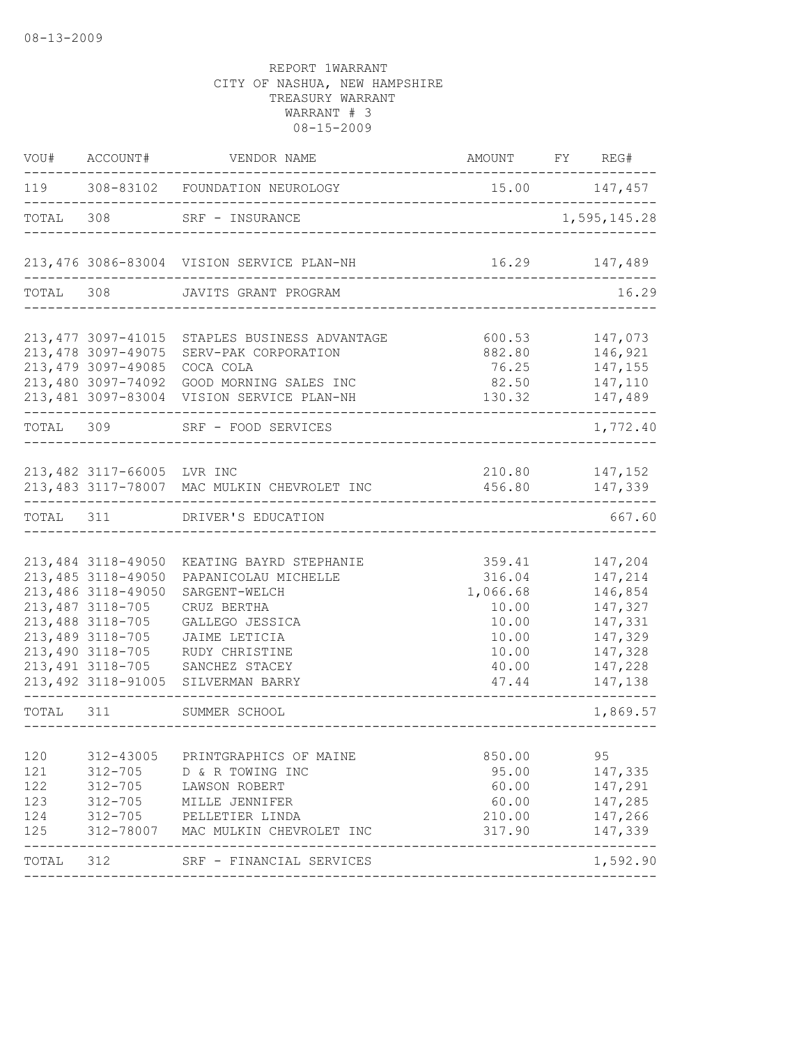08-13-2009

REPORT 1WARRANT
CITY OF NASHUA, NEW HAMPSHIRE
TREASURY WARRANT
WARRANT # 3
08-15-2009

| VOU# | ACCOUNT# | VENDOR NAME | AMOUNT | FY | REG# |
|---|---|---|---|---|---|
| 119 | 308-83102 | FOUNDATION NEUROLOGY | 15.00 | | 147,457 |
| TOTAL | 308 | SRF - INSURANCE | | | 1,595,145.28 |
| 213,476 | 3086-83004 | VISION SERVICE PLAN-NH | 16.29 | | 147,489 |
| TOTAL | 308 | JAVITS GRANT PROGRAM | | | 16.29 |
| 213,477 | 3097-41015 | STAPLES BUSINESS ADVANTAGE | 600.53 | | 147,073 |
| 213,478 | 3097-49075 | SERV-PAK CORPORATION | 882.80 | | 146,921 |
| 213,479 | 3097-49085 | COCA COLA | 76.25 | | 147,155 |
| 213,480 | 3097-74092 | GOOD MORNING SALES INC | 82.50 | | 147,110 |
| 213,481 | 3097-83004 | VISION SERVICE PLAN-NH | 130.32 | | 147,489 |
| TOTAL | 309 | SRF - FOOD SERVICES | | | 1,772.40 |
| 213,482 | 3117-66005 | LVR INC | 210.80 | | 147,152 |
| 213,483 | 3117-78007 | MAC MULKIN CHEVROLET INC | 456.80 | | 147,339 |
| TOTAL | 311 | DRIVER'S EDUCATION | | | 667.60 |
| 213,484 | 3118-49050 | KEATING BAYRD STEPHANIE | 359.41 | | 147,204 |
| 213,485 | 3118-49050 | PAPANICOLAU MICHELLE | 316.04 | | 147,214 |
| 213,486 | 3118-49050 | SARGENT-WELCH | 1,066.68 | | 146,854 |
| 213,487 | 3118-705 | CRUZ BERTHA | 10.00 | | 147,327 |
| 213,488 | 3118-705 | GALLEGO JESSICA | 10.00 | | 147,331 |
| 213,489 | 3118-705 | JAIME LETICIA | 10.00 | | 147,329 |
| 213,490 | 3118-705 | RUDY CHRISTINE | 10.00 | | 147,328 |
| 213,491 | 3118-705 | SANCHEZ STACEY | 40.00 | | 147,228 |
| 213,492 | 3118-91005 | SILVERMAN BARRY | 47.44 | | 147,138 |
| TOTAL | 311 | SUMMER SCHOOL | | | 1,869.57 |
| 120 | 312-43005 | PRINTGRAPHICS OF MAINE | 850.00 | | 95 |
| 121 | 312-705 | D & R TOWING INC | 95.00 | | 147,335 |
| 122 | 312-705 | LAWSON ROBERT | 60.00 | | 147,291 |
| 123 | 312-705 | MILLE JENNIFER | 60.00 | | 147,285 |
| 124 | 312-705 | PELLETIER LINDA | 210.00 | | 147,266 |
| 125 | 312-78007 | MAC MULKIN CHEVROLET INC | 317.90 | | 147,339 |
| TOTAL | 312 | SRF - FINANCIAL SERVICES | | | 1,592.90 |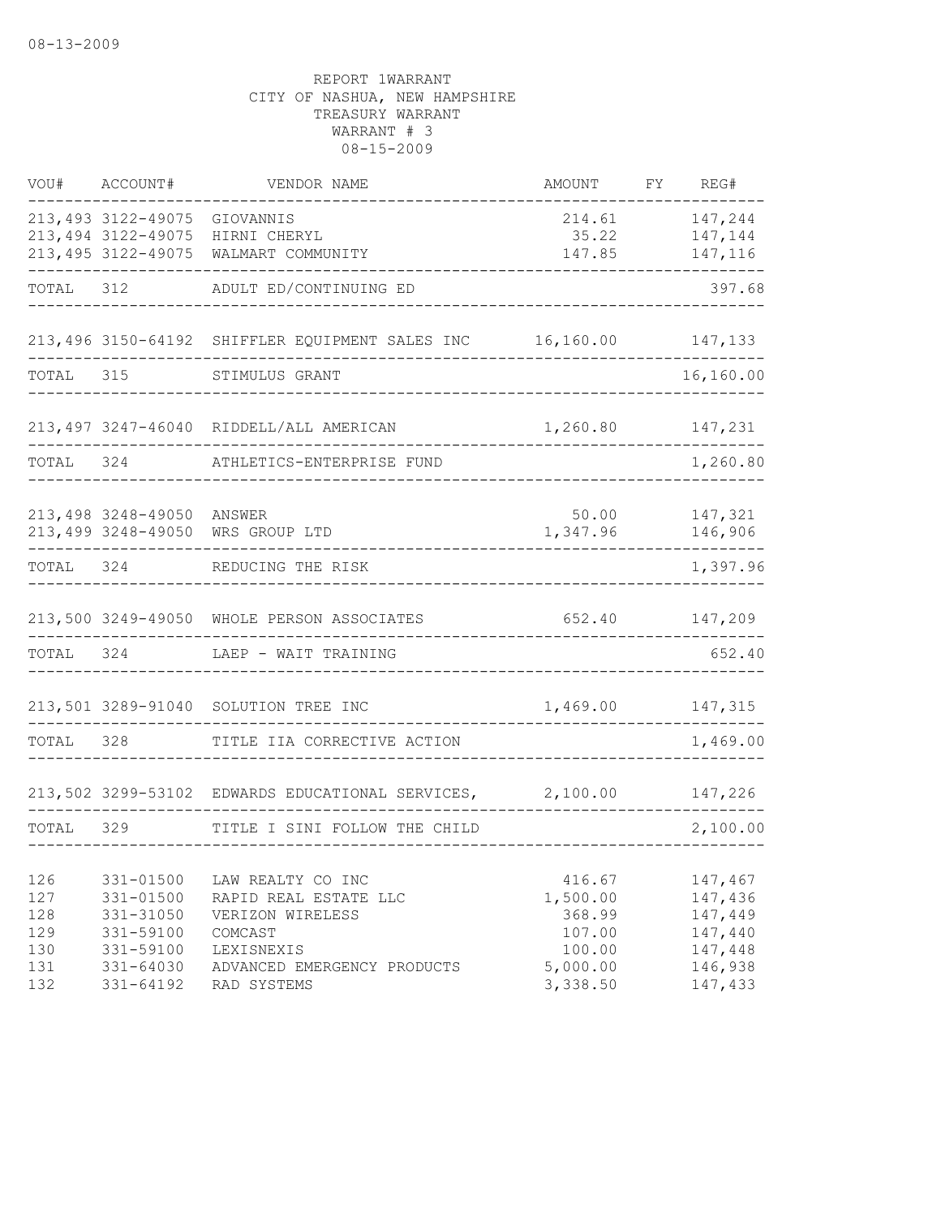08-13-2009

REPORT 1WARRANT
CITY OF NASHUA, NEW HAMPSHIRE
TREASURY WARRANT
WARRANT # 3
08-15-2009

| VOU# | ACCOUNT# | VENDOR NAME | AMOUNT | FY | REG# |
|---|---|---|---|---|---|
| 213,493 | 3122-49075 | GIOVANNIS | 214.61 | | 147,244 |
| 213,494 | 3122-49075 | HIRNI CHERYL | 35.22 | | 147,144 |
| 213,495 | 3122-49075 | WALMART COMMUNITY | 147.85 | | 147,116 |
| TOTAL | 312 | ADULT ED/CONTINUING ED | | | 397.68 |
| 213,496 | 3150-64192 | SHIFFLER EQUIPMENT SALES INC | 16,160.00 | | 147,133 |
| TOTAL | 315 | STIMULUS GRANT | | | 16,160.00 |
| 213,497 | 3247-46040 | RIDDELL/ALL AMERICAN | 1,260.80 | | 147,231 |
| TOTAL | 324 | ATHLETICS-ENTERPRISE FUND | | | 1,260.80 |
| 213,498 | 3248-49050 | ANSWER | 50.00 | | 147,321 |
| 213,499 | 3248-49050 | WRS GROUP LTD | 1,347.96 | | 146,906 |
| TOTAL | 324 | REDUCING THE RISK | | | 1,397.96 |
| 213,500 | 3249-49050 | WHOLE PERSON ASSOCIATES | 652.40 | | 147,209 |
| TOTAL | 324 | LAEP - WAIT TRAINING | | | 652.40 |
| 213,501 | 3289-91040 | SOLUTION TREE INC | 1,469.00 | | 147,315 |
| TOTAL | 328 | TITLE IIA CORRECTIVE ACTION | | | 1,469.00 |
| 213,502 | 3299-53102 | EDWARDS EDUCATIONAL SERVICES, | 2,100.00 | | 147,226 |
| TOTAL | 329 | TITLE I SINI FOLLOW THE CHILD | | | 2,100.00 |
| 126 | 331-01500 | LAW REALTY CO INC | 416.67 | | 147,467 |
| 127 | 331-01500 | RAPID REAL ESTATE LLC | 1,500.00 | | 147,436 |
| 128 | 331-31050 | VERIZON WIRELESS | 368.99 | | 147,449 |
| 129 | 331-59100 | COMCAST | 107.00 | | 147,440 |
| 130 | 331-59100 | LEXISNEXIS | 100.00 | | 147,448 |
| 131 | 331-64030 | ADVANCED EMERGENCY PRODUCTS | 5,000.00 | | 146,938 |
| 132 | 331-64192 | RAD SYSTEMS | 3,338.50 | | 147,433 |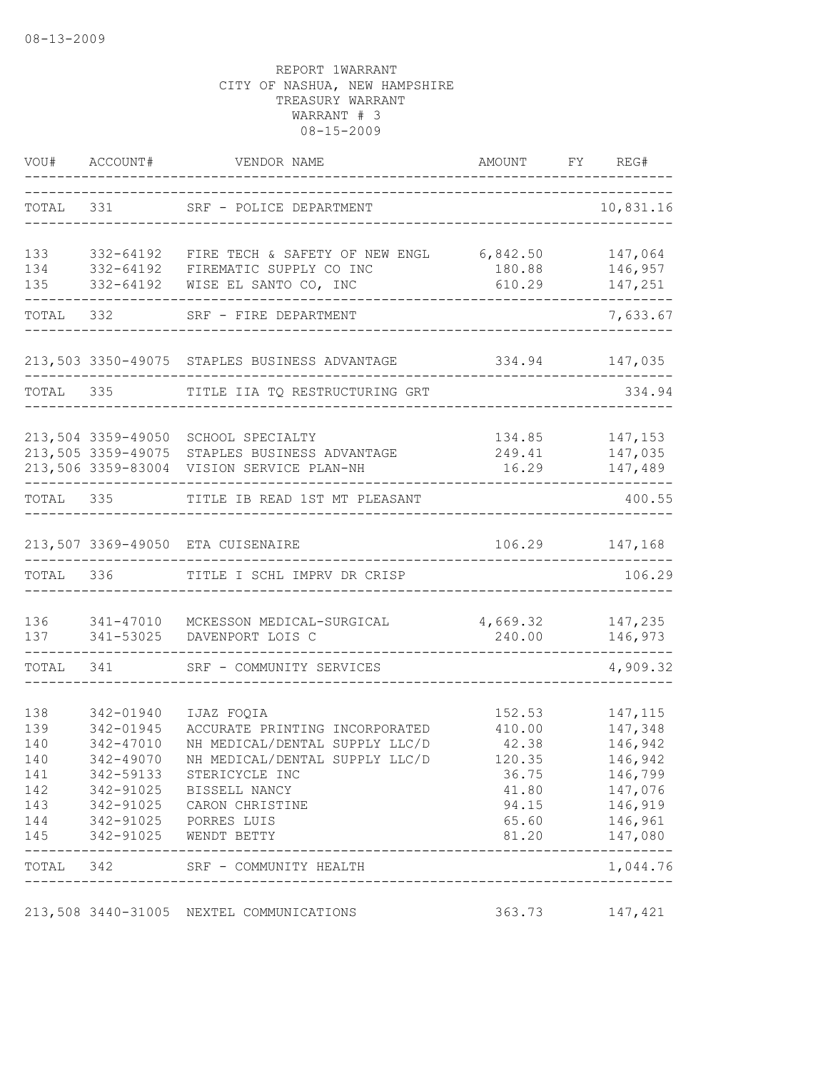08-13-2009

REPORT 1WARRANT
CITY OF NASHUA, NEW HAMPSHIRE
TREASURY WARRANT
WARRANT # 3
08-15-2009

| VOU# | ACCOUNT# | VENDOR NAME | AMOUNT | FY | REG# |
|---|---|---|---|---|---|
| TOTAL | 331 | SRF - POLICE DEPARTMENT | | | 10,831.16 |
| 133 | 332-64192 | FIRE TECH & SAFETY OF NEW ENGL | 6,842.50 | | 147,064 |
| 134 | 332-64192 | FIREMATIC SUPPLY CO INC | 180.88 | | 146,957 |
| 135 | 332-64192 | WISE EL SANTO CO, INC | 610.29 | | 147,251 |
| TOTAL | 332 | SRF - FIRE DEPARTMENT | | | 7,633.67 |
| 213,503 | 3350-49075 | STAPLES BUSINESS ADVANTAGE | 334.94 | | 147,035 |
| TOTAL | 335 | TITLE IIA TQ RESTRUCTURING GRT | | | 334.94 |
| 213,504 | 3359-49050 | SCHOOL SPECIALTY | 134.85 | | 147,153 |
| 213,505 | 3359-49075 | STAPLES BUSINESS ADVANTAGE | 249.41 | | 147,035 |
| 213,506 | 3359-83004 | VISION SERVICE PLAN-NH | 16.29 | | 147,489 |
| TOTAL | 335 | TITLE IB READ 1ST MT PLEASANT | | | 400.55 |
| 213,507 | 3369-49050 | ETA CUISENAIRE | 106.29 | | 147,168 |
| TOTAL | 336 | TITLE I SCHL IMPRV DR CRISP | | | 106.29 |
| 136 | 341-47010 | MCKESSON MEDICAL-SURGICAL | 4,669.32 | | 147,235 |
| 137 | 341-53025 | DAVENPORT LOIS C | 240.00 | | 146,973 |
| TOTAL | 341 | SRF - COMMUNITY SERVICES | | | 4,909.32 |
| 138 | 342-01940 | IJAZ FOQIA | 152.53 | | 147,115 |
| 139 | 342-01945 | ACCURATE PRINTING INCORPORATED | 410.00 | | 147,348 |
| 140 | 342-47010 | NH MEDICAL/DENTAL SUPPLY LLC/D | 42.38 | | 146,942 |
| 140 | 342-49070 | NH MEDICAL/DENTAL SUPPLY LLC/D | 120.35 | | 146,942 |
| 141 | 342-59133 | STERICYCLE INC | 36.75 | | 146,799 |
| 142 | 342-91025 | BISSELL NANCY | 41.80 | | 147,076 |
| 143 | 342-91025 | CARON CHRISTINE | 94.15 | | 146,919 |
| 144 | 342-91025 | PORRES LUIS | 65.60 | | 146,961 |
| 145 | 342-91025 | WENDT BETTY | 81.20 | | 147,080 |
| TOTAL | 342 | SRF - COMMUNITY HEALTH | | | 1,044.76 |
| 213,508 | 3440-31005 | NEXTEL COMMUNICATIONS | 363.73 | | 147,421 |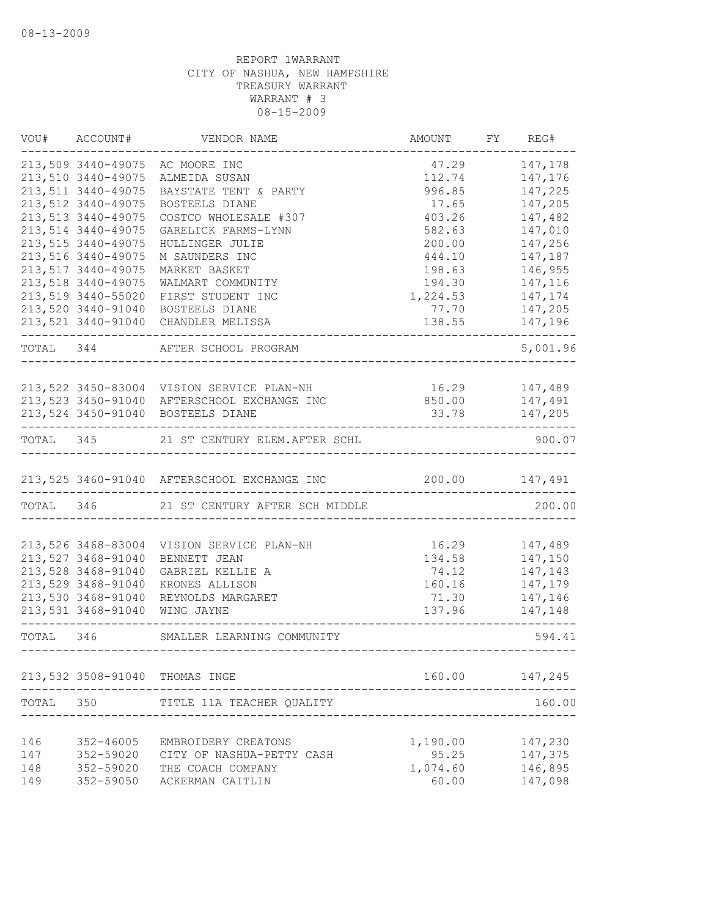08-13-2009

REPORT 1WARRANT
CITY OF NASHUA, NEW HAMPSHIRE
TREASURY WARRANT
WARRANT # 3
08-15-2009

| VOU# | ACCOUNT# | VENDOR NAME | AMOUNT | FY | REG# |
|---|---|---|---|---|---|
| 213,509 | 3440-49075 | AC MOORE INC | 47.29 | | 147,178 |
| 213,510 | 3440-49075 | ALMEIDA SUSAN | 112.74 | | 147,176 |
| 213,511 | 3440-49075 | BAYSTATE TENT & PARTY | 996.85 | | 147,225 |
| 213,512 | 3440-49075 | BOSTEELS DIANE | 17.65 | | 147,205 |
| 213,513 | 3440-49075 | COSTCO WHOLESALE #307 | 403.26 | | 147,482 |
| 213,514 | 3440-49075 | GARELICK FARMS-LYNN | 582.63 | | 147,010 |
| 213,515 | 3440-49075 | HULLINGER JULIE | 200.00 | | 147,256 |
| 213,516 | 3440-49075 | M SAUNDERS INC | 444.10 | | 147,187 |
| 213,517 | 3440-49075 | MARKET BASKET | 198.63 | | 146,955 |
| 213,518 | 3440-49075 | WALMART COMMUNITY | 194.30 | | 147,116 |
| 213,519 | 3440-55020 | FIRST STUDENT INC | 1,224.53 | | 147,174 |
| 213,520 | 3440-91040 | BOSTEELS DIANE | 77.70 | | 147,205 |
| 213,521 | 3440-91040 | CHANDLER MELISSA | 138.55 | | 147,196 |
| TOTAL | 344 | AFTER SCHOOL PROGRAM | | | 5,001.96 |
| 213,522 | 3450-83004 | VISION SERVICE PLAN-NH | 16.29 | | 147,489 |
| 213,523 | 3450-91040 | AFTERSCHOOL EXCHANGE INC | 850.00 | | 147,491 |
| 213,524 | 3450-91040 | BOSTEELS DIANE | 33.78 | | 147,205 |
| TOTAL | 345 | 21 ST CENTURY ELEM.AFTER SCHL | | | 900.07 |
| 213,525 | 3460-91040 | AFTERSCHOOL EXCHANGE INC | 200.00 | | 147,491 |
| TOTAL | 346 | 21 ST CENTURY AFTER SCH MIDDLE | | | 200.00 |
| 213,526 | 3468-83004 | VISION SERVICE PLAN-NH | 16.29 | | 147,489 |
| 213,527 | 3468-91040 | BENNETT JEAN | 134.58 | | 147,150 |
| 213,528 | 3468-91040 | GABRIEL KELLIE A | 74.12 | | 147,143 |
| 213,529 | 3468-91040 | KRONES ALLISON | 160.16 | | 147,179 |
| 213,530 | 3468-91040 | REYNOLDS MARGARET | 71.30 | | 147,146 |
| 213,531 | 3468-91040 | WING JAYNE | 137.96 | | 147,148 |
| TOTAL | 346 | SMALLER LEARNING COMMUNITY | | | 594.41 |
| 213,532 | 3508-91040 | THOMAS INGE | 160.00 | | 147,245 |
| TOTAL | 350 | TITLE 11A TEACHER QUALITY | | | 160.00 |
| 146 | 352-46005 | EMBROIDERY CREATONS | 1,190.00 | | 147,230 |
| 147 | 352-59020 | CITY OF NASHUA-PETTY CASH | 95.25 | | 147,375 |
| 148 | 352-59020 | THE COACH COMPANY | 1,074.60 | | 146,895 |
| 149 | 352-59050 | ACKERMAN CAITLIN | 60.00 | | 147,098 |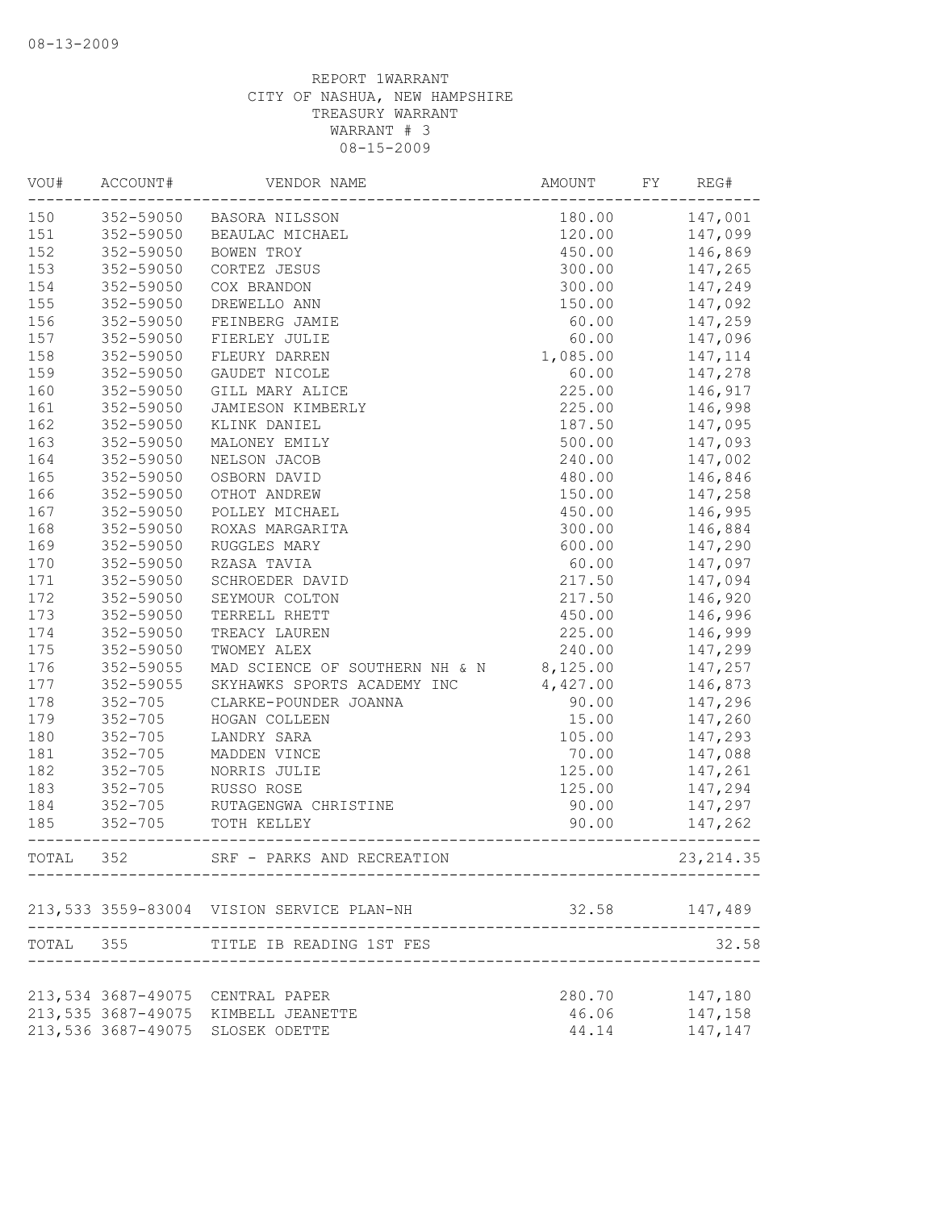08-13-2009

REPORT 1WARRANT
CITY OF NASHUA, NEW HAMPSHIRE
TREASURY WARRANT
WARRANT # 3
08-15-2009

| VOU# | ACCOUNT# | VENDOR NAME | AMOUNT | FY | REG# |
|---|---|---|---|---|---|
| 150 | 352-59050 | BASORA NILSSON | 180.00 | | 147,001 |
| 151 | 352-59050 | BEAULAC MICHAEL | 120.00 | | 147,099 |
| 152 | 352-59050 | BOWEN TROY | 450.00 | | 146,869 |
| 153 | 352-59050 | CORTEZ JESUS | 300.00 | | 147,265 |
| 154 | 352-59050 | COX BRANDON | 300.00 | | 147,249 |
| 155 | 352-59050 | DREWELLO ANN | 150.00 | | 147,092 |
| 156 | 352-59050 | FEINBERG JAMIE | 60.00 | | 147,259 |
| 157 | 352-59050 | FIERLEY JULIE | 60.00 | | 147,096 |
| 158 | 352-59050 | FLEURY DARREN | 1,085.00 | | 147,114 |
| 159 | 352-59050 | GAUDET NICOLE | 60.00 | | 147,278 |
| 160 | 352-59050 | GILL MARY ALICE | 225.00 | | 146,917 |
| 161 | 352-59050 | JAMIESON KIMBERLY | 225.00 | | 146,998 |
| 162 | 352-59050 | KLINK DANIEL | 187.50 | | 147,095 |
| 163 | 352-59050 | MALONEY EMILY | 500.00 | | 147,093 |
| 164 | 352-59050 | NELSON JACOB | 240.00 | | 147,002 |
| 165 | 352-59050 | OSBORN DAVID | 480.00 | | 146,846 |
| 166 | 352-59050 | OTHOT ANDREW | 150.00 | | 147,258 |
| 167 | 352-59050 | POLLEY MICHAEL | 450.00 | | 146,995 |
| 168 | 352-59050 | ROXAS MARGARITA | 300.00 | | 146,884 |
| 169 | 352-59050 | RUGGLES MARY | 600.00 | | 147,290 |
| 170 | 352-59050 | RZASA TAVIA | 60.00 | | 147,097 |
| 171 | 352-59050 | SCHROEDER DAVID | 217.50 | | 147,094 |
| 172 | 352-59050 | SEYMOUR COLTON | 217.50 | | 146,920 |
| 173 | 352-59050 | TERRELL RHETT | 450.00 | | 146,996 |
| 174 | 352-59050 | TREACY LAUREN | 225.00 | | 146,999 |
| 175 | 352-59050 | TWOMEY ALEX | 240.00 | | 147,299 |
| 176 | 352-59055 | MAD SCIENCE OF SOUTHERN NH & N | 8,125.00 | | 147,257 |
| 177 | 352-59055 | SKYHAWKS SPORTS ACADEMY INC | 4,427.00 | | 146,873 |
| 178 | 352-705 | CLARKE-POUNDER JOANNA | 90.00 | | 147,296 |
| 179 | 352-705 | HOGAN COLLEEN | 15.00 | | 147,260 |
| 180 | 352-705 | LANDRY SARA | 105.00 | | 147,293 |
| 181 | 352-705 | MADDEN VINCE | 70.00 | | 147,088 |
| 182 | 352-705 | NORRIS JULIE | 125.00 | | 147,261 |
| 183 | 352-705 | RUSSO ROSE | 125.00 | | 147,294 |
| 184 | 352-705 | RUTAGENGWA CHRISTINE | 90.00 | | 147,297 |
| 185 | 352-705 | TOTH KELLEY | 90.00 | | 147,262 |
| TOTAL | 352 | SRF - PARKS AND RECREATION | | | 23,214.35 |
| 213,533 | 3559-83004 | VISION SERVICE PLAN-NH | 32.58 | | 147,489 |
| TOTAL | 355 | TITLE IB READING 1ST FES | | | 32.58 |
| 213,534 | 3687-49075 | CENTRAL PAPER | 280.70 | | 147,180 |
| 213,535 | 3687-49075 | KIMBELL JEANETTE | 46.06 | | 147,158 |
| 213,536 | 3687-49075 | SLOSEK ODETTE | 44.14 | | 147,147 |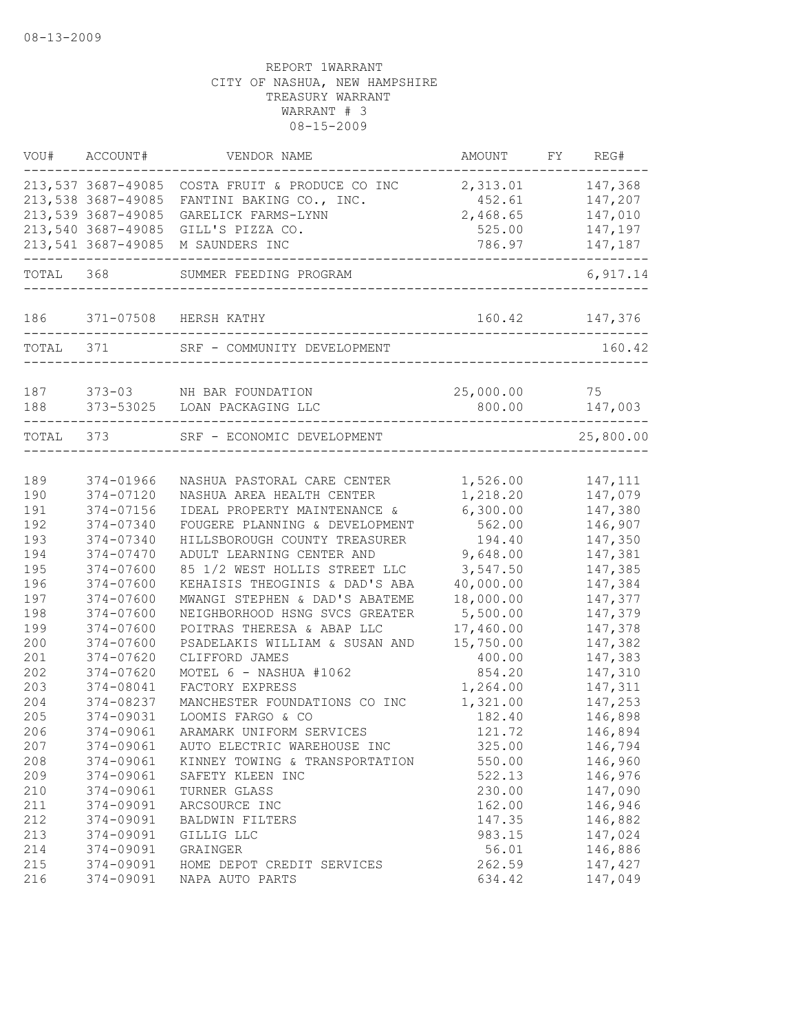08-13-2009

REPORT 1WARRANT
CITY OF NASHUA, NEW HAMPSHIRE
TREASURY WARRANT
WARRANT # 3
08-15-2009

| VOU# | ACCOUNT# | VENDOR NAME | AMOUNT | FY | REG# |
|---|---|---|---|---|---|
| 213,537 | 3687-49085 | COSTA FRUIT & PRODUCE CO INC | 2,313.01 | | 147,368 |
| 213,538 | 3687-49085 | FANTINI BAKING CO., INC. | 452.61 | | 147,207 |
| 213,539 | 3687-49085 | GARELICK FARMS-LYNN | 2,468.65 | | 147,010 |
| 213,540 | 3687-49085 | GILL'S PIZZA CO. | 525.00 | | 147,197 |
| 213,541 | 3687-49085 | M SAUNDERS INC | 786.97 | | 147,187 |
| TOTAL | 368 | SUMMER FEEDING PROGRAM | | | 6,917.14 |
| 186 | 371-07508 | HERSH KATHY | 160.42 | | 147,376 |
| TOTAL | 371 | SRF - COMMUNITY DEVELOPMENT | | | 160.42 |
| 187 | 373-03 | NH BAR FOUNDATION | 25,000.00 | | 75 |
| 188 | 373-53025 | LOAN PACKAGING LLC | 800.00 | | 147,003 |
| TOTAL | 373 | SRF - ECONOMIC DEVELOPMENT | | | 25,800.00 |
| 189 | 374-01966 | NASHUA PASTORAL CARE CENTER | 1,526.00 | | 147,111 |
| 190 | 374-07120 | NASHUA AREA HEALTH CENTER | 1,218.20 | | 147,079 |
| 191 | 374-07156 | IDEAL PROPERTY MAINTENANCE & | 6,300.00 | | 147,380 |
| 192 | 374-07340 | FOUGERE PLANNING & DEVELOPMENT | 562.00 | | 146,907 |
| 193 | 374-07340 | HILLSBOROUGH COUNTY TREASURER | 194.40 | | 147,350 |
| 194 | 374-07470 | ADULT LEARNING CENTER AND | 9,648.00 | | 147,381 |
| 195 | 374-07600 | 85 1/2 WEST HOLLIS STREET LLC | 3,547.50 | | 147,385 |
| 196 | 374-07600 | KEHAISIS THEOGINIS & DAD'S ABA | 40,000.00 | | 147,384 |
| 197 | 374-07600 | MWANGI STEPHEN & DAD'S ABATEME | 18,000.00 | | 147,377 |
| 198 | 374-07600 | NEIGHBORHOOD HSNG SVCS GREATER | 5,500.00 | | 147,379 |
| 199 | 374-07600 | POITRAS THERESA & ABAP LLC | 17,460.00 | | 147,378 |
| 200 | 374-07600 | PSADELAKIS WILLIAM & SUSAN AND | 15,750.00 | | 147,382 |
| 201 | 374-07620 | CLIFFORD JAMES | 400.00 | | 147,383 |
| 202 | 374-07620 | MOTEL 6 - NASHUA #1062 | 854.20 | | 147,310 |
| 203 | 374-08041 | FACTORY EXPRESS | 1,264.00 | | 147,311 |
| 204 | 374-08237 | MANCHESTER FOUNDATIONS CO INC | 1,321.00 | | 147,253 |
| 205 | 374-09031 | LOOMIS FARGO & CO | 182.40 | | 146,898 |
| 206 | 374-09061 | ARAMARK UNIFORM SERVICES | 121.72 | | 146,894 |
| 207 | 374-09061 | AUTO ELECTRIC WAREHOUSE INC | 325.00 | | 146,794 |
| 208 | 374-09061 | KINNEY TOWING & TRANSPORTATION | 550.00 | | 146,960 |
| 209 | 374-09061 | SAFETY KLEEN INC | 522.13 | | 146,976 |
| 210 | 374-09061 | TURNER GLASS | 230.00 | | 147,090 |
| 211 | 374-09091 | ARCSOURCE INC | 162.00 | | 146,946 |
| 212 | 374-09091 | BALDWIN FILTERS | 147.35 | | 146,882 |
| 213 | 374-09091 | GILLIG LLC | 983.15 | | 147,024 |
| 214 | 374-09091 | GRAINGER | 56.01 | | 146,886 |
| 215 | 374-09091 | HOME DEPOT CREDIT SERVICES | 262.59 | | 147,427 |
| 216 | 374-09091 | NAPA AUTO PARTS | 634.42 | | 147,049 |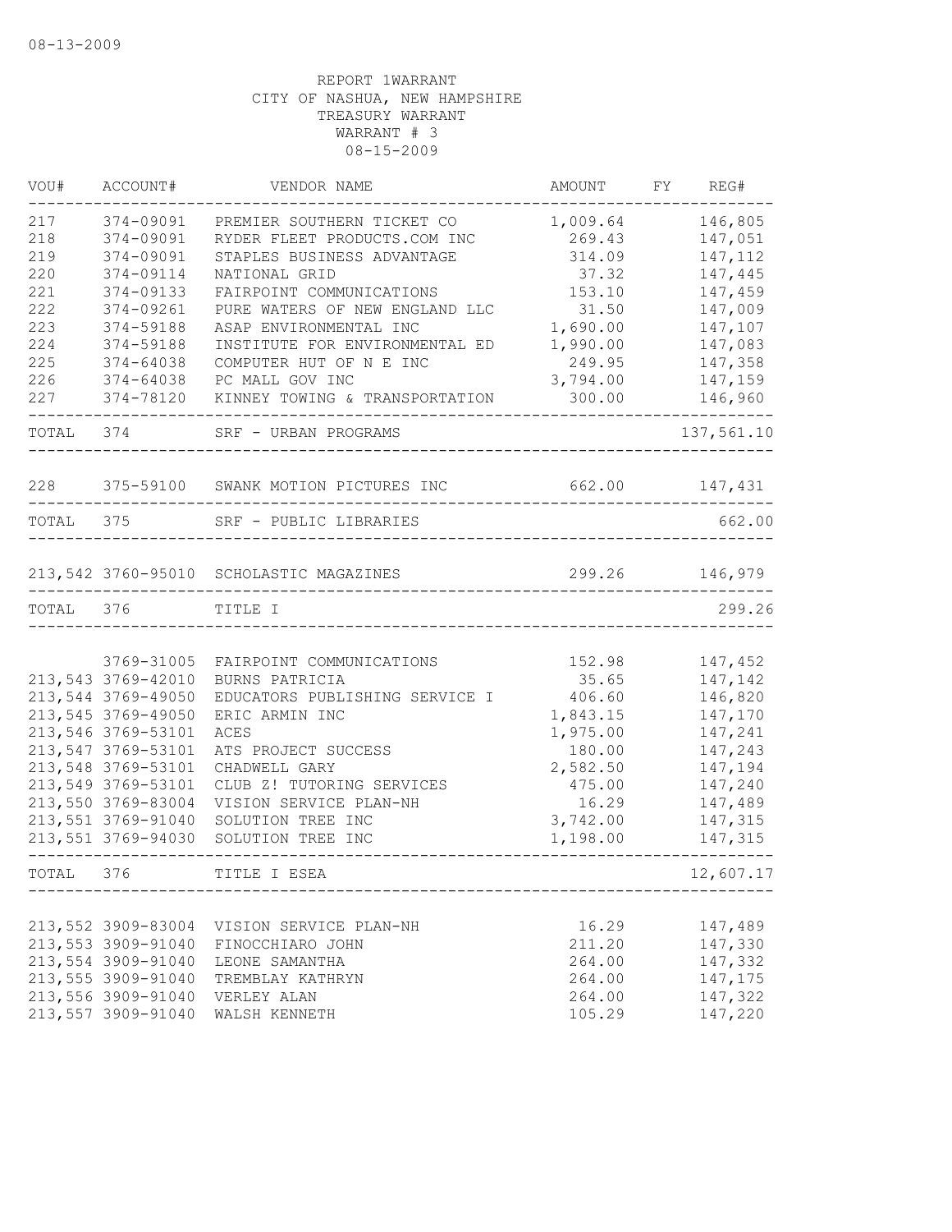08-13-2009

REPORT 1WARRANT
CITY OF NASHUA, NEW HAMPSHIRE
TREASURY WARRANT
WARRANT # 3
08-15-2009

| VOU# | ACCOUNT# | VENDOR NAME | AMOUNT | FY | REG# |
|---|---|---|---|---|---|
| 217 | 374-09091 | PREMIER SOUTHERN TICKET CO | 1,009.64 | | 146,805 |
| 218 | 374-09091 | RYDER FLEET PRODUCTS.COM INC | 269.43 | | 147,051 |
| 219 | 374-09091 | STAPLES BUSINESS ADVANTAGE | 314.09 | | 147,112 |
| 220 | 374-09114 | NATIONAL GRID | 37.32 | | 147,445 |
| 221 | 374-09133 | FAIRPOINT COMMUNICATIONS | 153.10 | | 147,459 |
| 222 | 374-09261 | PURE WATERS OF NEW ENGLAND LLC | 31.50 | | 147,009 |
| 223 | 374-59188 | ASAP ENVIRONMENTAL INC | 1,690.00 | | 147,107 |
| 224 | 374-59188 | INSTITUTE FOR ENVIRONMENTAL ED | 1,990.00 | | 147,083 |
| 225 | 374-64038 | COMPUTER HUT OF N E INC | 249.95 | | 147,358 |
| 226 | 374-64038 | PC MALL GOV INC | 3,794.00 | | 147,159 |
| 227 | 374-78120 | KINNEY TOWING & TRANSPORTATION | 300.00 | | 146,960 |
| TOTAL | 374 | SRF - URBAN PROGRAMS | | | 137,561.10 |
| 228 | 375-59100 | SWANK MOTION PICTURES INC | 662.00 | | 147,431 |
| TOTAL | 375 | SRF - PUBLIC LIBRARIES | | | 662.00 |
| 213,542 | 3760-95010 | SCHOLASTIC MAGAZINES | 299.26 | | 146,979 |
| TOTAL | 376 | TITLE I | | | 299.26 |
| | 3769-31005 | FAIRPOINT COMMUNICATIONS | 152.98 | | 147,452 |
| 213,543 | 3769-42010 | BURNS PATRICIA | 35.65 | | 147,142 |
| 213,544 | 3769-49050 | EDUCATORS PUBLISHING SERVICE I | 406.60 | | 146,820 |
| 213,545 | 3769-49050 | ERIC ARMIN INC | 1,843.15 | | 147,170 |
| 213,546 | 3769-53101 | ACES | 1,975.00 | | 147,241 |
| 213,547 | 3769-53101 | ATS PROJECT SUCCESS | 180.00 | | 147,243 |
| 213,548 | 3769-53101 | CHADWELL GARY | 2,582.50 | | 147,194 |
| 213,549 | 3769-53101 | CLUB Z! TUTORING SERVICES | 475.00 | | 147,240 |
| 213,550 | 3769-83004 | VISION SERVICE PLAN-NH | 16.29 | | 147,489 |
| 213,551 | 3769-91040 | SOLUTION TREE INC | 3,742.00 | | 147,315 |
| 213,551 | 3769-94030 | SOLUTION TREE INC | 1,198.00 | | 147,315 |
| TOTAL | 376 | TITLE I ESEA | | | 12,607.17 |
| 213,552 | 3909-83004 | VISION SERVICE PLAN-NH | 16.29 | | 147,489 |
| 213,553 | 3909-91040 | FINOCCHIARO JOHN | 211.20 | | 147,330 |
| 213,554 | 3909-91040 | LEONE SAMANTHA | 264.00 | | 147,332 |
| 213,555 | 3909-91040 | TREMBLAY KATHRYN | 264.00 | | 147,175 |
| 213,556 | 3909-91040 | VERLEY ALAN | 264.00 | | 147,322 |
| 213,557 | 3909-91040 | WALSH KENNETH | 105.29 | | 147,220 |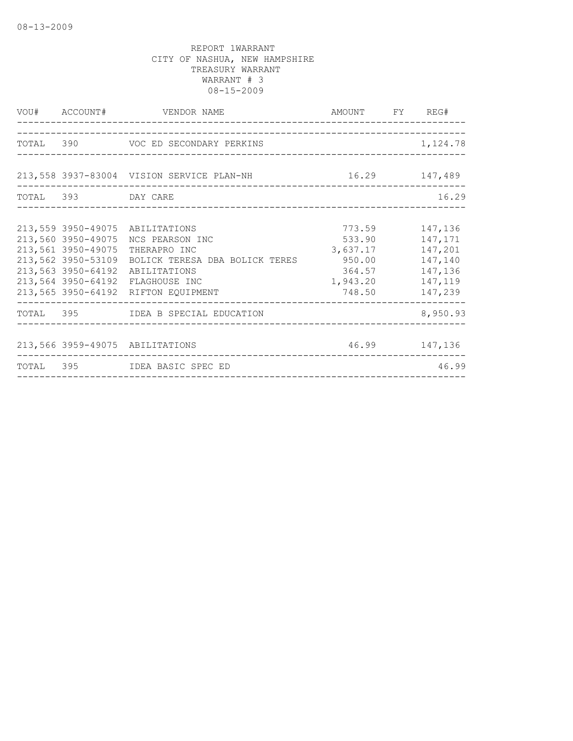08-13-2009

REPORT 1WARRANT
CITY OF NASHUA, NEW HAMPSHIRE
TREASURY WARRANT
WARRANT # 3
08-15-2009

| VOU# | ACCOUNT# | VENDOR NAME | AMOUNT | FY | REG# |
|---|---|---|---|---|---|
| TOTAL | 390 | VOC ED SECONDARY PERKINS | | | 1,124.78 |
| 213,558 | 3937-83004 | VISION SERVICE PLAN-NH | 16.29 | | 147,489 |
| TOTAL | 393 | DAY CARE | | | 16.29 |
| 213,559 | 3950-49075 | ABILITATIONS | 773.59 | | 147,136 |
| 213,560 | 3950-49075 | NCS PEARSON INC | 533.90 | | 147,171 |
| 213,561 | 3950-49075 | THERAPRO INC | 3,637.17 | | 147,201 |
| 213,562 | 3950-53109 | BOLICK TERESA DBA BOLICK TERES | 950.00 | | 147,140 |
| 213,563 | 3950-64192 | ABILITATIONS | 364.57 | | 147,136 |
| 213,564 | 3950-64192 | FLAGHOUSE INC | 1,943.20 | | 147,119 |
| 213,565 | 3950-64192 | RIFTON EQUIPMENT | 748.50 | | 147,239 |
| TOTAL | 395 | IDEA B SPECIAL EDUCATION | | | 8,950.93 |
| 213,566 | 3959-49075 | ABILITATIONS | 46.99 | | 147,136 |
| TOTAL | 395 | IDEA BASIC SPEC ED | | | 46.99 |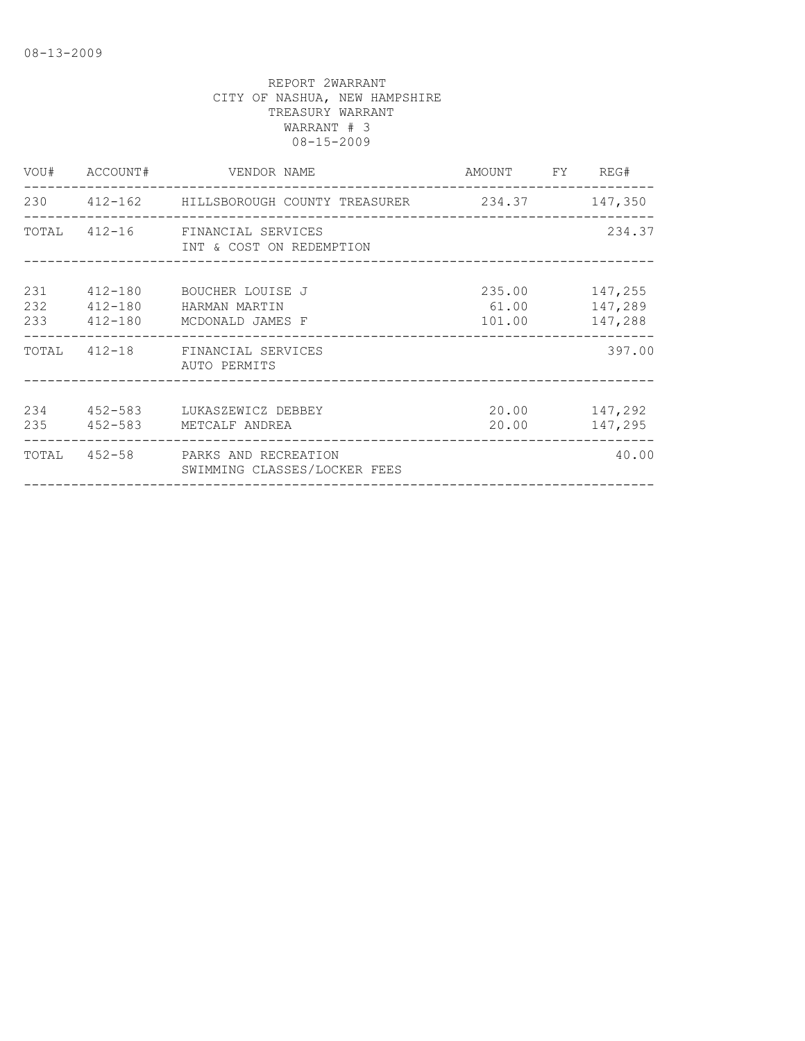08-13-2009

REPORT 2WARRANT
CITY OF NASHUA, NEW HAMPSHIRE
TREASURY WARRANT
WARRANT # 3
08-15-2009

| VOU# | ACCOUNT# | VENDOR NAME | AMOUNT | FY | REG# |
|---|---|---|---|---|---|
| 230 | 412-162 | HILLSBOROUGH COUNTY TREASURER | 234.37 | | 147,350 |
| TOTAL | 412-16 | FINANCIAL SERVICES<br>INT & COST ON REDEMPTION | | | 234.37 |
| 231 | 412-180 | BOUCHER LOUISE J | 235.00 | | 147,255 |
| 232 | 412-180 | HARMAN MARTIN | 61.00 | | 147,289 |
| 233 | 412-180 | MCDONALD JAMES F | 101.00 | | 147,288 |
| TOTAL | 412-18 | FINANCIAL SERVICES<br>AUTO PERMITS | | | 397.00 |
| 234 | 452-583 | LUKASZEWICZ DEBBEY | 20.00 | | 147,292 |
| 235 | 452-583 | METCALF ANDREA | 20.00 | | 147,295 |
| TOTAL | 452-58 | PARKS AND RECREATION<br>SWIMMING CLASSES/LOCKER FEES | | | 40.00 |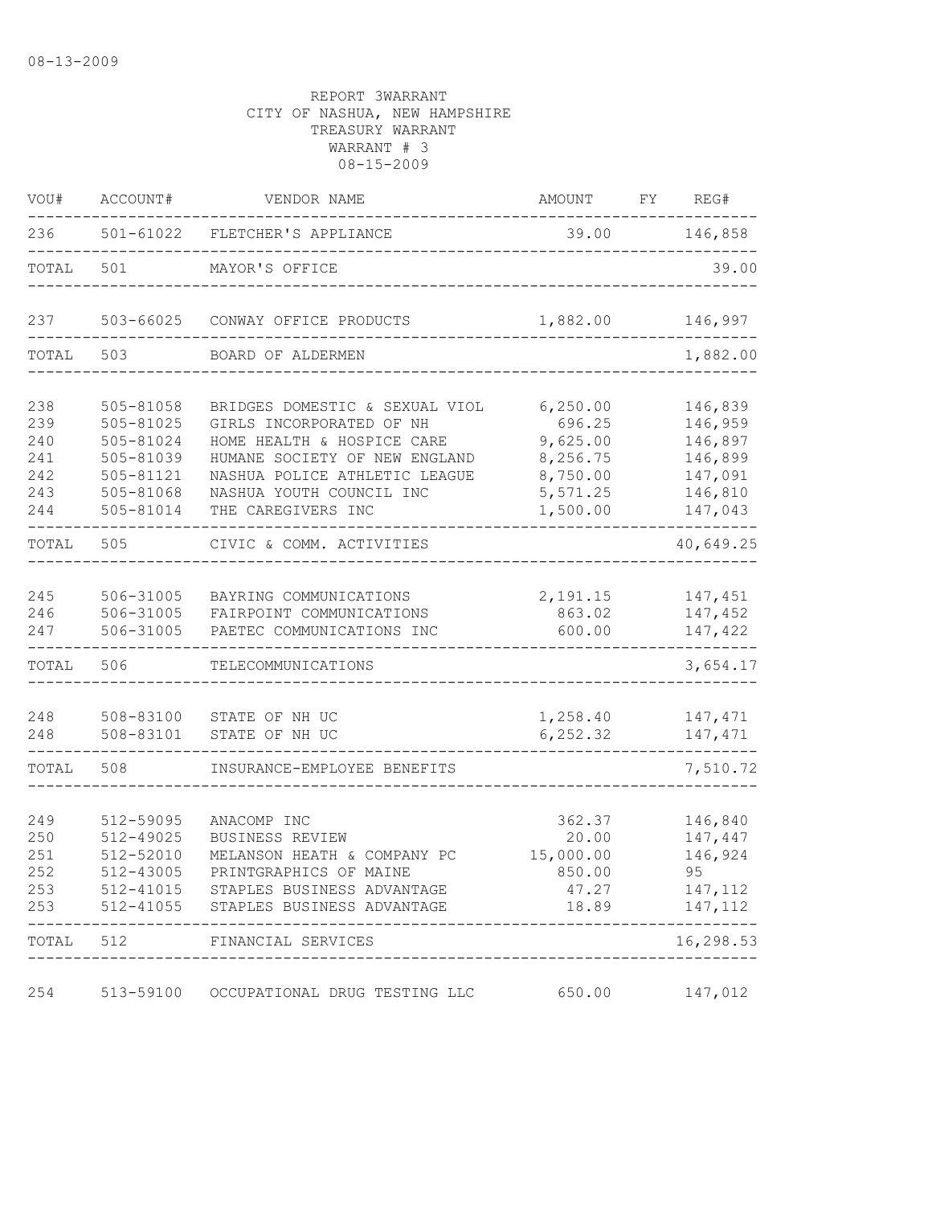08-13-2009

REPORT 3WARRANT
CITY OF NASHUA, NEW HAMPSHIRE
TREASURY WARRANT
WARRANT # 3
08-15-2009

| VOU# | ACCOUNT# | VENDOR NAME | AMOUNT | FY | REG# |
|---|---|---|---|---|---|
| 236 | 501-61022 | FLETCHER'S APPLIANCE | 39.00 | | 146,858 |
| TOTAL | 501 | MAYOR'S OFFICE | | | 39.00 |
| 237 | 503-66025 | CONWAY OFFICE PRODUCTS | 1,882.00 | | 146,997 |
| TOTAL | 503 | BOARD OF ALDERMEN | | | 1,882.00 |
| 238 | 505-81058 | BRIDGES DOMESTIC & SEXUAL VIOL | 6,250.00 | | 146,839 |
| 239 | 505-81025 | GIRLS INCORPORATED OF NH | 696.25 | | 146,959 |
| 240 | 505-81024 | HOME HEALTH & HOSPICE CARE | 9,625.00 | | 146,897 |
| 241 | 505-81039 | HUMANE SOCIETY OF NEW ENGLAND | 8,256.75 | | 146,899 |
| 242 | 505-81121 | NASHUA POLICE ATHLETIC LEAGUE | 8,750.00 | | 147,091 |
| 243 | 505-81068 | NASHUA YOUTH COUNCIL INC | 5,571.25 | | 146,810 |
| 244 | 505-81014 | THE CAREGIVERS INC | 1,500.00 | | 147,043 |
| TOTAL | 505 | CIVIC & COMM. ACTIVITIES | | | 40,649.25 |
| 245 | 506-31005 | BAYRING COMMUNICATIONS | 2,191.15 | | 147,451 |
| 246 | 506-31005 | FAIRPOINT COMMUNICATIONS | 863.02 | | 147,452 |
| 247 | 506-31005 | PAETEC COMMUNICATIONS INC | 600.00 | | 147,422 |
| TOTAL | 506 | TELECOMMUNICATIONS | | | 3,654.17 |
| 248 | 508-83100 | STATE OF NH UC | 1,258.40 | | 147,471 |
| 248 | 508-83101 | STATE OF NH UC | 6,252.32 | | 147,471 |
| TOTAL | 508 | INSURANCE-EMPLOYEE BENEFITS | | | 7,510.72 |
| 249 | 512-59095 | ANACOMP INC | 362.37 | | 146,840 |
| 250 | 512-49025 | BUSINESS REVIEW | 20.00 | | 147,447 |
| 251 | 512-52010 | MELANSON HEATH & COMPANY PC | 15,000.00 | | 146,924 |
| 252 | 512-43005 | PRINTGRAPHICS OF MAINE | 850.00 | | 95 |
| 253 | 512-41015 | STAPLES BUSINESS ADVANTAGE | 47.27 | | 147,112 |
| 253 | 512-41055 | STAPLES BUSINESS ADVANTAGE | 18.89 | | 147,112 |
| TOTAL | 512 | FINANCIAL SERVICES | | | 16,298.53 |
| 254 | 513-59100 | OCCUPATIONAL DRUG TESTING LLC | 650.00 | | 147,012 |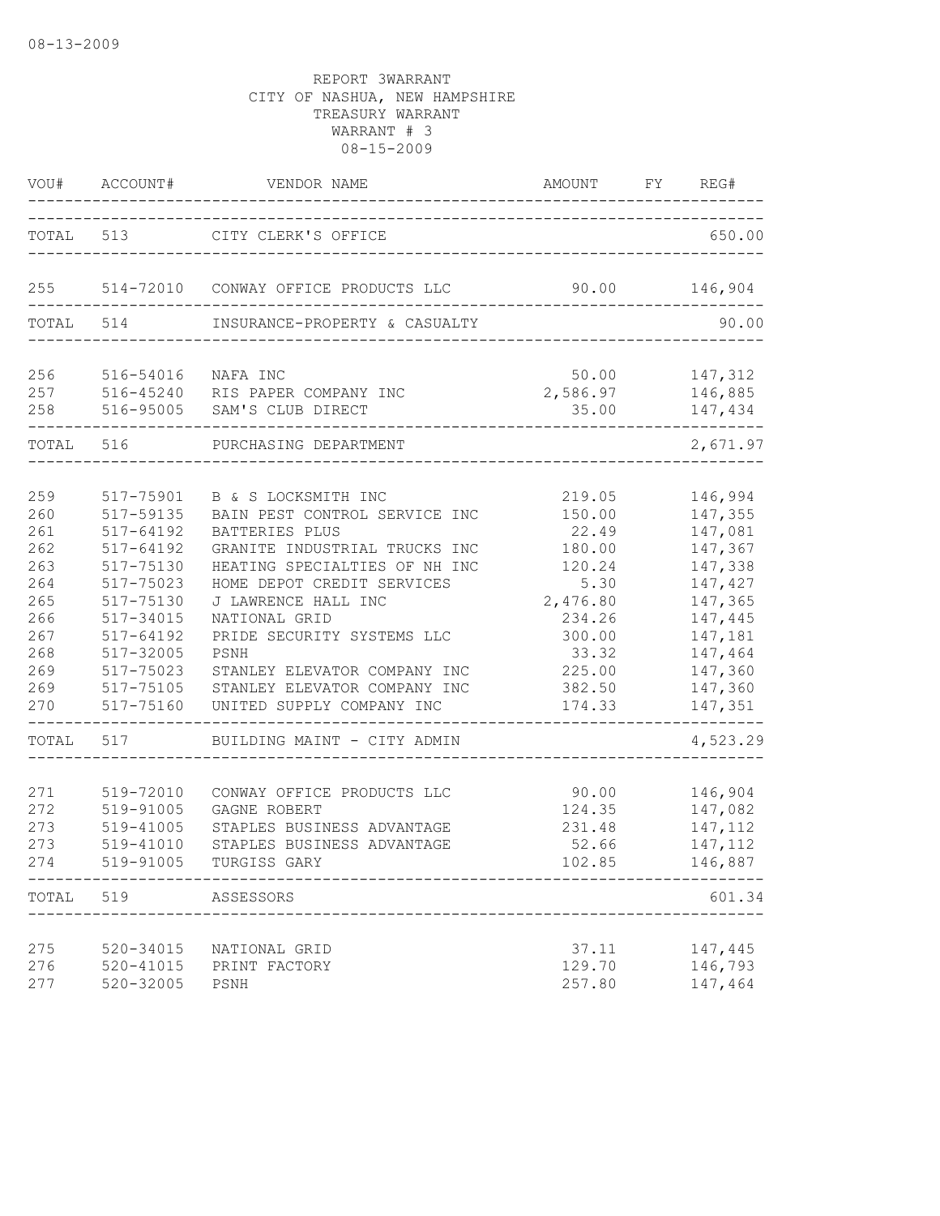08-13-2009

REPORT 3WARRANT
CITY OF NASHUA, NEW HAMPSHIRE
TREASURY WARRANT
WARRANT # 3
08-15-2009

| VOU# | ACCOUNT# | VENDOR NAME | AMOUNT | FY | REG# |
|---|---|---|---|---|---|
| TOTAL | 513 | CITY CLERK'S OFFICE | | | 650.00 |
| 255 | 514-72010 | CONWAY OFFICE PRODUCTS LLC | 90.00 | | 146,904 |
| TOTAL | 514 | INSURANCE-PROPERTY & CASUALTY | | | 90.00 |
| 256 | 516-54016 | NAFA INC | 50.00 | | 147,312 |
| 257 | 516-45240 | RIS PAPER COMPANY INC | 2,586.97 | | 146,885 |
| 258 | 516-95005 | SAM'S CLUB DIRECT | 35.00 | | 147,434 |
| TOTAL | 516 | PURCHASING DEPARTMENT | | | 2,671.97 |
| 259 | 517-75901 | B & S LOCKSMITH INC | 219.05 | | 146,994 |
| 260 | 517-59135 | BAIN PEST CONTROL SERVICE INC | 150.00 | | 147,355 |
| 261 | 517-64192 | BATTERIES PLUS | 22.49 | | 147,081 |
| 262 | 517-64192 | GRANITE INDUSTRIAL TRUCKS INC | 180.00 | | 147,367 |
| 263 | 517-75130 | HEATING SPECIALTIES OF NH INC | 120.24 | | 147,338 |
| 264 | 517-75023 | HOME DEPOT CREDIT SERVICES | 5.30 | | 147,427 |
| 265 | 517-75130 | J LAWRENCE HALL INC | 2,476.80 | | 147,365 |
| 266 | 517-34015 | NATIONAL GRID | 234.26 | | 147,445 |
| 267 | 517-64192 | PRIDE SECURITY SYSTEMS LLC | 300.00 | | 147,181 |
| 268 | 517-32005 | PSNH | 33.32 | | 147,464 |
| 269 | 517-75023 | STANLEY ELEVATOR COMPANY INC | 225.00 | | 147,360 |
| 269 | 517-75105 | STANLEY ELEVATOR COMPANY INC | 382.50 | | 147,360 |
| 270 | 517-75160 | UNITED SUPPLY COMPANY INC | 174.33 | | 147,351 |
| TOTAL | 517 | BUILDING MAINT - CITY ADMIN | | | 4,523.29 |
| 271 | 519-72010 | CONWAY OFFICE PRODUCTS LLC | 90.00 | | 146,904 |
| 272 | 519-91005 | GAGNE ROBERT | 124.35 | | 147,082 |
| 273 | 519-41005 | STAPLES BUSINESS ADVANTAGE | 231.48 | | 147,112 |
| 273 | 519-41010 | STAPLES BUSINESS ADVANTAGE | 52.66 | | 147,112 |
| 274 | 519-91005 | TURGISS GARY | 102.85 | | 146,887 |
| TOTAL | 519 | ASSESSORS | | | 601.34 |
| 275 | 520-34015 | NATIONAL GRID | 37.11 | | 147,445 |
| 276 | 520-41015 | PRINT FACTORY | 129.70 | | 146,793 |
| 277 | 520-32005 | PSNH | 257.80 | | 147,464 |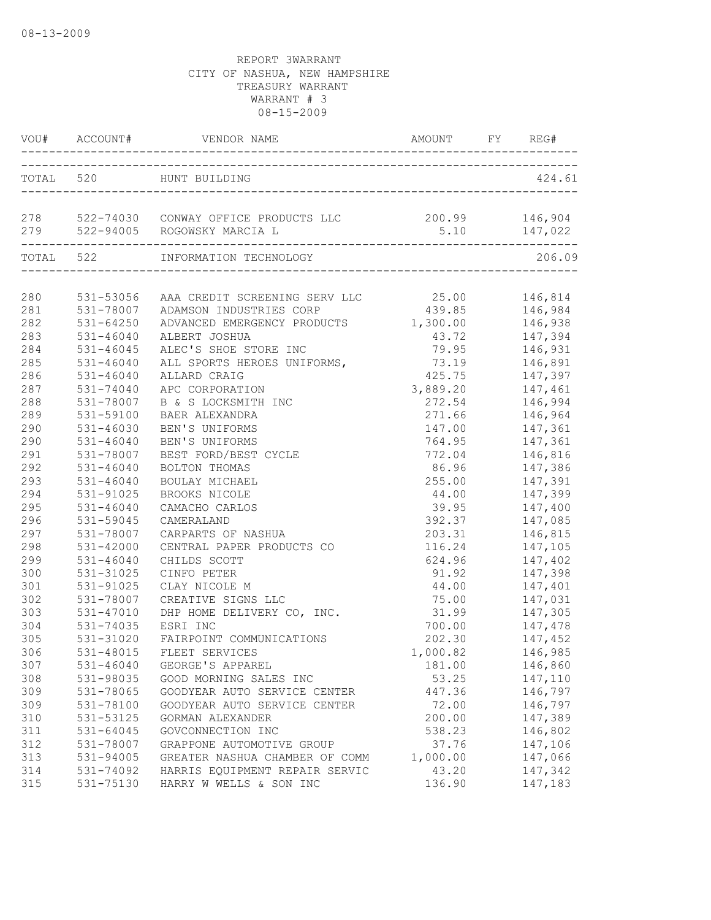08-13-2009

REPORT 3WARRANT
CITY OF NASHUA, NEW HAMPSHIRE
TREASURY WARRANT
WARRANT # 3
08-15-2009

| VOU# | ACCOUNT# | VENDOR NAME | AMOUNT | FY | REG# |
|---|---|---|---|---|---|
| TOTAL | 520 | HUNT BUILDING | | | 424.61 |
| 278 | 522-74030 | CONWAY OFFICE PRODUCTS LLC | 200.99 | | 146,904 |
| 279 | 522-94005 | ROGOWSKY MARCIA L | 5.10 | | 147,022 |
| TOTAL | 522 | INFORMATION TECHNOLOGY | | | 206.09 |
| 280 | 531-53056 | AAA CREDIT SCREENING SERV LLC | 25.00 | | 146,814 |
| 281 | 531-78007 | ADAMSON INDUSTRIES CORP | 439.85 | | 146,984 |
| 282 | 531-64250 | ADVANCED EMERGENCY PRODUCTS | 1,300.00 | | 146,938 |
| 283 | 531-46040 | ALBERT JOSHUA | 43.72 | | 147,394 |
| 284 | 531-46045 | ALEC'S SHOE STORE INC | 79.95 | | 146,931 |
| 285 | 531-46040 | ALL SPORTS HEROES UNIFORMS, | 73.19 | | 146,891 |
| 286 | 531-46040 | ALLARD CRAIG | 425.75 | | 147,397 |
| 287 | 531-74040 | APC CORPORATION | 3,889.20 | | 147,461 |
| 288 | 531-78007 | B & S LOCKSMITH INC | 272.54 | | 146,994 |
| 289 | 531-59100 | BAER ALEXANDRA | 271.66 | | 146,964 |
| 290 | 531-46030 | BEN'S UNIFORMS | 147.00 | | 147,361 |
| 290 | 531-46040 | BEN'S UNIFORMS | 764.95 | | 147,361 |
| 291 | 531-78007 | BEST FORD/BEST CYCLE | 772.04 | | 146,816 |
| 292 | 531-46040 | BOLTON THOMAS | 86.96 | | 147,386 |
| 293 | 531-46040 | BOULAY MICHAEL | 255.00 | | 147,391 |
| 294 | 531-91025 | BROOKS NICOLE | 44.00 | | 147,399 |
| 295 | 531-46040 | CAMACHO CARLOS | 39.95 | | 147,400 |
| 296 | 531-59045 | CAMERALAND | 392.37 | | 147,085 |
| 297 | 531-78007 | CARPARTS OF NASHUA | 203.31 | | 146,815 |
| 298 | 531-42000 | CENTRAL PAPER PRODUCTS CO | 116.24 | | 147,105 |
| 299 | 531-46040 | CHILDS SCOTT | 624.96 | | 147,402 |
| 300 | 531-31025 | CINFO PETER | 91.92 | | 147,398 |
| 301 | 531-91025 | CLAY NICOLE M | 44.00 | | 147,401 |
| 302 | 531-78007 | CREATIVE SIGNS LLC | 75.00 | | 147,031 |
| 303 | 531-47010 | DHP HOME DELIVERY CO, INC. | 31.99 | | 147,305 |
| 304 | 531-74035 | ESRI INC | 700.00 | | 147,478 |
| 305 | 531-31020 | FAIRPOINT COMMUNICATIONS | 202.30 | | 147,452 |
| 306 | 531-48015 | FLEET SERVICES | 1,000.82 | | 146,985 |
| 307 | 531-46040 | GEORGE'S APPAREL | 181.00 | | 146,860 |
| 308 | 531-98035 | GOOD MORNING SALES INC | 53.25 | | 147,110 |
| 309 | 531-78065 | GOODYEAR AUTO SERVICE CENTER | 447.36 | | 146,797 |
| 309 | 531-78100 | GOODYEAR AUTO SERVICE CENTER | 72.00 | | 146,797 |
| 310 | 531-53125 | GORMAN ALEXANDER | 200.00 | | 147,389 |
| 311 | 531-64045 | GOVCONNECTION INC | 538.23 | | 146,802 |
| 312 | 531-78007 | GRAPPONE AUTOMOTIVE GROUP | 37.76 | | 147,106 |
| 313 | 531-94005 | GREATER NASHUA CHAMBER OF COMM | 1,000.00 | | 147,066 |
| 314 | 531-74092 | HARRIS EQUIPMENT REPAIR SERVIC | 43.20 | | 147,342 |
| 315 | 531-75130 | HARRY W WELLS & SON INC | 136.90 | | 147,183 |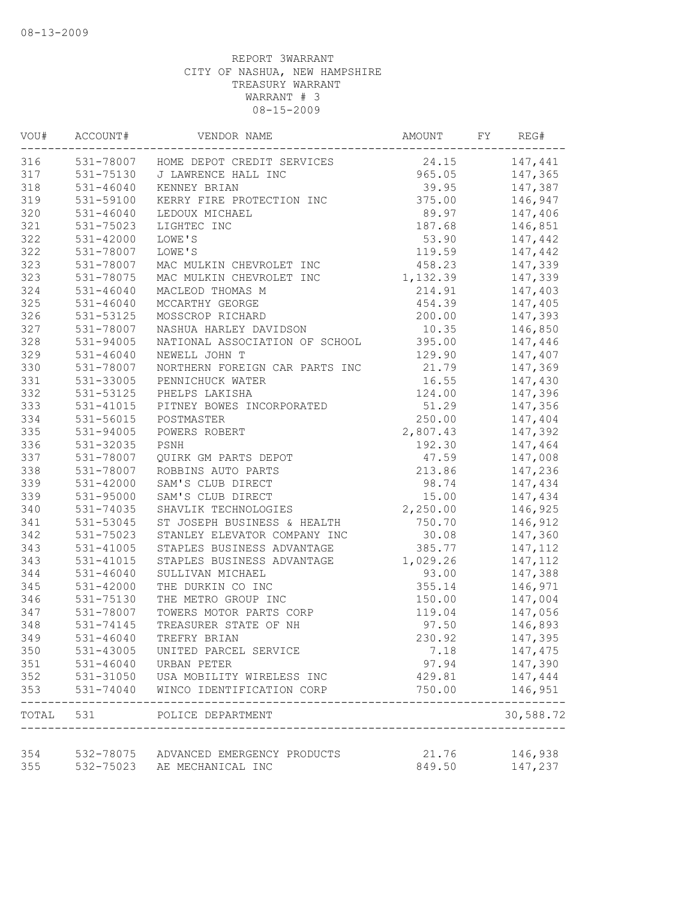08-13-2009

REPORT 3WARRANT
CITY OF NASHUA, NEW HAMPSHIRE
TREASURY WARRANT
WARRANT # 3
08-15-2009

| VOU# | ACCOUNT# | VENDOR NAME | AMOUNT | FY | REG# |
|---|---|---|---|---|---|
| 316 | 531-78007 | HOME DEPOT CREDIT SERVICES | 24.15 | | 147,441 |
| 317 | 531-75130 | J LAWRENCE HALL INC | 965.05 | | 147,365 |
| 318 | 531-46040 | KENNEY BRIAN | 39.95 | | 147,387 |
| 319 | 531-59100 | KERRY FIRE PROTECTION INC | 375.00 | | 146,947 |
| 320 | 531-46040 | LEDOUX MICHAEL | 89.97 | | 147,406 |
| 321 | 531-75023 | LIGHTEC INC | 187.68 | | 146,851 |
| 322 | 531-42000 | LOWE'S | 53.90 | | 147,442 |
| 322 | 531-78007 | LOWE'S | 119.59 | | 147,442 |
| 323 | 531-78007 | MAC MULKIN CHEVROLET INC | 458.23 | | 147,339 |
| 323 | 531-78075 | MAC MULKIN CHEVROLET INC | 1,132.39 | | 147,339 |
| 324 | 531-46040 | MACLEOD THOMAS M | 214.91 | | 147,403 |
| 325 | 531-46040 | MCCARTHY GEORGE | 454.39 | | 147,405 |
| 326 | 531-53125 | MOSSCROP RICHARD | 200.00 | | 147,393 |
| 327 | 531-78007 | NASHUA HARLEY DAVIDSON | 10.35 | | 146,850 |
| 328 | 531-94005 | NATIONAL ASSOCIATION OF SCHOOL | 395.00 | | 147,446 |
| 329 | 531-46040 | NEWELL JOHN T | 129.90 | | 147,407 |
| 330 | 531-78007 | NORTHERN FOREIGN CAR PARTS INC | 21.79 | | 147,369 |
| 331 | 531-33005 | PENNICHUCK WATER | 16.55 | | 147,430 |
| 332 | 531-53125 | PHELPS LAKISHA | 124.00 | | 147,396 |
| 333 | 531-41015 | PITNEY BOWES INCORPORATED | 51.29 | | 147,356 |
| 334 | 531-56015 | POSTMASTER | 250.00 | | 147,404 |
| 335 | 531-94005 | POWERS ROBERT | 2,807.43 | | 147,392 |
| 336 | 531-32035 | PSNH | 192.30 | | 147,464 |
| 337 | 531-78007 | QUIRK GM PARTS DEPOT | 47.59 | | 147,008 |
| 338 | 531-78007 | ROBBINS AUTO PARTS | 213.86 | | 147,236 |
| 339 | 531-42000 | SAM'S CLUB DIRECT | 98.74 | | 147,434 |
| 339 | 531-95000 | SAM'S CLUB DIRECT | 15.00 | | 147,434 |
| 340 | 531-74035 | SHAVLIK TECHNOLOGIES | 2,250.00 | | 146,925 |
| 341 | 531-53045 | ST JOSEPH BUSINESS & HEALTH | 750.70 | | 146,912 |
| 342 | 531-75023 | STANLEY ELEVATOR COMPANY INC | 30.08 | | 147,360 |
| 343 | 531-41005 | STAPLES BUSINESS ADVANTAGE | 385.77 | | 147,112 |
| 343 | 531-41015 | STAPLES BUSINESS ADVANTAGE | 1,029.26 | | 147,112 |
| 344 | 531-46040 | SULLIVAN MICHAEL | 93.00 | | 147,388 |
| 345 | 531-42000 | THE DURKIN CO INC | 355.14 | | 146,971 |
| 346 | 531-75130 | THE METRO GROUP INC | 150.00 | | 147,004 |
| 347 | 531-78007 | TOWERS MOTOR PARTS CORP | 119.04 | | 147,056 |
| 348 | 531-74145 | TREASURER STATE OF NH | 97.50 | | 146,893 |
| 349 | 531-46040 | TREFRY BRIAN | 230.92 | | 147,395 |
| 350 | 531-43005 | UNITED PARCEL SERVICE | 7.18 | | 147,475 |
| 351 | 531-46040 | URBAN PETER | 97.94 | | 147,390 |
| 352 | 531-31050 | USA MOBILITY WIRELESS INC | 429.81 | | 147,444 |
| 353 | 531-74040 | WINCO IDENTIFICATION CORP | 750.00 | | 146,951 |
| TOTAL | 531 | POLICE DEPARTMENT | | | 30,588.72 |
| 354 | 532-78075 | ADVANCED EMERGENCY PRODUCTS | 21.76 | | 146,938 |
| 355 | 532-75023 | AE MECHANICAL INC | 849.50 | | 147,237 |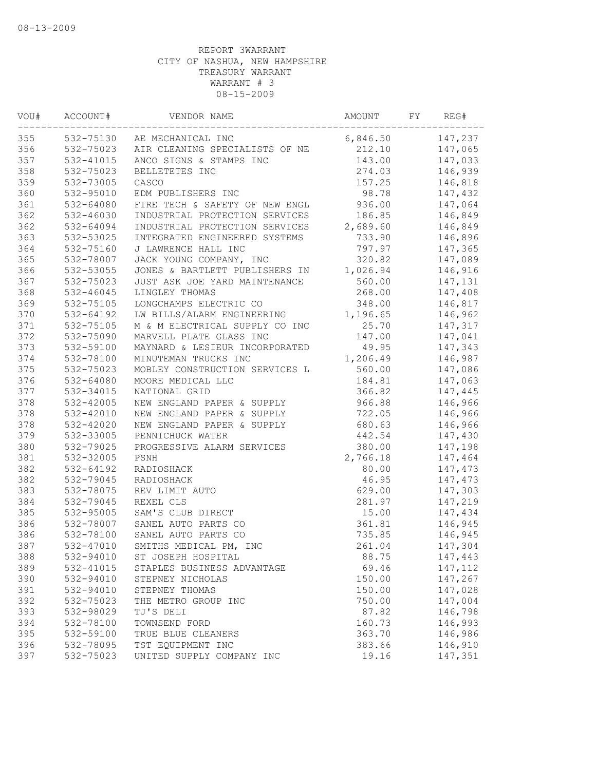08-13-2009

REPORT 3WARRANT
CITY OF NASHUA, NEW HAMPSHIRE
TREASURY WARRANT
WARRANT # 3
08-15-2009

| VOU# | ACCOUNT# | VENDOR NAME | AMOUNT | FY | REG# |
|---|---|---|---|---|---|
| 355 | 532-75130 | AE MECHANICAL INC | 6,846.50 | | 147,237 |
| 356 | 532-75023 | AIR CLEANING SPECIALISTS OF NE | 212.10 | | 147,065 |
| 357 | 532-41015 | ANCO SIGNS & STAMPS INC | 143.00 | | 147,033 |
| 358 | 532-75023 | BELLETETES INC | 274.03 | | 146,939 |
| 359 | 532-73005 | CASCO | 157.25 | | 146,818 |
| 360 | 532-95010 | EDM PUBLISHERS INC | 98.78 | | 147,432 |
| 361 | 532-64080 | FIRE TECH & SAFETY OF NEW ENGL | 936.00 | | 147,064 |
| 362 | 532-46030 | INDUSTRIAL PROTECTION SERVICES | 186.85 | | 146,849 |
| 362 | 532-64094 | INDUSTRIAL PROTECTION SERVICES | 2,689.60 | | 146,849 |
| 363 | 532-53025 | INTEGRATED ENGINEERED SYSTEMS | 733.90 | | 146,896 |
| 364 | 532-75160 | J LAWRENCE HALL INC | 797.97 | | 147,365 |
| 365 | 532-78007 | JACK YOUNG COMPANY, INC | 320.82 | | 147,089 |
| 366 | 532-53055 | JONES & BARTLETT PUBLISHERS IN | 1,026.94 | | 146,916 |
| 367 | 532-75023 | JUST ASK JOE YARD MAINTENANCE | 560.00 | | 147,131 |
| 368 | 532-46045 | LINGLEY THOMAS | 268.00 | | 147,408 |
| 369 | 532-75105 | LONGCHAMPS ELECTRIC CO | 348.00 | | 146,817 |
| 370 | 532-64192 | LW BILLS/ALARM ENGINEERING | 1,196.65 | | 146,962 |
| 371 | 532-75105 | M & M ELECTRICAL SUPPLY CO INC | 25.70 | | 147,317 |
| 372 | 532-75090 | MARVELL PLATE GLASS INC | 147.00 | | 147,041 |
| 373 | 532-59100 | MAYNARD & LESIEUR INCORPORATED | 49.95 | | 147,343 |
| 374 | 532-78100 | MINUTEMAN TRUCKS INC | 1,206.49 | | 146,987 |
| 375 | 532-75023 | MOBLEY CONSTRUCTION SERVICES L | 560.00 | | 147,086 |
| 376 | 532-64080 | MOORE MEDICAL LLC | 184.81 | | 147,063 |
| 377 | 532-34015 | NATIONAL GRID | 366.82 | | 147,445 |
| 378 | 532-42005 | NEW ENGLAND PAPER & SUPPLY | 966.88 | | 146,966 |
| 378 | 532-42010 | NEW ENGLAND PAPER & SUPPLY | 722.05 | | 146,966 |
| 378 | 532-42020 | NEW ENGLAND PAPER & SUPPLY | 680.63 | | 146,966 |
| 379 | 532-33005 | PENNICHUCK WATER | 442.54 | | 147,430 |
| 380 | 532-79025 | PROGRESSIVE ALARM SERVICES | 380.00 | | 147,198 |
| 381 | 532-32005 | PSNH | 2,766.18 | | 147,464 |
| 382 | 532-64192 | RADIOSHACK | 80.00 | | 147,473 |
| 382 | 532-79045 | RADIOSHACK | 46.95 | | 147,473 |
| 383 | 532-78075 | REV LIMIT AUTO | 629.00 | | 147,303 |
| 384 | 532-79045 | REXEL CLS | 281.97 | | 147,219 |
| 385 | 532-95005 | SAM'S CLUB DIRECT | 15.00 | | 147,434 |
| 386 | 532-78007 | SANEL AUTO PARTS CO | 361.81 | | 146,945 |
| 386 | 532-78100 | SANEL AUTO PARTS CO | 735.85 | | 146,945 |
| 387 | 532-47010 | SMITHS MEDICAL PM, INC | 261.04 | | 147,304 |
| 388 | 532-94010 | ST JOSEPH HOSPITAL | 88.75 | | 147,443 |
| 389 | 532-41015 | STAPLES BUSINESS ADVANTAGE | 69.46 | | 147,112 |
| 390 | 532-94010 | STEPNEY NICHOLAS | 150.00 | | 147,267 |
| 391 | 532-94010 | STEPNEY THOMAS | 150.00 | | 147,028 |
| 392 | 532-75023 | THE METRO GROUP INC | 750.00 | | 147,004 |
| 393 | 532-98029 | TJ'S DELI | 87.82 | | 146,798 |
| 394 | 532-78100 | TOWNSEND FORD | 160.73 | | 146,993 |
| 395 | 532-59100 | TRUE BLUE CLEANERS | 363.70 | | 146,986 |
| 396 | 532-78095 | TST EQUIPMENT INC | 383.66 | | 146,910 |
| 397 | 532-75023 | UNITED SUPPLY COMPANY INC | 19.16 | | 147,351 |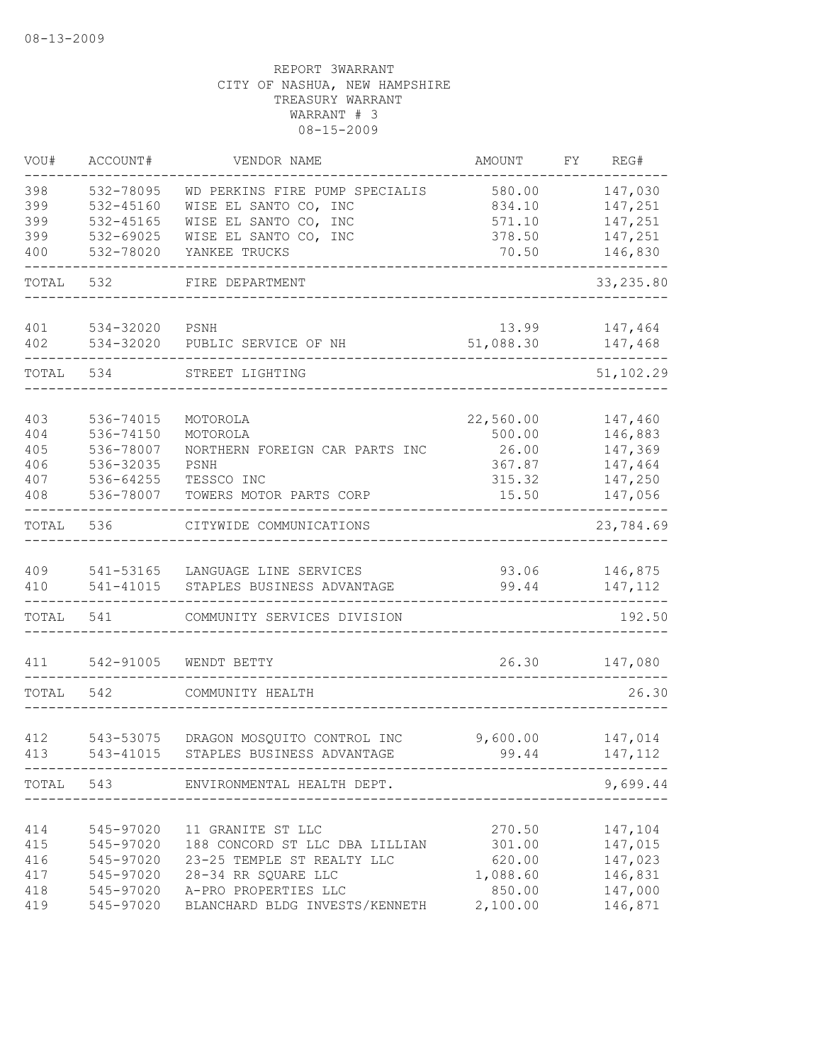08-13-2009

REPORT 3WARRANT
CITY OF NASHUA, NEW HAMPSHIRE
TREASURY WARRANT
WARRANT # 3
08-15-2009

| VOU# | ACCOUNT# | VENDOR NAME | AMOUNT | FY | REG# |
|---|---|---|---|---|---|
| 398 | 532-78095 | WD PERKINS FIRE PUMP SPECIALIS | 580.00 | | 147,030 |
| 399 | 532-45160 | WISE EL SANTO CO, INC | 834.10 | | 147,251 |
| 399 | 532-45165 | WISE EL SANTO CO, INC | 571.10 | | 147,251 |
| 399 | 532-69025 | WISE EL SANTO CO, INC | 378.50 | | 147,251 |
| 400 | 532-78020 | YANKEE TRUCKS | 70.50 | | 146,830 |
| TOTAL | 532 | FIRE DEPARTMENT | | | 33,235.80 |
| 401 | 534-32020 | PSNH | 13.99 | | 147,464 |
| 402 | 534-32020 | PUBLIC SERVICE OF NH | 51,088.30 | | 147,468 |
| TOTAL | 534 | STREET LIGHTING | | | 51,102.29 |
| 403 | 536-74015 | MOTOROLA | 22,560.00 | | 147,460 |
| 404 | 536-74150 | MOTOROLA | 500.00 | | 146,883 |
| 405 | 536-78007 | NORTHERN FOREIGN CAR PARTS INC | 26.00 | | 147,369 |
| 406 | 536-32035 | PSNH | 367.87 | | 147,464 |
| 407 | 536-64255 | TESSCO INC | 315.32 | | 147,250 |
| 408 | 536-78007 | TOWERS MOTOR PARTS CORP | 15.50 | | 147,056 |
| TOTAL | 536 | CITYWIDE COMMUNICATIONS | | | 23,784.69 |
| 409 | 541-53165 | LANGUAGE LINE SERVICES | 93.06 | | 146,875 |
| 410 | 541-41015 | STAPLES BUSINESS ADVANTAGE | 99.44 | | 147,112 |
| TOTAL | 541 | COMMUNITY SERVICES DIVISION | | | 192.50 |
| 411 | 542-91005 | WENDT BETTY | 26.30 | | 147,080 |
| TOTAL | 542 | COMMUNITY HEALTH | | | 26.30 |
| 412 | 543-53075 | DRAGON MOSQUITO CONTROL INC | 9,600.00 | | 147,014 |
| 413 | 543-41015 | STAPLES BUSINESS ADVANTAGE | 99.44 | | 147,112 |
| TOTAL | 543 | ENVIRONMENTAL HEALTH DEPT. | | | 9,699.44 |
| 414 | 545-97020 | 11 GRANITE ST LLC | 270.50 | | 147,104 |
| 415 | 545-97020 | 188 CONCORD ST LLC DBA LILLIAN | 301.00 | | 147,015 |
| 416 | 545-97020 | 23-25 TEMPLE ST REALTY LLC | 620.00 | | 147,023 |
| 417 | 545-97020 | 28-34 RR SQUARE LLC | 1,088.60 | | 146,831 |
| 418 | 545-97020 | A-PRO PROPERTIES LLC | 850.00 | | 147,000 |
| 419 | 545-97020 | BLANCHARD BLDG INVESTS/KENNETH | 2,100.00 | | 146,871 |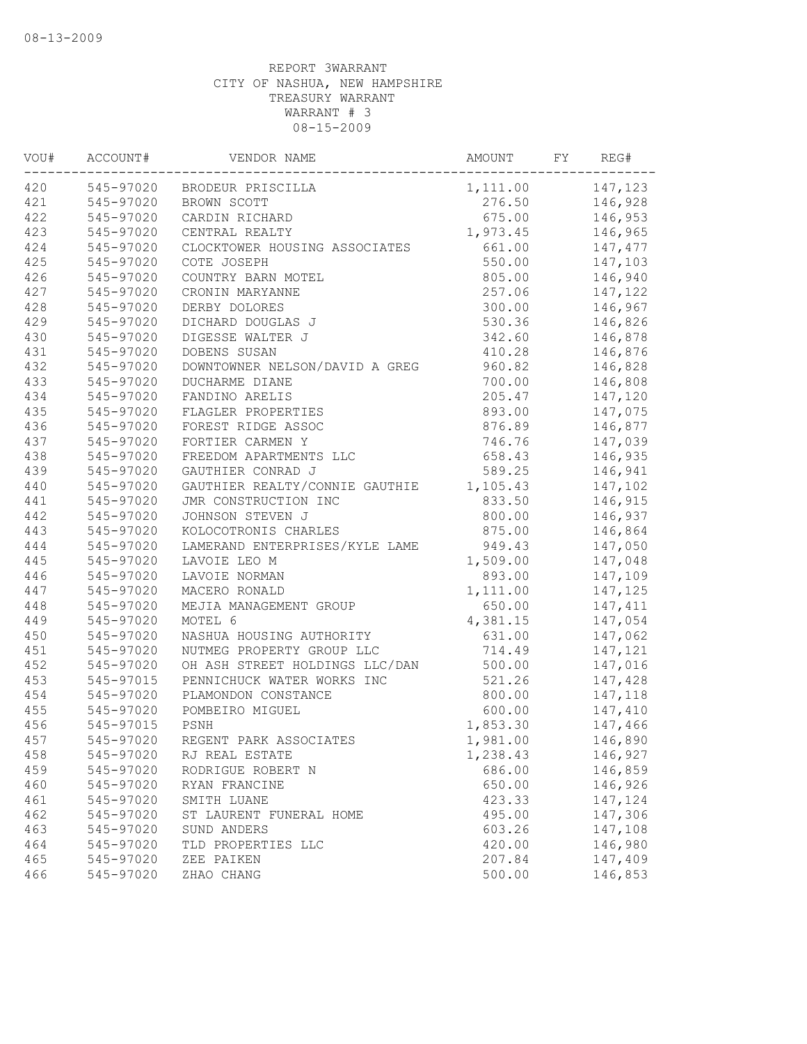08-13-2009

REPORT 3WARRANT
CITY OF NASHUA, NEW HAMPSHIRE
TREASURY WARRANT
WARRANT # 3
08-15-2009

| VOU# | ACCOUNT# | VENDOR NAME | AMOUNT | FY | REG# |
|---|---|---|---|---|---|
| 420 | 545-97020 | BRODEUR PRISCILLA | 1,111.00 | | 147,123 |
| 421 | 545-97020 | BROWN SCOTT | 276.50 | | 146,928 |
| 422 | 545-97020 | CARDIN RICHARD | 675.00 | | 146,953 |
| 423 | 545-97020 | CENTRAL REALTY | 1,973.45 | | 146,965 |
| 424 | 545-97020 | CLOCKTOWER HOUSING ASSOCIATES | 661.00 | | 147,477 |
| 425 | 545-97020 | COTE JOSEPH | 550.00 | | 147,103 |
| 426 | 545-97020 | COUNTRY BARN MOTEL | 805.00 | | 146,940 |
| 427 | 545-97020 | CRONIN MARYANNE | 257.06 | | 147,122 |
| 428 | 545-97020 | DERBY DOLORES | 300.00 | | 146,967 |
| 429 | 545-97020 | DICHARD DOUGLAS J | 530.36 | | 146,826 |
| 430 | 545-97020 | DIGESSE WALTER J | 342.60 | | 146,878 |
| 431 | 545-97020 | DOBENS SUSAN | 410.28 | | 146,876 |
| 432 | 545-97020 | DOWNTOWNER NELSON/DAVID A GREG | 960.82 | | 146,828 |
| 433 | 545-97020 | DUCHARME DIANE | 700.00 | | 146,808 |
| 434 | 545-97020 | FANDINO ARELIS | 205.47 | | 147,120 |
| 435 | 545-97020 | FLAGLER PROPERTIES | 893.00 | | 147,075 |
| 436 | 545-97020 | FOREST RIDGE ASSOC | 876.89 | | 146,877 |
| 437 | 545-97020 | FORTIER CARMEN Y | 746.76 | | 147,039 |
| 438 | 545-97020 | FREEDOM APARTMENTS LLC | 658.43 | | 146,935 |
| 439 | 545-97020 | GAUTHIER CONRAD J | 589.25 | | 146,941 |
| 440 | 545-97020 | GAUTHIER REALTY/CONNIE GAUTHIE | 1,105.43 | | 147,102 |
| 441 | 545-97020 | JMR CONSTRUCTION INC | 833.50 | | 146,915 |
| 442 | 545-97020 | JOHNSON STEVEN J | 800.00 | | 146,937 |
| 443 | 545-97020 | KOLOCOTRONIS CHARLES | 875.00 | | 146,864 |
| 444 | 545-97020 | LAMERAND ENTERPRISES/KYLE LAME | 949.43 | | 147,050 |
| 445 | 545-97020 | LAVOIE LEO M | 1,509.00 | | 147,048 |
| 446 | 545-97020 | LAVOIE NORMAN | 893.00 | | 147,109 |
| 447 | 545-97020 | MACERO RONALD | 1,111.00 | | 147,125 |
| 448 | 545-97020 | MEJIA MANAGEMENT GROUP | 650.00 | | 147,411 |
| 449 | 545-97020 | MOTEL 6 | 4,381.15 | | 147,054 |
| 450 | 545-97020 | NASHUA HOUSING AUTHORITY | 631.00 | | 147,062 |
| 451 | 545-97020 | NUTMEG PROPERTY GROUP LLC | 714.49 | | 147,121 |
| 452 | 545-97020 | OH ASH STREET HOLDINGS LLC/DAN | 500.00 | | 147,016 |
| 453 | 545-97015 | PENNICHUCK WATER WORKS INC | 521.26 | | 147,428 |
| 454 | 545-97020 | PLAMONDON CONSTANCE | 800.00 | | 147,118 |
| 455 | 545-97020 | POMBEIRO MIGUEL | 600.00 | | 147,410 |
| 456 | 545-97015 | PSNH | 1,853.30 | | 147,466 |
| 457 | 545-97020 | REGENT PARK ASSOCIATES | 1,981.00 | | 146,890 |
| 458 | 545-97020 | RJ REAL ESTATE | 1,238.43 | | 146,927 |
| 459 | 545-97020 | RODRIGUE ROBERT N | 686.00 | | 146,859 |
| 460 | 545-97020 | RYAN FRANCINE | 650.00 | | 146,926 |
| 461 | 545-97020 | SMITH LUANE | 423.33 | | 147,124 |
| 462 | 545-97020 | ST LAURENT FUNERAL HOME | 495.00 | | 147,306 |
| 463 | 545-97020 | SUND ANDERS | 603.26 | | 147,108 |
| 464 | 545-97020 | TLD PROPERTIES LLC | 420.00 | | 146,980 |
| 465 | 545-97020 | ZEE PAIKEN | 207.84 | | 147,409 |
| 466 | 545-97020 | ZHAO CHANG | 500.00 | | 146,853 |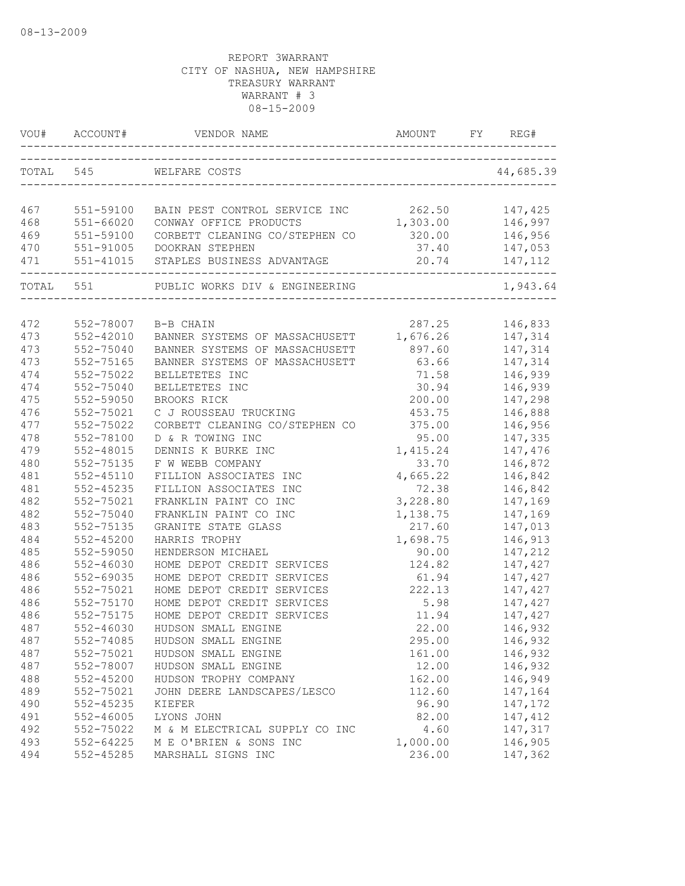08-13-2009

REPORT 3WARRANT
CITY OF NASHUA, NEW HAMPSHIRE
TREASURY WARRANT
WARRANT # 3
08-15-2009

| VOU# | ACCOUNT# | VENDOR NAME | AMOUNT | FY | REG# |
|---|---|---|---|---|---|
| TOTAL | 545 | WELFARE COSTS | | | 44,685.39 |
| 467 | 551-59100 | BAIN PEST CONTROL SERVICE INC | 262.50 | | 147,425 |
| 468 | 551-66020 | CONWAY OFFICE PRODUCTS | 1,303.00 | | 146,997 |
| 469 | 551-59100 | CORBETT CLEANING CO/STEPHEN CO | 320.00 | | 146,956 |
| 470 | 551-91005 | DOOKRAN STEPHEN | 37.40 | | 147,053 |
| 471 | 551-41015 | STAPLES BUSINESS ADVANTAGE | 20.74 | | 147,112 |
| TOTAL | 551 | PUBLIC WORKS DIV & ENGINEERING | | | 1,943.64 |
| 472 | 552-78007 | B-B CHAIN | 287.25 | | 146,833 |
| 473 | 552-42010 | BANNER SYSTEMS OF MASSACHUSETT | 1,676.26 | | 147,314 |
| 473 | 552-75040 | BANNER SYSTEMS OF MASSACHUSETT | 897.60 | | 147,314 |
| 473 | 552-75165 | BANNER SYSTEMS OF MASSACHUSETT | 63.66 | | 147,314 |
| 474 | 552-75022 | BELLETETES INC | 71.58 | | 146,939 |
| 474 | 552-75040 | BELLETETES INC | 30.94 | | 146,939 |
| 475 | 552-59050 | BROOKS RICK | 200.00 | | 147,298 |
| 476 | 552-75021 | C J ROUSSEAU TRUCKING | 453.75 | | 146,888 |
| 477 | 552-75022 | CORBETT CLEANING CO/STEPHEN CO | 375.00 | | 146,956 |
| 478 | 552-78100 | D & R TOWING INC | 95.00 | | 147,335 |
| 479 | 552-48015 | DENNIS K BURKE INC | 1,415.24 | | 147,476 |
| 480 | 552-75135 | F W WEBB COMPANY | 33.70 | | 146,872 |
| 481 | 552-45110 | FILLION ASSOCIATES INC | 4,665.22 | | 146,842 |
| 481 | 552-45235 | FILLION ASSOCIATES INC | 72.38 | | 146,842 |
| 482 | 552-75021 | FRANKLIN PAINT CO INC | 3,228.80 | | 147,169 |
| 482 | 552-75040 | FRANKLIN PAINT CO INC | 1,138.75 | | 147,169 |
| 483 | 552-75135 | GRANITE STATE GLASS | 217.60 | | 147,013 |
| 484 | 552-45200 | HARRIS TROPHY | 1,698.75 | | 146,913 |
| 485 | 552-59050 | HENDERSON MICHAEL | 90.00 | | 147,212 |
| 486 | 552-46030 | HOME DEPOT CREDIT SERVICES | 124.82 | | 147,427 |
| 486 | 552-69035 | HOME DEPOT CREDIT SERVICES | 61.94 | | 147,427 |
| 486 | 552-75021 | HOME DEPOT CREDIT SERVICES | 222.13 | | 147,427 |
| 486 | 552-75170 | HOME DEPOT CREDIT SERVICES | 5.98 | | 147,427 |
| 486 | 552-75175 | HOME DEPOT CREDIT SERVICES | 11.94 | | 147,427 |
| 487 | 552-46030 | HUDSON SMALL ENGINE | 22.00 | | 146,932 |
| 487 | 552-74085 | HUDSON SMALL ENGINE | 295.00 | | 146,932 |
| 487 | 552-75021 | HUDSON SMALL ENGINE | 161.00 | | 146,932 |
| 487 | 552-78007 | HUDSON SMALL ENGINE | 12.00 | | 146,932 |
| 488 | 552-45200 | HUDSON TROPHY COMPANY | 162.00 | | 146,949 |
| 489 | 552-75021 | JOHN DEERE LANDSCAPES/LESCO | 112.60 | | 147,164 |
| 490 | 552-45235 | KIEFER | 96.90 | | 147,172 |
| 491 | 552-46005 | LYONS JOHN | 82.00 | | 147,412 |
| 492 | 552-75022 | M & M ELECTRICAL SUPPLY CO INC | 4.60 | | 147,317 |
| 493 | 552-64225 | M E O'BRIEN & SONS INC | 1,000.00 | | 146,905 |
| 494 | 552-45285 | MARSHALL SIGNS INC | 236.00 | | 147,362 |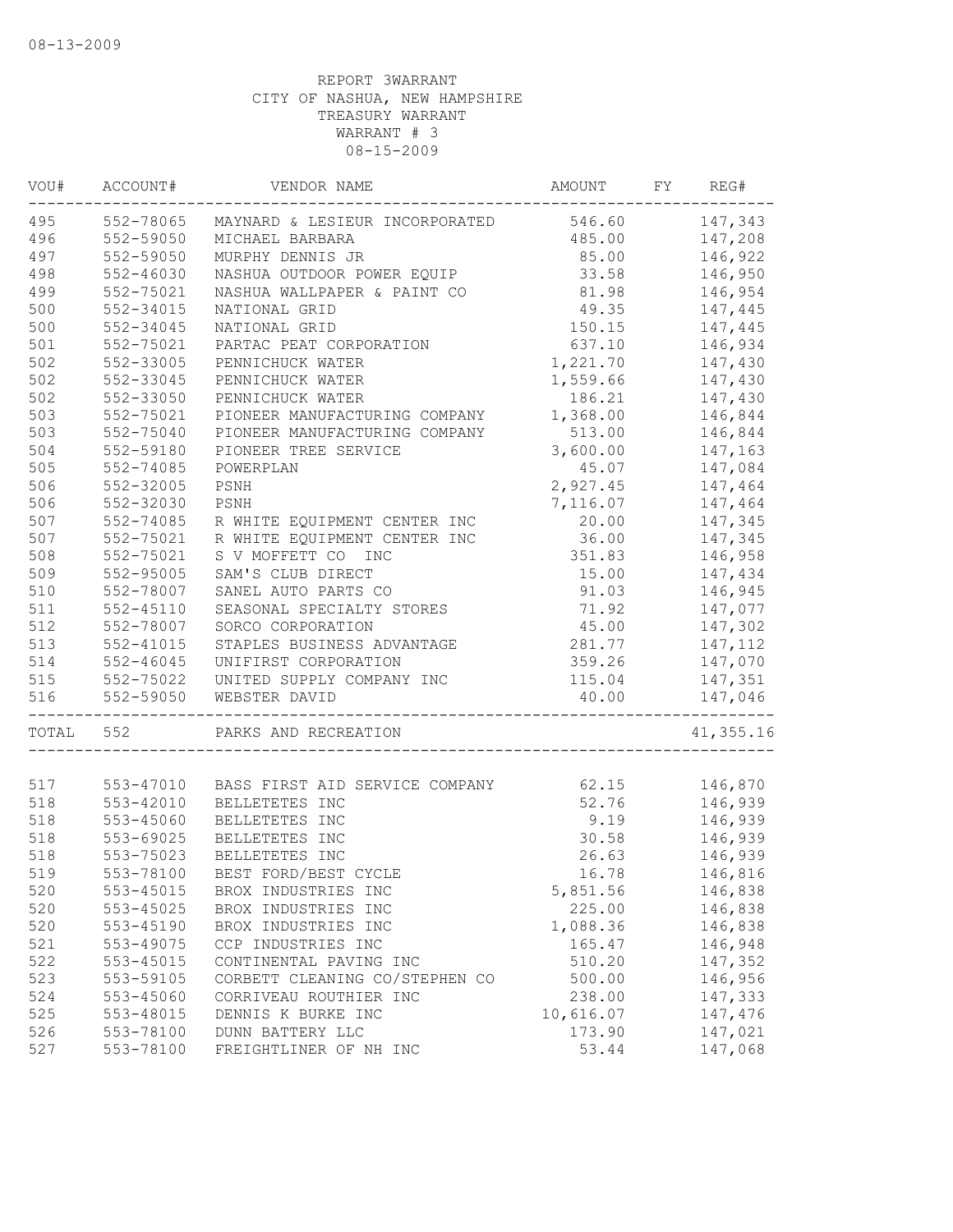08-13-2009

REPORT 3WARRANT
CITY OF NASHUA, NEW HAMPSHIRE
TREASURY WARRANT
WARRANT # 3
08-15-2009

| VOU# | ACCOUNT# | VENDOR NAME | AMOUNT | FY | REG# |
|---|---|---|---|---|---|
| 495 | 552-78065 | MAYNARD & LESIEUR INCORPORATED | 546.60 | | 147,343 |
| 496 | 552-59050 | MICHAEL BARBARA | 485.00 | | 147,208 |
| 497 | 552-59050 | MURPHY DENNIS JR | 85.00 | | 146,922 |
| 498 | 552-46030 | NASHUA OUTDOOR POWER EQUIP | 33.58 | | 146,950 |
| 499 | 552-75021 | NASHUA WALLPAPER & PAINT CO | 81.98 | | 146,954 |
| 500 | 552-34015 | NATIONAL GRID | 49.35 | | 147,445 |
| 500 | 552-34045 | NATIONAL GRID | 150.15 | | 147,445 |
| 501 | 552-75021 | PARTAC PEAT CORPORATION | 637.10 | | 146,934 |
| 502 | 552-33005 | PENNICHUCK WATER | 1,221.70 | | 147,430 |
| 502 | 552-33045 | PENNICHUCK WATER | 1,559.66 | | 147,430 |
| 502 | 552-33050 | PENNICHUCK WATER | 186.21 | | 147,430 |
| 503 | 552-75021 | PIONEER MANUFACTURING COMPANY | 1,368.00 | | 146,844 |
| 503 | 552-75040 | PIONEER MANUFACTURING COMPANY | 513.00 | | 146,844 |
| 504 | 552-59180 | PIONEER TREE SERVICE | 3,600.00 | | 147,163 |
| 505 | 552-74085 | POWERPLAN | 45.07 | | 147,084 |
| 506 | 552-32005 | PSNH | 2,927.45 | | 147,464 |
| 506 | 552-32030 | PSNH | 7,116.07 | | 147,464 |
| 507 | 552-74085 | R WHITE EQUIPMENT CENTER INC | 20.00 | | 147,345 |
| 507 | 552-75021 | R WHITE EQUIPMENT CENTER INC | 36.00 | | 147,345 |
| 508 | 552-75021 | S V MOFFETT CO INC | 351.83 | | 146,958 |
| 509 | 552-95005 | SAM'S CLUB DIRECT | 15.00 | | 147,434 |
| 510 | 552-78007 | SANEL AUTO PARTS CO | 91.03 | | 146,945 |
| 511 | 552-45110 | SEASONAL SPECIALTY STORES | 71.92 | | 147,077 |
| 512 | 552-78007 | SORCO CORPORATION | 45.00 | | 147,302 |
| 513 | 552-41015 | STAPLES BUSINESS ADVANTAGE | 281.77 | | 147,112 |
| 514 | 552-46045 | UNIFIRST CORPORATION | 359.26 | | 147,070 |
| 515 | 552-75022 | UNITED SUPPLY COMPANY INC | 115.04 | | 147,351 |
| 516 | 552-59050 | WEBSTER DAVID | 40.00 | | 147,046 |
| TOTAL | 552 | PARKS AND RECREATION | | | 41,355.16 |
| 517 | 553-47010 | BASS FIRST AID SERVICE COMPANY | 62.15 | | 146,870 |
| 518 | 553-42010 | BELLETETES INC | 52.76 | | 146,939 |
| 518 | 553-45060 | BELLETETES INC | 9.19 | | 146,939 |
| 518 | 553-69025 | BELLETETES INC | 30.58 | | 146,939 |
| 518 | 553-75023 | BELLETETES INC | 26.63 | | 146,939 |
| 519 | 553-78100 | BEST FORD/BEST CYCLE | 16.78 | | 146,816 |
| 520 | 553-45015 | BROX INDUSTRIES INC | 5,851.56 | | 146,838 |
| 520 | 553-45025 | BROX INDUSTRIES INC | 225.00 | | 146,838 |
| 520 | 553-45190 | BROX INDUSTRIES INC | 1,088.36 | | 146,838 |
| 521 | 553-49075 | CCP INDUSTRIES INC | 165.47 | | 146,948 |
| 522 | 553-45015 | CONTINENTAL PAVING INC | 510.20 | | 147,352 |
| 523 | 553-59105 | CORBETT CLEANING CO/STEPHEN CO | 500.00 | | 146,956 |
| 524 | 553-45060 | CORRIVEAU ROUTHIER INC | 238.00 | | 147,333 |
| 525 | 553-48015 | DENNIS K BURKE INC | 10,616.07 | | 147,476 |
| 526 | 553-78100 | DUNN BATTERY LLC | 173.90 | | 147,021 |
| 527 | 553-78100 | FREIGHTLINER OF NH INC | 53.44 | | 147,068 |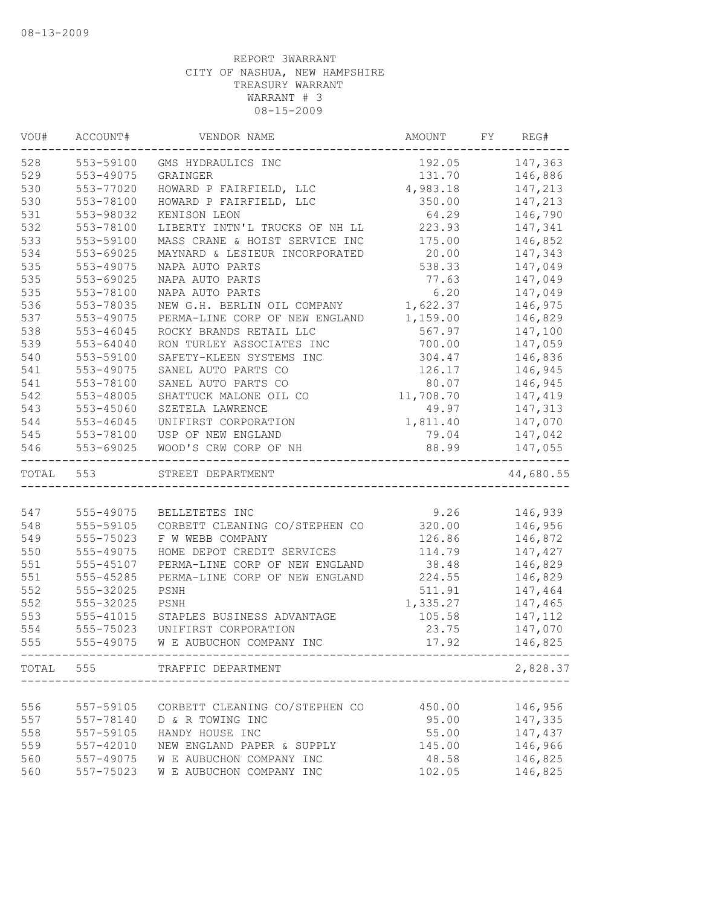08-13-2009

REPORT 3WARRANT
CITY OF NASHUA, NEW HAMPSHIRE
TREASURY WARRANT
WARRANT # 3
08-15-2009

| VOU# | ACCOUNT# | VENDOR NAME | AMOUNT | FY | REG# |
|---|---|---|---|---|---|
| 528 | 553-59100 | GMS HYDRAULICS INC | 192.05 | | 147,363 |
| 529 | 553-49075 | GRAINGER | 131.70 | | 146,886 |
| 530 | 553-77020 | HOWARD P FAIRFIELD, LLC | 4,983.18 | | 147,213 |
| 530 | 553-78100 | HOWARD P FAIRFIELD, LLC | 350.00 | | 147,213 |
| 531 | 553-98032 | KENISON LEON | 64.29 | | 146,790 |
| 532 | 553-78100 | LIBERTY INTN'L TRUCKS OF NH LL | 223.93 | | 147,341 |
| 533 | 553-59100 | MASS CRANE & HOIST SERVICE INC | 175.00 | | 146,852 |
| 534 | 553-69025 | MAYNARD & LESIEUR INCORPORATED | 20.00 | | 147,343 |
| 535 | 553-49075 | NAPA AUTO PARTS | 538.33 | | 147,049 |
| 535 | 553-69025 | NAPA AUTO PARTS | 77.63 | | 147,049 |
| 535 | 553-78100 | NAPA AUTO PARTS | 6.20 | | 147,049 |
| 536 | 553-78035 | NEW G.H. BERLIN OIL COMPANY | 1,622.37 | | 146,975 |
| 537 | 553-49075 | PERMA-LINE CORP OF NEW ENGLAND | 1,159.00 | | 146,829 |
| 538 | 553-46045 | ROCKY BRANDS RETAIL LLC | 567.97 | | 147,100 |
| 539 | 553-64040 | RON TURLEY ASSOCIATES INC | 700.00 | | 147,059 |
| 540 | 553-59100 | SAFETY-KLEEN SYSTEMS INC | 304.47 | | 146,836 |
| 541 | 553-49075 | SANEL AUTO PARTS CO | 126.17 | | 146,945 |
| 541 | 553-78100 | SANEL AUTO PARTS CO | 80.07 | | 146,945 |
| 542 | 553-48005 | SHATTUCK MALONE OIL CO | 11,708.70 | | 147,419 |
| 543 | 553-45060 | SZETELA LAWRENCE | 49.97 | | 147,313 |
| 544 | 553-46045 | UNIFIRST CORPORATION | 1,811.40 | | 147,070 |
| 545 | 553-78100 | USP OF NEW ENGLAND | 79.04 | | 147,042 |
| 546 | 553-69025 | WOOD'S CRW CORP OF NH | 88.99 | | 147,055 |
| TOTAL | 553 | STREET DEPARTMENT | | | 44,680.55 |
| 547 | 555-49075 | BELLETETES INC | 9.26 | | 146,939 |
| 548 | 555-59105 | CORBETT CLEANING CO/STEPHEN CO | 320.00 | | 146,956 |
| 549 | 555-75023 | F W WEBB COMPANY | 126.86 | | 146,872 |
| 550 | 555-49075 | HOME DEPOT CREDIT SERVICES | 114.79 | | 147,427 |
| 551 | 555-45107 | PERMA-LINE CORP OF NEW ENGLAND | 38.48 | | 146,829 |
| 551 | 555-45285 | PERMA-LINE CORP OF NEW ENGLAND | 224.55 | | 146,829 |
| 552 | 555-32025 | PSNH | 511.91 | | 147,464 |
| 552 | 555-32025 | PSNH | 1,335.27 | | 147,465 |
| 553 | 555-41015 | STAPLES BUSINESS ADVANTAGE | 105.58 | | 147,112 |
| 554 | 555-75023 | UNIFIRST CORPORATION | 23.75 | | 147,070 |
| 555 | 555-49075 | W E AUBUCHON COMPANY INC | 17.92 | | 146,825 |
| TOTAL | 555 | TRAFFIC DEPARTMENT | | | 2,828.37 |
| 556 | 557-59105 | CORBETT CLEANING CO/STEPHEN CO | 450.00 | | 146,956 |
| 557 | 557-78140 | D & R TOWING INC | 95.00 | | 147,335 |
| 558 | 557-59105 | HANDY HOUSE INC | 55.00 | | 147,437 |
| 559 | 557-42010 | NEW ENGLAND PAPER & SUPPLY | 145.00 | | 146,966 |
| 560 | 557-49075 | W E AUBUCHON COMPANY INC | 48.58 | | 146,825 |
| 560 | 557-75023 | W E AUBUCHON COMPANY INC | 102.05 | | 146,825 |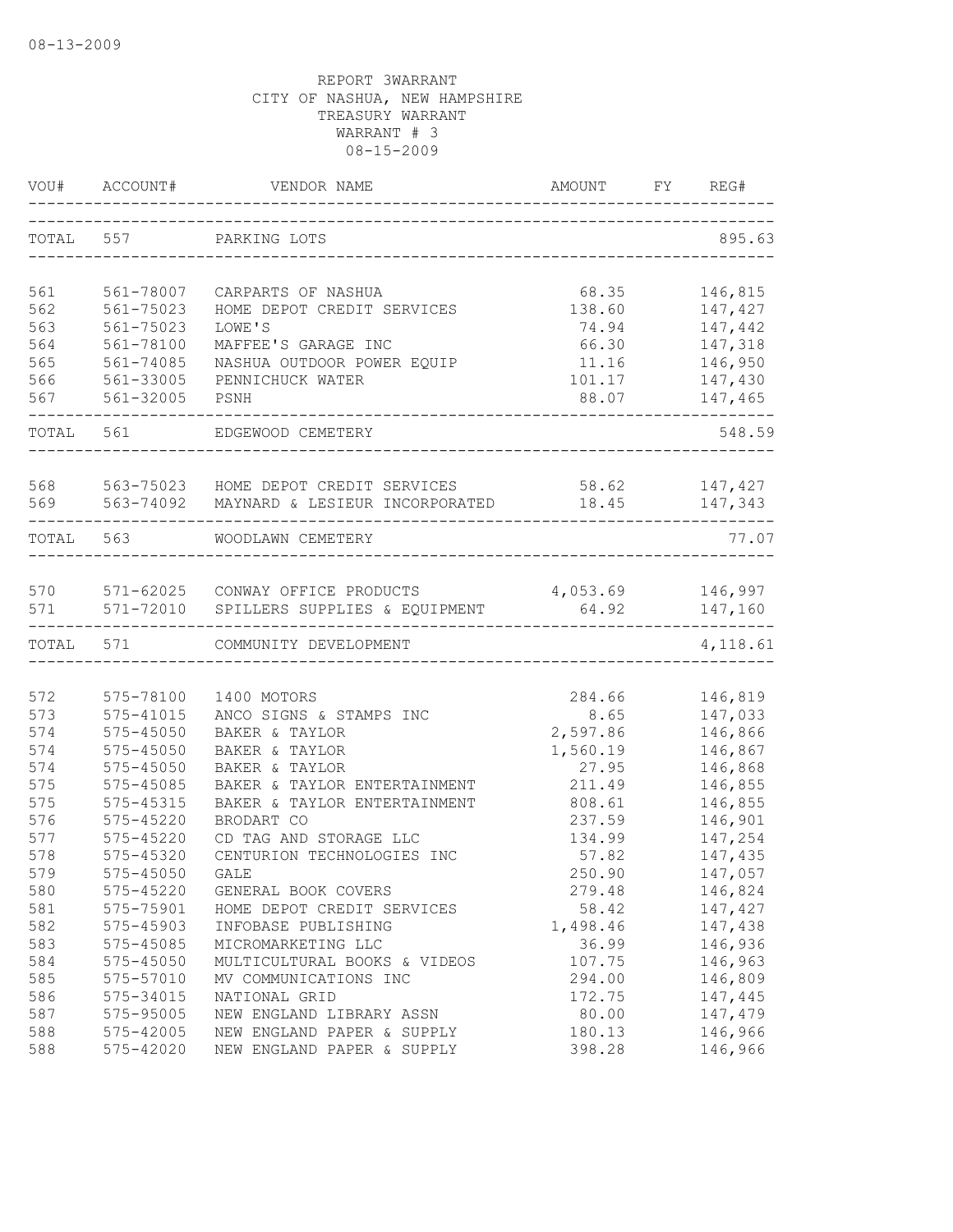08-13-2009

REPORT 3WARRANT
CITY OF NASHUA, NEW HAMPSHIRE
TREASURY WARRANT
WARRANT # 3
08-15-2009

| VOU# | ACCOUNT# | VENDOR NAME | AMOUNT | FY | REG# |
|---|---|---|---|---|---|
| TOTAL | 557 | PARKING LOTS | | | 895.63 |
| 561 | 561-78007 | CARPARTS OF NASHUA | 68.35 | | 146,815 |
| 562 | 561-75023 | HOME DEPOT CREDIT SERVICES | 138.60 | | 147,427 |
| 563 | 561-75023 | LOWE'S | 74.94 | | 147,442 |
| 564 | 561-78100 | MAFFEE'S GARAGE INC | 66.30 | | 147,318 |
| 565 | 561-74085 | NASHUA OUTDOOR POWER EQUIP | 11.16 | | 146,950 |
| 566 | 561-33005 | PENNICHUCK WATER | 101.17 | | 147,430 |
| 567 | 561-32005 | PSNH | 88.07 | | 147,465 |
| TOTAL | 561 | EDGEWOOD CEMETERY | | | 548.59 |
| 568 | 563-75023 | HOME DEPOT CREDIT SERVICES | 58.62 | | 147,427 |
| 569 | 563-74092 | MAYNARD & LESIEUR INCORPORATED | 18.45 | | 147,343 |
| TOTAL | 563 | WOODLAWN CEMETERY | | | 77.07 |
| 570 | 571-62025 | CONWAY OFFICE PRODUCTS | 4,053.69 | | 146,997 |
| 571 | 571-72010 | SPILLERS SUPPLIES & EQUIPMENT | 64.92 | | 147,160 |
| TOTAL | 571 | COMMUNITY DEVELOPMENT | | | 4,118.61 |
| 572 | 575-78100 | 1400 MOTORS | 284.66 | | 146,819 |
| 573 | 575-41015 | ANCO SIGNS & STAMPS INC | 8.65 | | 147,033 |
| 574 | 575-45050 | BAKER & TAYLOR | 2,597.86 | | 146,866 |
| 574 | 575-45050 | BAKER & TAYLOR | 1,560.19 | | 146,867 |
| 574 | 575-45050 | BAKER & TAYLOR | 27.95 | | 146,868 |
| 575 | 575-45085 | BAKER & TAYLOR ENTERTAINMENT | 211.49 | | 146,855 |
| 575 | 575-45315 | BAKER & TAYLOR ENTERTAINMENT | 808.61 | | 146,855 |
| 576 | 575-45220 | BRODART CO | 237.59 | | 146,901 |
| 577 | 575-45220 | CD TAG AND STORAGE LLC | 134.99 | | 147,254 |
| 578 | 575-45320 | CENTURION TECHNOLOGIES INC | 57.82 | | 147,435 |
| 579 | 575-45050 | GALE | 250.90 | | 147,057 |
| 580 | 575-45220 | GENERAL BOOK COVERS | 279.48 | | 146,824 |
| 581 | 575-75901 | HOME DEPOT CREDIT SERVICES | 58.42 | | 147,427 |
| 582 | 575-45903 | INFOBASE PUBLISHING | 1,498.46 | | 147,438 |
| 583 | 575-45085 | MICROMARKETING LLC | 36.99 | | 146,936 |
| 584 | 575-45050 | MULTICULTURAL BOOKS & VIDEOS | 107.75 | | 146,963 |
| 585 | 575-57010 | MV COMMUNICATIONS INC | 294.00 | | 146,809 |
| 586 | 575-34015 | NATIONAL GRID | 172.75 | | 147,445 |
| 587 | 575-95005 | NEW ENGLAND LIBRARY ASSN | 80.00 | | 147,479 |
| 588 | 575-42005 | NEW ENGLAND PAPER & SUPPLY | 180.13 | | 146,966 |
| 588 | 575-42020 | NEW ENGLAND PAPER & SUPPLY | 398.28 | | 146,966 |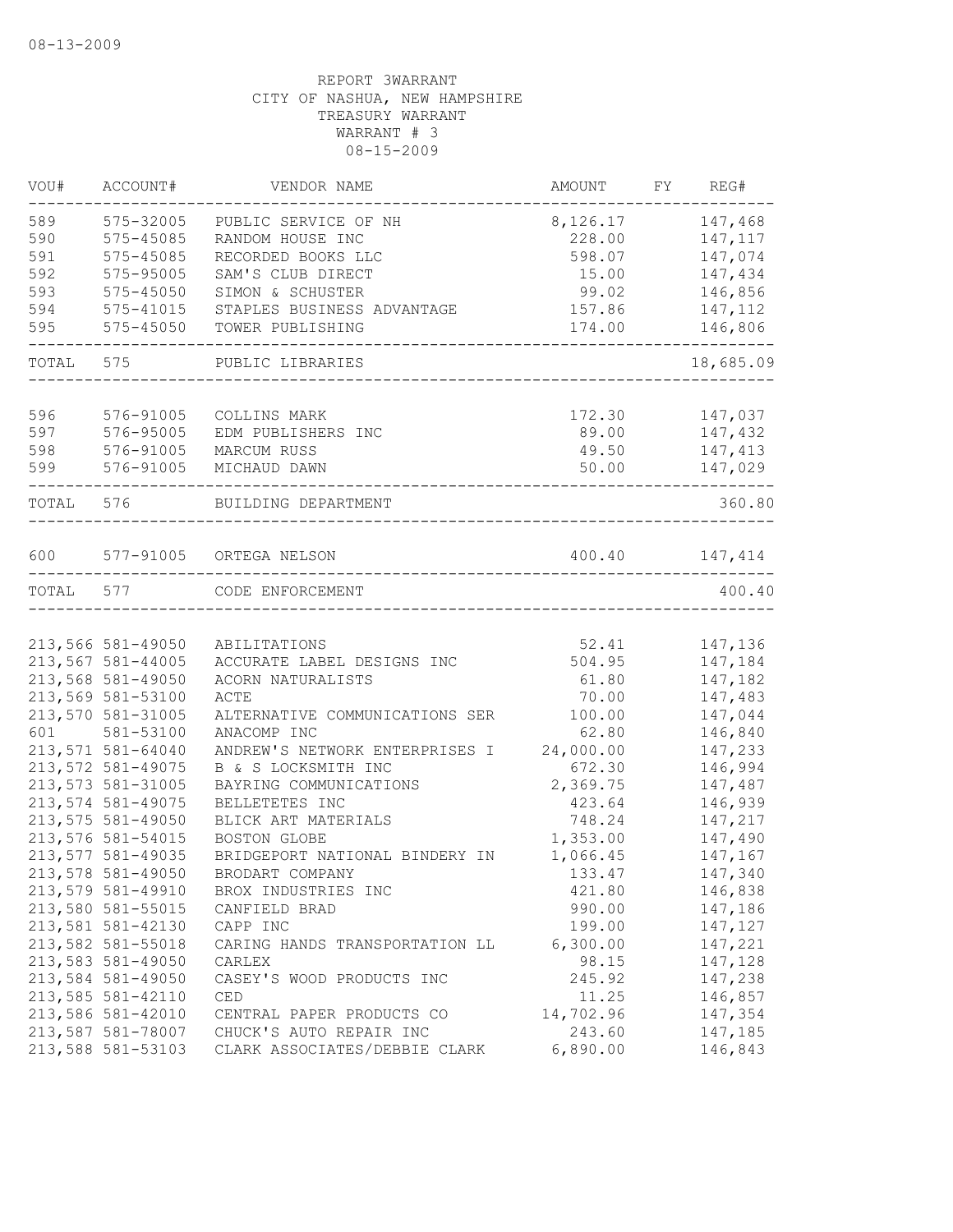08-13-2009

REPORT 3WARRANT
CITY OF NASHUA, NEW HAMPSHIRE
TREASURY WARRANT
WARRANT # 3
08-15-2009

| VOU# | ACCOUNT# | VENDOR NAME | AMOUNT | FY | REG# |
|---|---|---|---|---|---|
| 589 | 575-32005 | PUBLIC SERVICE OF NH | 8,126.17 | | 147,468 |
| 590 | 575-45085 | RANDOM HOUSE INC | 228.00 | | 147,117 |
| 591 | 575-45085 | RECORDED BOOKS LLC | 598.07 | | 147,074 |
| 592 | 575-95005 | SAM'S CLUB DIRECT | 15.00 | | 147,434 |
| 593 | 575-45050 | SIMON & SCHUSTER | 99.02 | | 146,856 |
| 594 | 575-41015 | STAPLES BUSINESS ADVANTAGE | 157.86 | | 147,112 |
| 595 | 575-45050 | TOWER PUBLISHING | 174.00 | | 146,806 |
| TOTAL | 575 | PUBLIC LIBRARIES | | | 18,685.09 |
| 596 | 576-91005 | COLLINS MARK | 172.30 | | 147,037 |
| 597 | 576-95005 | EDM PUBLISHERS INC | 89.00 | | 147,432 |
| 598 | 576-91005 | MARCUM RUSS | 49.50 | | 147,413 |
| 599 | 576-91005 | MICHAUD DAWN | 50.00 | | 147,029 |
| TOTAL | 576 | BUILDING DEPARTMENT | | | 360.80 |
| 600 | 577-91005 | ORTEGA NELSON | 400.40 | | 147,414 |
| TOTAL | 577 | CODE ENFORCEMENT | | | 400.40 |
| 213,566 | 581-49050 | ABILITATIONS | 52.41 | | 147,136 |
| 213,567 | 581-44005 | ACCURATE LABEL DESIGNS INC | 504.95 | | 147,184 |
| 213,568 | 581-49050 | ACORN NATURALISTS | 61.80 | | 147,182 |
| 213,569 | 581-53100 | ACTE | 70.00 | | 147,483 |
| 213,570 | 581-31005 | ALTERNATIVE COMMUNICATIONS SER | 100.00 | | 147,044 |
| 601 | 581-53100 | ANACOMP INC | 62.80 | | 146,840 |
| 213,571 | 581-64040 | ANDREW'S NETWORK ENTERPRISES I | 24,000.00 | | 147,233 |
| 213,572 | 581-49075 | B & S LOCKSMITH INC | 672.30 | | 146,994 |
| 213,573 | 581-31005 | BAYRING COMMUNICATIONS | 2,369.75 | | 147,487 |
| 213,574 | 581-49075 | BELLETETES INC | 423.64 | | 146,939 |
| 213,575 | 581-49050 | BLICK ART MATERIALS | 748.24 | | 147,217 |
| 213,576 | 581-54015 | BOSTON GLOBE | 1,353.00 | | 147,490 |
| 213,577 | 581-49035 | BRIDGEPORT NATIONAL BINDERY IN | 1,066.45 | | 147,167 |
| 213,578 | 581-49050 | BRODART COMPANY | 133.47 | | 147,340 |
| 213,579 | 581-49910 | BROX INDUSTRIES INC | 421.80 | | 146,838 |
| 213,580 | 581-55015 | CANFIELD BRAD | 990.00 | | 147,186 |
| 213,581 | 581-42130 | CAPP INC | 199.00 | | 147,127 |
| 213,582 | 581-55018 | CARING HANDS TRANSPORTATION LL | 6,300.00 | | 147,221 |
| 213,583 | 581-49050 | CARLEX | 98.15 | | 147,128 |
| 213,584 | 581-49050 | CASEY'S WOOD PRODUCTS INC | 245.92 | | 147,238 |
| 213,585 | 581-42110 | CED | 11.25 | | 146,857 |
| 213,586 | 581-42010 | CENTRAL PAPER PRODUCTS CO | 14,702.96 | | 147,354 |
| 213,587 | 581-78007 | CHUCK'S AUTO REPAIR INC | 243.60 | | 147,185 |
| 213,588 | 581-53103 | CLARK ASSOCIATES/DEBBIE CLARK | 6,890.00 | | 146,843 |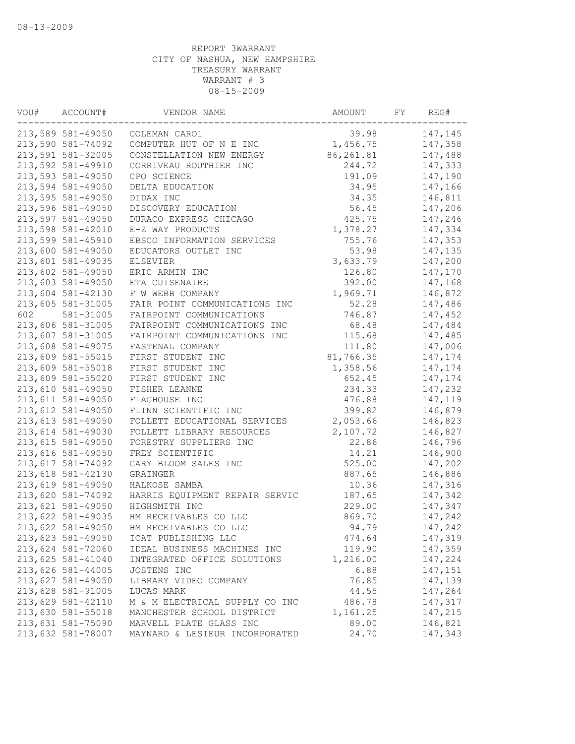08-13-2009

REPORT 3WARRANT
CITY OF NASHUA, NEW HAMPSHIRE
TREASURY WARRANT
WARRANT # 3
08-15-2009

| VOU# | ACCOUNT# | VENDOR NAME | AMOUNT | FY | REG# |
|---|---|---|---|---|---|
| 213,589 | 581-49050 | COLEMAN CAROL | 39.98 | | 147,145 |
| 213,590 | 581-74092 | COMPUTER HUT OF N E INC | 1,456.75 | | 147,358 |
| 213,591 | 581-32005 | CONSTELLATION NEW ENERGY | 86,261.81 | | 147,488 |
| 213,592 | 581-49910 | CORRIVEAU ROUTHIER INC | 244.72 | | 147,333 |
| 213,593 | 581-49050 | CPO SCIENCE | 191.09 | | 147,190 |
| 213,594 | 581-49050 | DELTA EDUCATION | 34.95 | | 147,166 |
| 213,595 | 581-49050 | DIDAX INC | 34.35 | | 146,811 |
| 213,596 | 581-49050 | DISCOVERY EDUCATION | 56.45 | | 147,206 |
| 213,597 | 581-49050 | DURACO EXPRESS CHICAGO | 425.75 | | 147,246 |
| 213,598 | 581-42010 | E-Z WAY PRODUCTS | 1,378.27 | | 147,334 |
| 213,599 | 581-45910 | EBSCO INFORMATION SERVICES | 755.76 | | 147,353 |
| 213,600 | 581-49050 | EDUCATORS OUTLET INC | 53.98 | | 147,135 |
| 213,601 | 581-49035 | ELSEVIER | 3,633.79 | | 147,200 |
| 213,602 | 581-49050 | ERIC ARMIN INC | 126.80 | | 147,170 |
| 213,603 | 581-49050 | ETA CUISENAIRE | 392.00 | | 147,168 |
| 213,604 | 581-42130 | F W WEBB COMPANY | 1,969.71 | | 146,872 |
| 213,605 | 581-31005 | FAIR POINT COMMUNICATIONS INC | 52.28 | | 147,486 |
| 602 | 581-31005 | FAIRPOINT COMMUNICATIONS | 746.87 | | 147,452 |
| 213,606 | 581-31005 | FAIRPOINT COMMUNICATIONS INC | 68.48 | | 147,484 |
| 213,607 | 581-31005 | FAIRPOINT COMMUNICATIONS INC | 115.68 | | 147,485 |
| 213,608 | 581-49075 | FASTENAL COMPANY | 111.80 | | 147,006 |
| 213,609 | 581-55015 | FIRST STUDENT INC | 81,766.35 | | 147,174 |
| 213,609 | 581-55018 | FIRST STUDENT INC | 1,358.56 | | 147,174 |
| 213,609 | 581-55020 | FIRST STUDENT INC | 652.45 | | 147,174 |
| 213,610 | 581-49050 | FISHER LEANNE | 234.33 | | 147,232 |
| 213,611 | 581-49050 | FLAGHOUSE INC | 476.88 | | 147,119 |
| 213,612 | 581-49050 | FLINN SCIENTIFIC INC | 399.82 | | 146,879 |
| 213,613 | 581-49050 | FOLLETT EDUCATIONAL SERVICES | 2,053.66 | | 146,823 |
| 213,614 | 581-49030 | FOLLETT LIBRARY RESOURCES | 2,107.72 | | 146,827 |
| 213,615 | 581-49050 | FORESTRY SUPPLIERS INC | 22.86 | | 146,796 |
| 213,616 | 581-49050 | FREY SCIENTIFIC | 14.21 | | 146,900 |
| 213,617 | 581-74092 | GARY BLOOM SALES INC | 525.00 | | 147,202 |
| 213,618 | 581-42130 | GRAINGER | 887.65 | | 146,886 |
| 213,619 | 581-49050 | HALKOSE SAMBA | 10.36 | | 147,316 |
| 213,620 | 581-74092 | HARRIS EQUIPMENT REPAIR SERVIC | 187.65 | | 147,342 |
| 213,621 | 581-49050 | HIGHSMITH INC | 229.00 | | 147,347 |
| 213,622 | 581-49035 | HM RECEIVABLES CO LLC | 869.70 | | 147,242 |
| 213,622 | 581-49050 | HM RECEIVABLES CO LLC | 94.79 | | 147,242 |
| 213,623 | 581-49050 | ICAT PUBLISHING LLC | 474.64 | | 147,319 |
| 213,624 | 581-72060 | IDEAL BUSINESS MACHINES INC | 119.90 | | 147,359 |
| 213,625 | 581-41040 | INTEGRATED OFFICE SOLUTIONS | 1,216.00 | | 147,224 |
| 213,626 | 581-44005 | JOSTENS INC | 6.88 | | 147,151 |
| 213,627 | 581-49050 | LIBRARY VIDEO COMPANY | 76.85 | | 147,139 |
| 213,628 | 581-91005 | LUCAS MARK | 44.55 | | 147,264 |
| 213,629 | 581-42110 | M & M ELECTRICAL SUPPLY CO INC | 486.78 | | 147,317 |
| 213,630 | 581-55018 | MANCHESTER SCHOOL DISTRICT | 1,161.25 | | 147,215 |
| 213,631 | 581-75090 | MARVELL PLATE GLASS INC | 89.00 | | 146,821 |
| 213,632 | 581-78007 | MAYNARD & LESIEUR INCORPORATED | 24.70 | | 147,343 |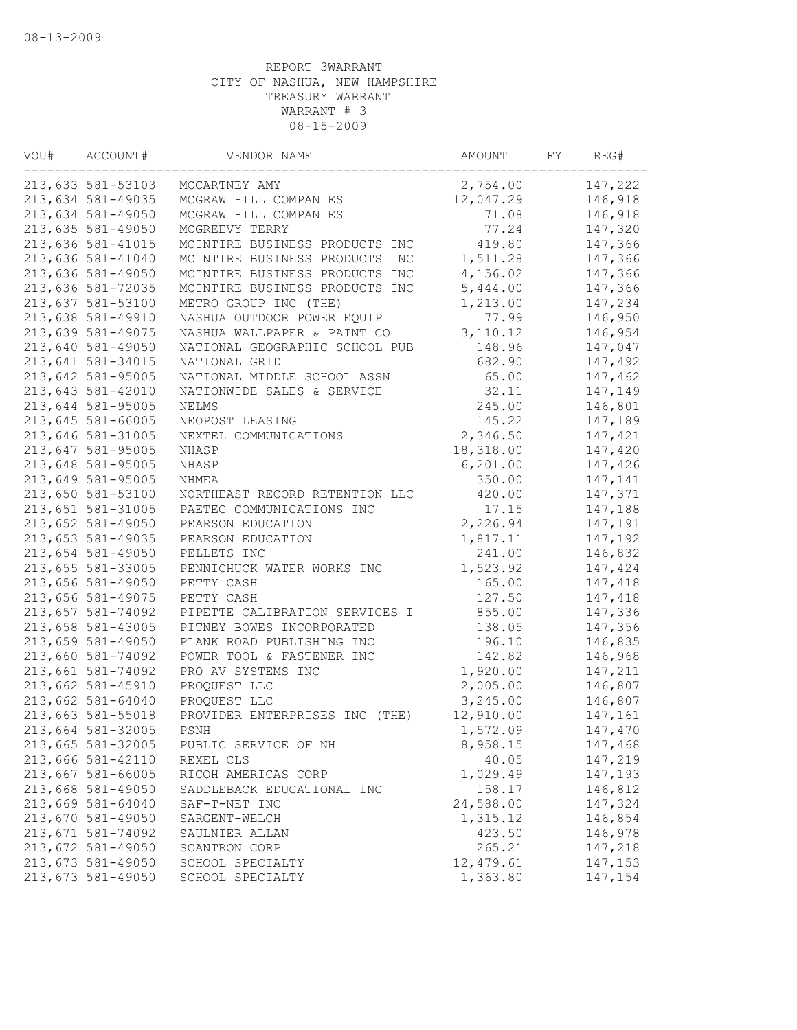08-13-2009

REPORT 3WARRANT
CITY OF NASHUA, NEW HAMPSHIRE
TREASURY WARRANT
WARRANT # 3
08-15-2009

| VOU# | ACCOUNT# | VENDOR NAME | AMOUNT | FY | REG# |
|---|---|---|---|---|---|
| 213,633 | 581-53103 | MCCARTNEY AMY | 2,754.00 | | 147,222 |
| 213,634 | 581-49035 | MCGRAW HILL COMPANIES | 12,047.29 | | 146,918 |
| 213,634 | 581-49050 | MCGRAW HILL COMPANIES | 71.08 | | 146,918 |
| 213,635 | 581-49050 | MCGREEVY TERRY | 77.24 | | 147,320 |
| 213,636 | 581-41015 | MCINTIRE BUSINESS PRODUCTS INC | 419.80 | | 147,366 |
| 213,636 | 581-41040 | MCINTIRE BUSINESS PRODUCTS INC | 1,511.28 | | 147,366 |
| 213,636 | 581-49050 | MCINTIRE BUSINESS PRODUCTS INC | 4,156.02 | | 147,366 |
| 213,636 | 581-72035 | MCINTIRE BUSINESS PRODUCTS INC | 5,444.00 | | 147,366 |
| 213,637 | 581-53100 | METRO GROUP INC (THE) | 1,213.00 | | 147,234 |
| 213,638 | 581-49910 | NASHUA OUTDOOR POWER EQUIP | 77.99 | | 146,950 |
| 213,639 | 581-49075 | NASHUA WALLPAPER & PAINT CO | 3,110.12 | | 146,954 |
| 213,640 | 581-49050 | NATIONAL GEOGRAPHIC SCHOOL PUB | 148.96 | | 147,047 |
| 213,641 | 581-34015 | NATIONAL GRID | 682.90 | | 147,492 |
| 213,642 | 581-95005 | NATIONAL MIDDLE SCHOOL ASSN | 65.00 | | 147,462 |
| 213,643 | 581-42010 | NATIONWIDE SALES & SERVICE | 32.11 | | 147,149 |
| 213,644 | 581-95005 | NELMS | 245.00 | | 146,801 |
| 213,645 | 581-66005 | NEOPOST LEASING | 145.22 | | 147,189 |
| 213,646 | 581-31005 | NEXTEL COMMUNICATIONS | 2,346.50 | | 147,421 |
| 213,647 | 581-95005 | NHASP | 18,318.00 | | 147,420 |
| 213,648 | 581-95005 | NHASP | 6,201.00 | | 147,426 |
| 213,649 | 581-95005 | NHMEA | 350.00 | | 147,141 |
| 213,650 | 581-53100 | NORTHEAST RECORD RETENTION LLC | 420.00 | | 147,371 |
| 213,651 | 581-31005 | PAETEC COMMUNICATIONS INC | 17.15 | | 147,188 |
| 213,652 | 581-49050 | PEARSON EDUCATION | 2,226.94 | | 147,191 |
| 213,653 | 581-49035 | PEARSON EDUCATION | 1,817.11 | | 147,192 |
| 213,654 | 581-49050 | PELLETS INC | 241.00 | | 146,832 |
| 213,655 | 581-33005 | PENNICHUCK WATER WORKS INC | 1,523.92 | | 147,424 |
| 213,656 | 581-49050 | PETTY CASH | 165.00 | | 147,418 |
| 213,656 | 581-49075 | PETTY CASH | 127.50 | | 147,418 |
| 213,657 | 581-74092 | PIPETTE CALIBRATION SERVICES I | 855.00 | | 147,336 |
| 213,658 | 581-43005 | PITNEY BOWES INCORPORATED | 138.05 | | 147,356 |
| 213,659 | 581-49050 | PLANK ROAD PUBLISHING INC | 196.10 | | 146,835 |
| 213,660 | 581-74092 | POWER TOOL & FASTENER INC | 142.82 | | 146,968 |
| 213,661 | 581-74092 | PRO AV SYSTEMS INC | 1,920.00 | | 147,211 |
| 213,662 | 581-45910 | PROQUEST LLC | 2,005.00 | | 146,807 |
| 213,662 | 581-64040 | PROQUEST LLC | 3,245.00 | | 146,807 |
| 213,663 | 581-55018 | PROVIDER ENTERPRISES INC (THE) | 12,910.00 | | 147,161 |
| 213,664 | 581-32005 | PSNH | 1,572.09 | | 147,470 |
| 213,665 | 581-32005 | PUBLIC SERVICE OF NH | 8,958.15 | | 147,468 |
| 213,666 | 581-42110 | REXEL CLS | 40.05 | | 147,219 |
| 213,667 | 581-66005 | RICOH AMERICAS CORP | 1,029.49 | | 147,193 |
| 213,668 | 581-49050 | SADDLEBACK EDUCATIONAL INC | 158.17 | | 146,812 |
| 213,669 | 581-64040 | SAF-T-NET INC | 24,588.00 | | 147,324 |
| 213,670 | 581-49050 | SARGENT-WELCH | 1,315.12 | | 146,854 |
| 213,671 | 581-74092 | SAULNIER ALLAN | 423.50 | | 146,978 |
| 213,672 | 581-49050 | SCANTRON CORP | 265.21 | | 147,218 |
| 213,673 | 581-49050 | SCHOOL SPECIALTY | 12,479.61 | | 147,153 |
| 213,673 | 581-49050 | SCHOOL SPECIALTY | 1,363.80 | | 147,154 |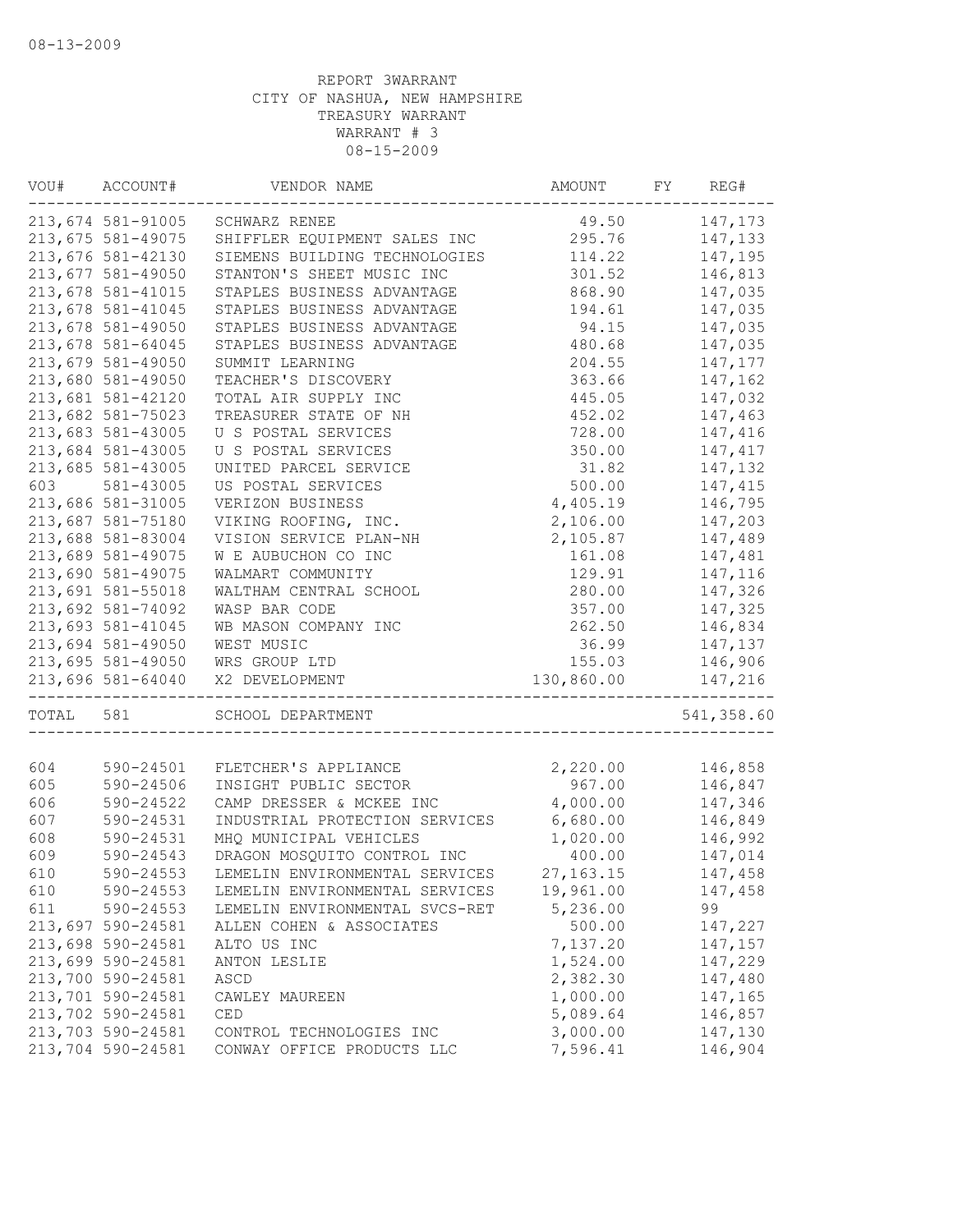08-13-2009

REPORT 3WARRANT
CITY OF NASHUA, NEW HAMPSHIRE
TREASURY WARRANT
WARRANT # 3
08-15-2009

| VOU# | ACCOUNT# | VENDOR NAME | AMOUNT | FY | REG# |
|---|---|---|---|---|---|
| 213,674 | 581-91005 | SCHWARZ RENEE | 49.50 | | 147,173 |
| 213,675 | 581-49075 | SHIFFLER EQUIPMENT SALES INC | 295.76 | | 147,133 |
| 213,676 | 581-42130 | SIEMENS BUILDING TECHNOLOGIES | 114.22 | | 147,195 |
| 213,677 | 581-49050 | STANTON'S SHEET MUSIC INC | 301.52 | | 146,813 |
| 213,678 | 581-41015 | STAPLES BUSINESS ADVANTAGE | 868.90 | | 147,035 |
| 213,678 | 581-41045 | STAPLES BUSINESS ADVANTAGE | 194.61 | | 147,035 |
| 213,678 | 581-49050 | STAPLES BUSINESS ADVANTAGE | 94.15 | | 147,035 |
| 213,678 | 581-64045 | STAPLES BUSINESS ADVANTAGE | 480.68 | | 147,035 |
| 213,679 | 581-49050 | SUMMIT LEARNING | 204.55 | | 147,177 |
| 213,680 | 581-49050 | TEACHER'S DISCOVERY | 363.66 | | 147,162 |
| 213,681 | 581-42120 | TOTAL AIR SUPPLY INC | 445.05 | | 147,032 |
| 213,682 | 581-75023 | TREASURER STATE OF NH | 452.02 | | 147,463 |
| 213,683 | 581-43005 | U S POSTAL SERVICES | 728.00 | | 147,416 |
| 213,684 | 581-43005 | U S POSTAL SERVICES | 350.00 | | 147,417 |
| 213,685 | 581-43005 | UNITED PARCEL SERVICE | 31.82 | | 147,132 |
| 603 | 581-43005 | US POSTAL SERVICES | 500.00 | | 147,415 |
| 213,686 | 581-31005 | VERIZON BUSINESS | 4,405.19 | | 146,795 |
| 213,687 | 581-75180 | VIKING ROOFING, INC. | 2,106.00 | | 147,203 |
| 213,688 | 581-83004 | VISION SERVICE PLAN-NH | 2,105.87 | | 147,489 |
| 213,689 | 581-49075 | W E AUBUCHON CO INC | 161.08 | | 147,481 |
| 213,690 | 581-49075 | WALMART COMMUNITY | 129.91 | | 147,116 |
| 213,691 | 581-55018 | WALTHAM CENTRAL SCHOOL | 280.00 | | 147,326 |
| 213,692 | 581-74092 | WASP BAR CODE | 357.00 | | 147,325 |
| 213,693 | 581-41045 | WB MASON COMPANY INC | 262.50 | | 146,834 |
| 213,694 | 581-49050 | WEST MUSIC | 36.99 | | 147,137 |
| 213,695 | 581-49050 | WRS GROUP LTD | 155.03 | | 146,906 |
| 213,696 | 581-64040 | X2 DEVELOPMENT | 130,860.00 | | 147,216 |
| TOTAL | 581 | SCHOOL DEPARTMENT | | | 541,358.60 |
| 604 | 590-24501 | FLETCHER'S APPLIANCE | 2,220.00 | | 146,858 |
| 605 | 590-24506 | INSIGHT PUBLIC SECTOR | 967.00 | | 146,847 |
| 606 | 590-24522 | CAMP DRESSER & MCKEE INC | 4,000.00 | | 147,346 |
| 607 | 590-24531 | INDUSTRIAL PROTECTION SERVICES | 6,680.00 | | 146,849 |
| 608 | 590-24531 | MHQ MUNICIPAL VEHICLES | 1,020.00 | | 146,992 |
| 609 | 590-24543 | DRAGON MOSQUITO CONTROL INC | 400.00 | | 147,014 |
| 610 | 590-24553 | LEMELIN ENVIRONMENTAL SERVICES | 27,163.15 | | 147,458 |
| 610 | 590-24553 | LEMELIN ENVIRONMENTAL SERVICES | 19,961.00 | | 147,458 |
| 611 | 590-24553 | LEMELIN ENVIRONMENTAL SVCS-RET | 5,236.00 | | 99 |
| 213,697 | 590-24581 | ALLEN COHEN & ASSOCIATES | 500.00 | | 147,227 |
| 213,698 | 590-24581 | ALTO US INC | 7,137.20 | | 147,157 |
| 213,699 | 590-24581 | ANTON LESLIE | 1,524.00 | | 147,229 |
| 213,700 | 590-24581 | ASCD | 2,382.30 | | 147,480 |
| 213,701 | 590-24581 | CAWLEY MAUREEN | 1,000.00 | | 147,165 |
| 213,702 | 590-24581 | CED | 5,089.64 | | 146,857 |
| 213,703 | 590-24581 | CONTROL TECHNOLOGIES INC | 3,000.00 | | 147,130 |
| 213,704 | 590-24581 | CONWAY OFFICE PRODUCTS LLC | 7,596.41 | | 146,904 |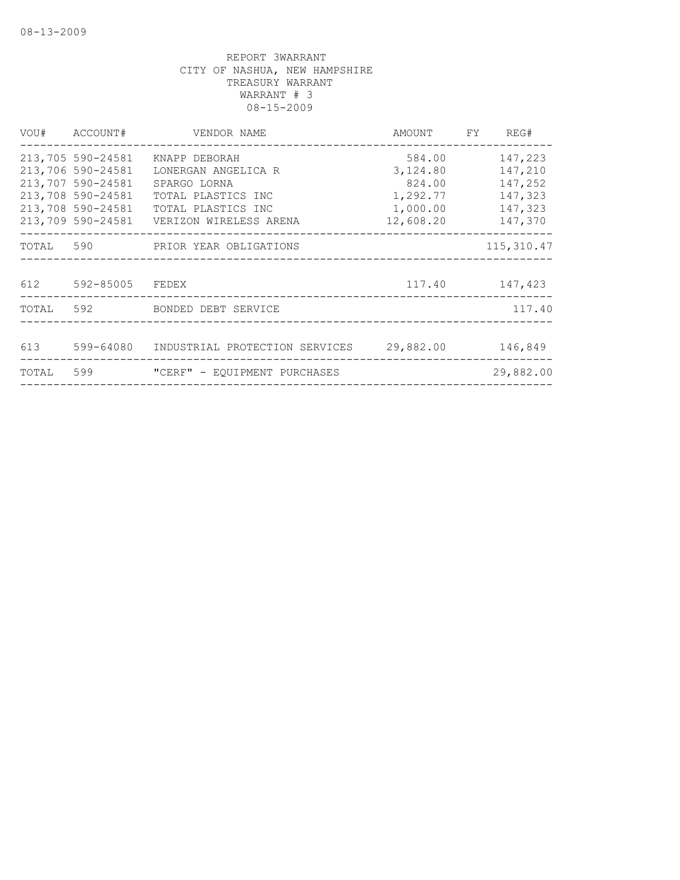08-13-2009

REPORT 3WARRANT
CITY OF NASHUA, NEW HAMPSHIRE
TREASURY WARRANT
WARRANT # 3
08-15-2009

| VOU# | ACCOUNT# | VENDOR NAME | AMOUNT | FY | REG# |
|---|---|---|---|---|---|
| 213,705 | 590-24581 | KNAPP DEBORAH | 584.00 | | 147,223 |
| 213,706 | 590-24581 | LONERGAN ANGELICA R | 3,124.80 | | 147,210 |
| 213,707 | 590-24581 | SPARGO LORNA | 824.00 | | 147,252 |
| 213,708 | 590-24581 | TOTAL PLASTICS INC | 1,292.77 | | 147,323 |
| 213,708 | 590-24581 | TOTAL PLASTICS INC | 1,000.00 | | 147,323 |
| 213,709 | 590-24581 | VERIZON WIRELESS ARENA | 12,608.20 | | 147,370 |
| TOTAL | 590 | PRIOR YEAR OBLIGATIONS | | | 115,310.47 |
| 612 | 592-85005 | FEDEX | 117.40 | | 147,423 |
| TOTAL | 592 | BONDED DEBT SERVICE | | | 117.40 |
| 613 | 599-64080 | INDUSTRIAL PROTECTION SERVICES | 29,882.00 | | 146,849 |
| TOTAL | 599 | "CERF" - EQUIPMENT PURCHASES | | | 29,882.00 |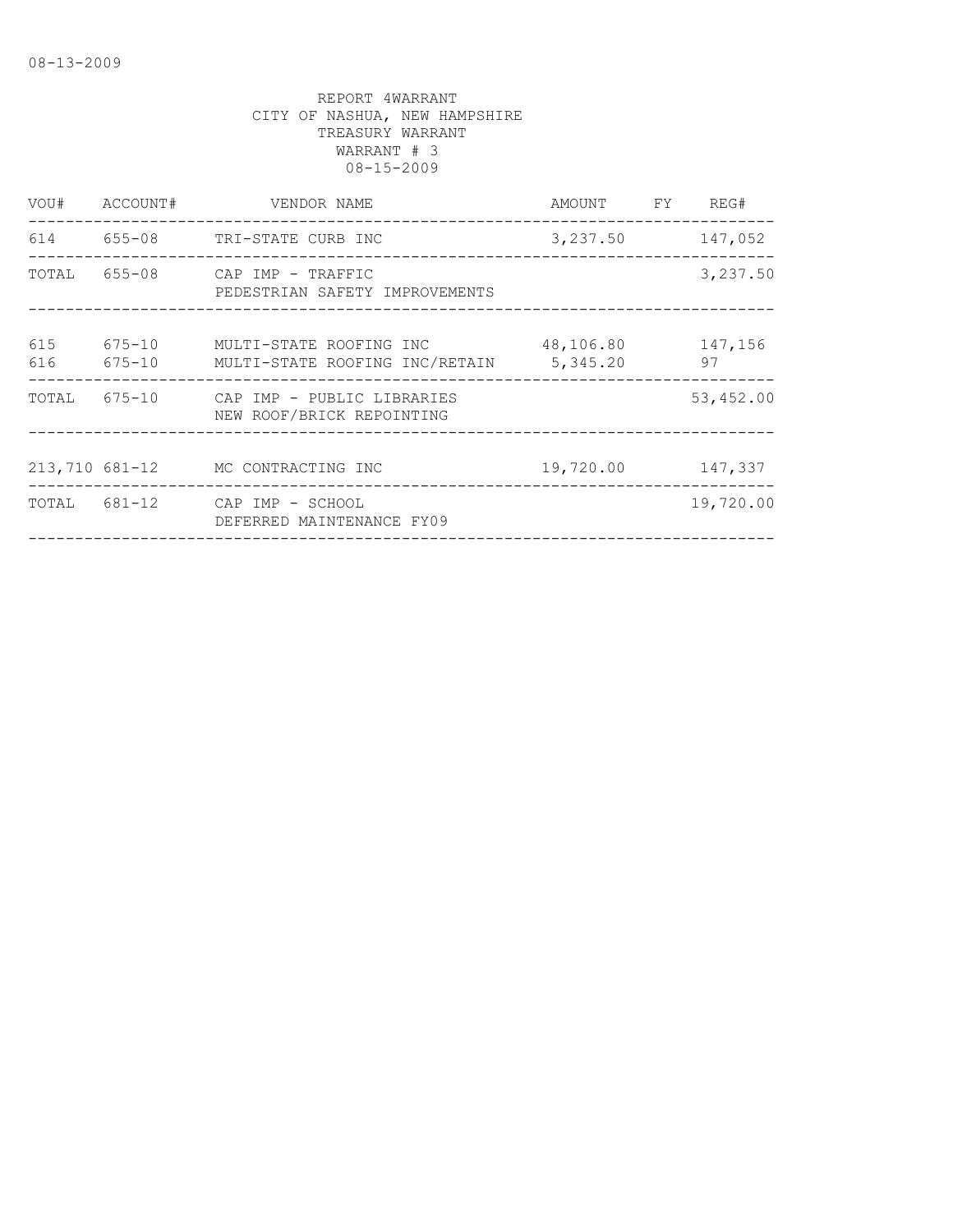08-13-2009

REPORT 4WARRANT
CITY OF NASHUA, NEW HAMPSHIRE
TREASURY WARRANT
WARRANT # 3
08-15-2009

| VOU# | ACCOUNT# | VENDOR NAME | AMOUNT | FY | REG# |
|---|---|---|---|---|---|
| 614 | 655-08 | TRI-STATE CURB INC | 3,237.50 | | 147,052 |
| TOTAL | 655-08 | CAP IMP - TRAFFIC<br>PEDESTRIAN SAFETY IMPROVEMENTS | | | 3,237.50 |
| 615 | 675-10 | MULTI-STATE ROOFING INC | 48,106.80 | | 147,156 |
| 616 | 675-10 | MULTI-STATE ROOFING INC/RETAIN | 5,345.20 | | 97 |
| TOTAL | 675-10 | CAP IMP - PUBLIC LIBRARIES<br>NEW ROOF/BRICK REPOINTING | | | 53,452.00 |
| 213,710 | 681-12 | MC CONTRACTING INC | 19,720.00 | | 147,337 |
| TOTAL | 681-12 | CAP IMP - SCHOOL<br>DEFERRED MAINTENANCE FY09 | | | 19,720.00 |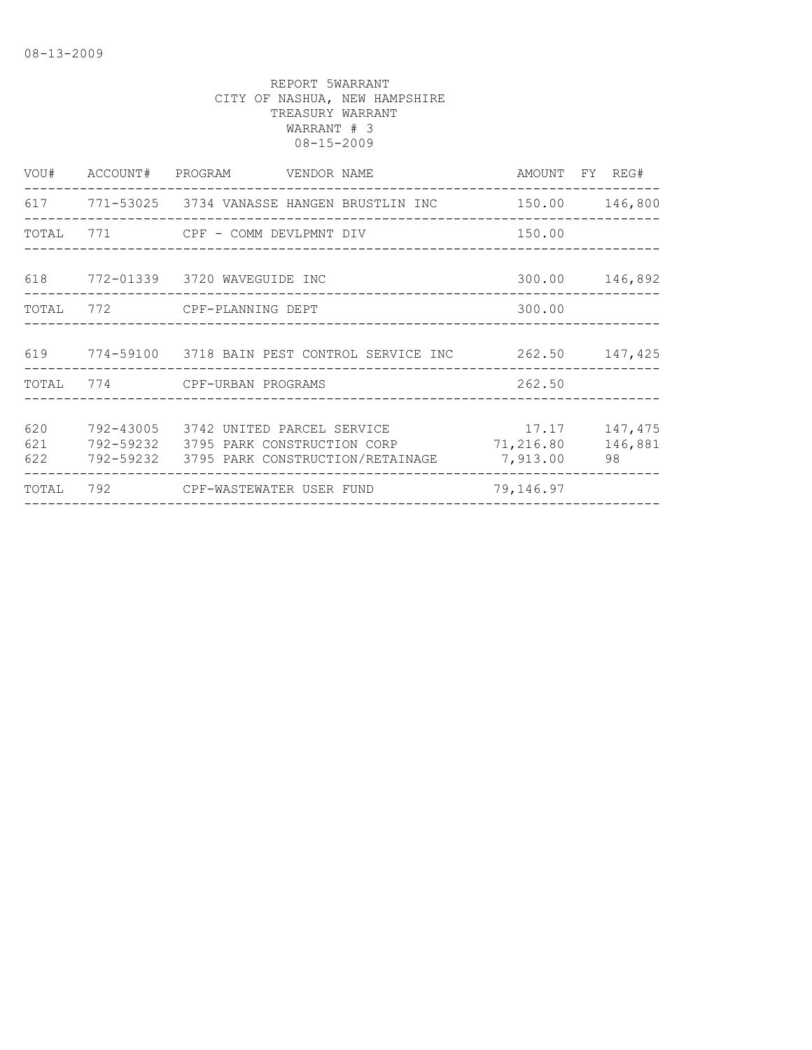08-13-2009

REPORT 5WARRANT
CITY OF NASHUA, NEW HAMPSHIRE
TREASURY WARRANT
WARRANT # 3
08-15-2009

| VOU# | ACCOUNT# | PROGRAM | VENDOR NAME | AMOUNT | FY | REG# |
|---|---|---|---|---|---|---|
| 617 | 771-53025 | 3734 | VANASSE HANGEN BRUSTLIN INC | 150.00 | | 146,800 |
| TOTAL | 771 | | CPF - COMM DEVLPMNT DIV | 150.00 | | |
| 618 | 772-01339 | 3720 | WAVEGUIDE INC | 300.00 | | 146,892 |
| TOTAL | 772 | | CPF-PLANNING DEPT | 300.00 | | |
| 619 | 774-59100 | 3718 | BAIN PEST CONTROL SERVICE INC | 262.50 | | 147,425 |
| TOTAL | 774 | | CPF-URBAN PROGRAMS | 262.50 | | |
| 620 | 792-43005 | 3742 | UNITED PARCEL SERVICE | 17.17 | | 147,475 |
| 621 | 792-59232 | 3795 | PARK CONSTRUCTION CORP | 71,216.80 | | 146,881 |
| 622 | 792-59232 | 3795 | PARK CONSTRUCTION/RETAINAGE | 7,913.00 | | 98 |
| TOTAL | 792 | | CPF-WASTEWATER USER FUND | 79,146.97 | | |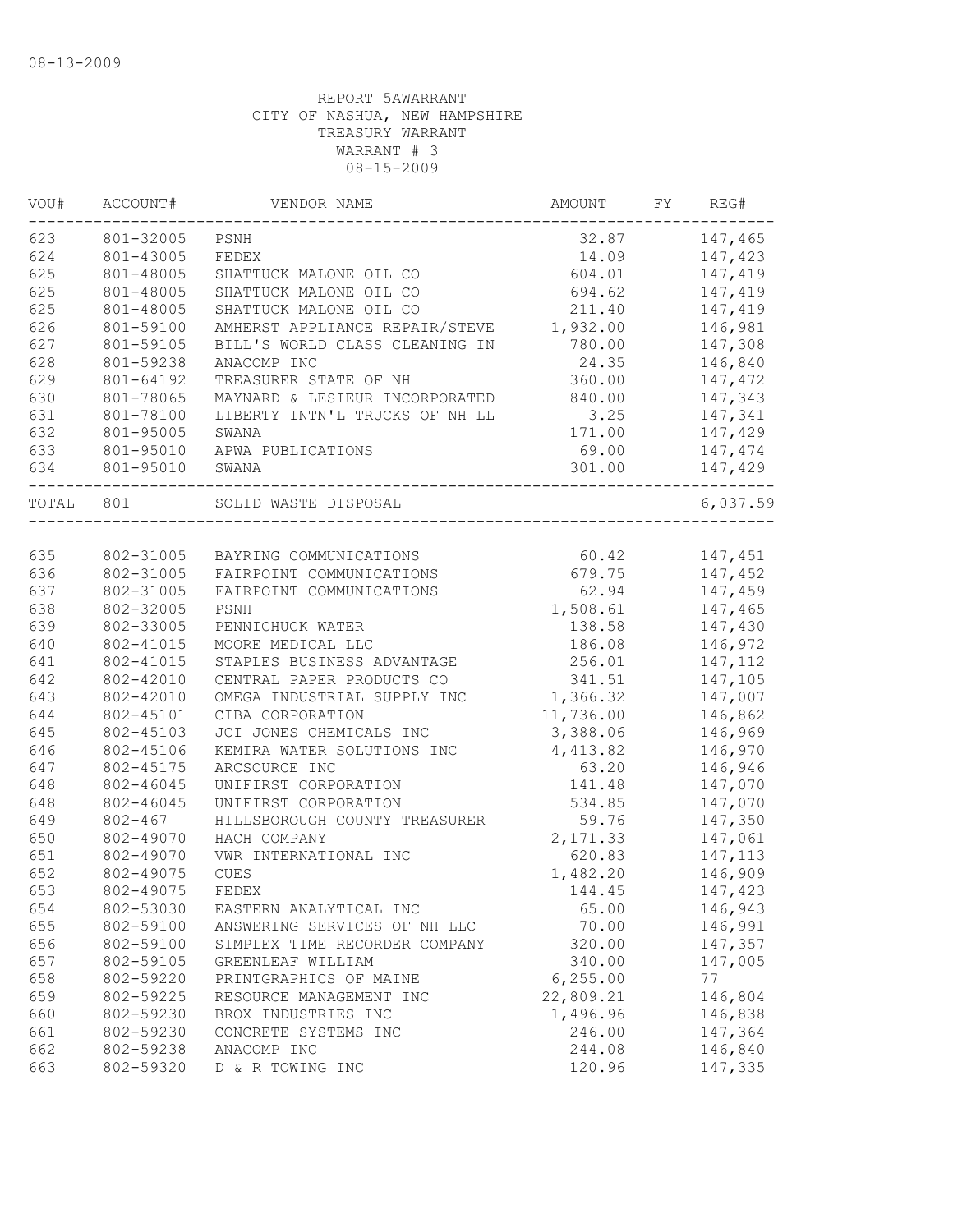08-13-2009

REPORT 5AWARRANT
CITY OF NASHUA, NEW HAMPSHIRE
TREASURY WARRANT
WARRANT # 3
08-15-2009

| VOU# | ACCOUNT# | VENDOR NAME | AMOUNT | FY | REG# |
|---|---|---|---|---|---|
| 623 | 801-32005 | PSNH | 32.87 | | 147,465 |
| 624 | 801-43005 | FEDEX | 14.09 | | 147,423 |
| 625 | 801-48005 | SHATTUCK MALONE OIL CO | 604.01 | | 147,419 |
| 625 | 801-48005 | SHATTUCK MALONE OIL CO | 694.62 | | 147,419 |
| 625 | 801-48005 | SHATTUCK MALONE OIL CO | 211.40 | | 147,419 |
| 626 | 801-59100 | AMHERST APPLIANCE REPAIR/STEVE | 1,932.00 | | 146,981 |
| 627 | 801-59105 | BILL'S WORLD CLASS CLEANING IN | 780.00 | | 147,308 |
| 628 | 801-59238 | ANACOMP INC | 24.35 | | 146,840 |
| 629 | 801-64192 | TREASURER STATE OF NH | 360.00 | | 147,472 |
| 630 | 801-78065 | MAYNARD & LESIEUR INCORPORATED | 840.00 | | 147,343 |
| 631 | 801-78100 | LIBERTY INTN'L TRUCKS OF NH LL | 3.25 | | 147,341 |
| 632 | 801-95005 | SWANA | 171.00 | | 147,429 |
| 633 | 801-95010 | APWA PUBLICATIONS | 69.00 | | 147,474 |
| 634 | 801-95010 | SWANA | 301.00 | | 147,429 |
| TOTAL | 801 | SOLID WASTE DISPOSAL | | | 6,037.59 |
| 635 | 802-31005 | BAYRING COMMUNICATIONS | 60.42 | | 147,451 |
| 636 | 802-31005 | FAIRPOINT COMMUNICATIONS | 679.75 | | 147,452 |
| 637 | 802-31005 | FAIRPOINT COMMUNICATIONS | 62.94 | | 147,459 |
| 638 | 802-32005 | PSNH | 1,508.61 | | 147,465 |
| 639 | 802-33005 | PENNICHUCK WATER | 138.58 | | 147,430 |
| 640 | 802-41015 | MOORE MEDICAL LLC | 186.08 | | 146,972 |
| 641 | 802-41015 | STAPLES BUSINESS ADVANTAGE | 256.01 | | 147,112 |
| 642 | 802-42010 | CENTRAL PAPER PRODUCTS CO | 341.51 | | 147,105 |
| 643 | 802-42010 | OMEGA INDUSTRIAL SUPPLY INC | 1,366.32 | | 147,007 |
| 644 | 802-45101 | CIBA CORPORATION | 11,736.00 | | 146,862 |
| 645 | 802-45103 | JCI JONES CHEMICALS INC | 3,388.06 | | 146,969 |
| 646 | 802-45106 | KEMIRA WATER SOLUTIONS INC | 4,413.82 | | 146,970 |
| 647 | 802-45175 | ARCSOURCE INC | 63.20 | | 146,946 |
| 648 | 802-46045 | UNIFIRST CORPORATION | 141.48 | | 147,070 |
| 648 | 802-46045 | UNIFIRST CORPORATION | 534.85 | | 147,070 |
| 649 | 802-467 | HILLSBOROUGH COUNTY TREASURER | 59.76 | | 147,350 |
| 650 | 802-49070 | HACH COMPANY | 2,171.33 | | 147,061 |
| 651 | 802-49070 | VWR INTERNATIONAL INC | 620.83 | | 147,113 |
| 652 | 802-49075 | CUES | 1,482.20 | | 146,909 |
| 653 | 802-49075 | FEDEX | 144.45 | | 147,423 |
| 654 | 802-53030 | EASTERN ANALYTICAL INC | 65.00 | | 146,943 |
| 655 | 802-59100 | ANSWERING SERVICES OF NH LLC | 70.00 | | 146,991 |
| 656 | 802-59100 | SIMPLEX TIME RECORDER COMPANY | 320.00 | | 147,357 |
| 657 | 802-59105 | GREENLEAF WILLIAM | 340.00 | | 147,005 |
| 658 | 802-59220 | PRINTGRAPHICS OF MAINE | 6,255.00 | | 77 |
| 659 | 802-59225 | RESOURCE MANAGEMENT INC | 22,809.21 | | 146,804 |
| 660 | 802-59230 | BROX INDUSTRIES INC | 1,496.96 | | 146,838 |
| 661 | 802-59230 | CONCRETE SYSTEMS INC | 246.00 | | 147,364 |
| 662 | 802-59238 | ANACOMP INC | 244.08 | | 146,840 |
| 663 | 802-59320 | D & R TOWING INC | 120.96 | | 147,335 |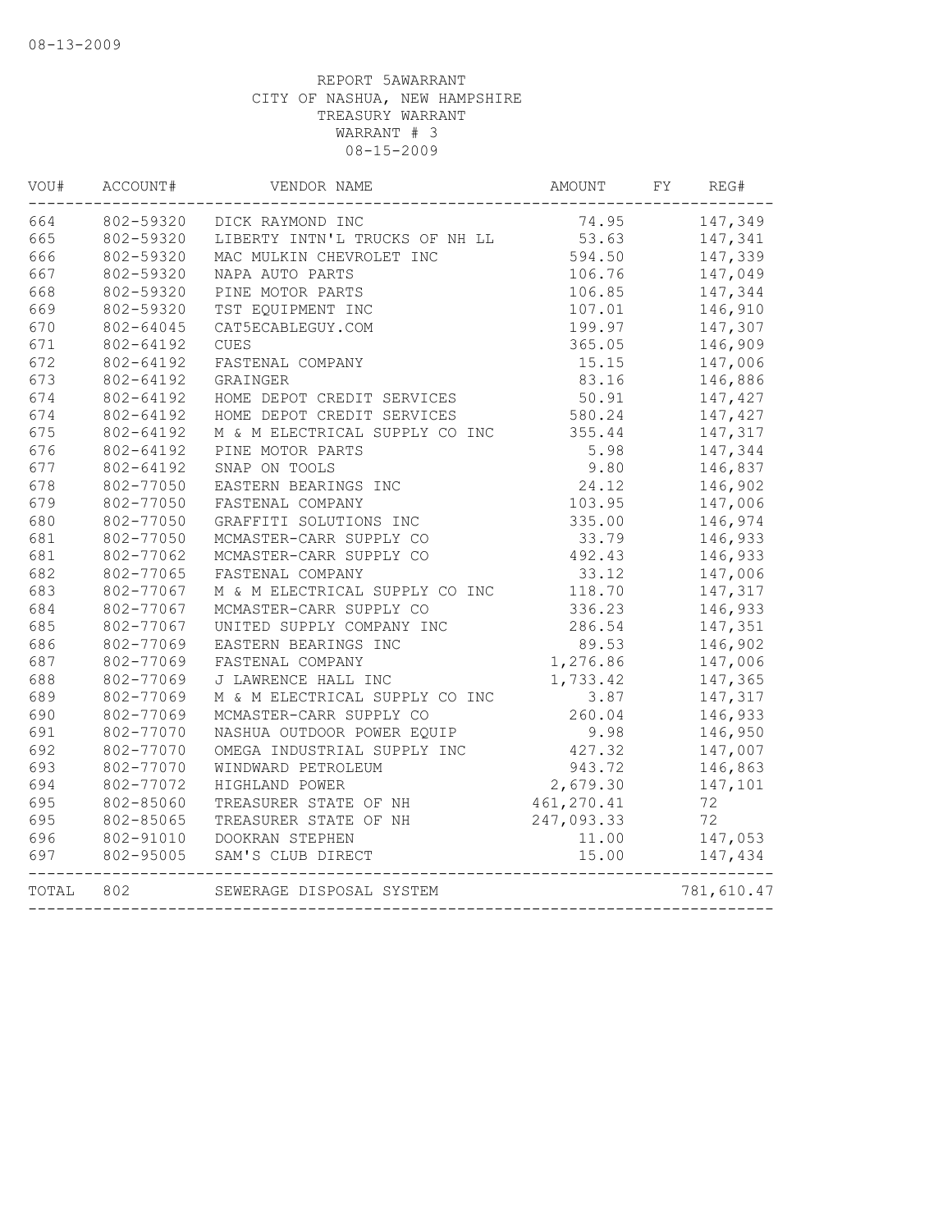08-13-2009

REPORT 5AWARRANT
CITY OF NASHUA, NEW HAMPSHIRE
TREASURY WARRANT
WARRANT # 3
08-15-2009

| VOU# | ACCOUNT# | VENDOR NAME | AMOUNT | FY | REG# |
|---|---|---|---|---|---|
| 664 | 802-59320 | DICK RAYMOND INC | 74.95 | | 147,349 |
| 665 | 802-59320 | LIBERTY INTN'L TRUCKS OF NH LL | 53.63 | | 147,341 |
| 666 | 802-59320 | MAC MULKIN CHEVROLET INC | 594.50 | | 147,339 |
| 667 | 802-59320 | NAPA AUTO PARTS | 106.76 | | 147,049 |
| 668 | 802-59320 | PINE MOTOR PARTS | 106.85 | | 147,344 |
| 669 | 802-59320 | TST EQUIPMENT INC | 107.01 | | 146,910 |
| 670 | 802-64045 | CAT5ECABLEGUY.COM | 199.97 | | 147,307 |
| 671 | 802-64192 | CUES | 365.05 | | 146,909 |
| 672 | 802-64192 | FASTENAL COMPANY | 15.15 | | 147,006 |
| 673 | 802-64192 | GRAINGER | 83.16 | | 146,886 |
| 674 | 802-64192 | HOME DEPOT CREDIT SERVICES | 50.91 | | 147,427 |
| 674 | 802-64192 | HOME DEPOT CREDIT SERVICES | 580.24 | | 147,427 |
| 675 | 802-64192 | M & M ELECTRICAL SUPPLY CO INC | 355.44 | | 147,317 |
| 676 | 802-64192 | PINE MOTOR PARTS | 5.98 | | 147,344 |
| 677 | 802-64192 | SNAP ON TOOLS | 9.80 | | 146,837 |
| 678 | 802-77050 | EASTERN BEARINGS INC | 24.12 | | 146,902 |
| 679 | 802-77050 | FASTENAL COMPANY | 103.95 | | 147,006 |
| 680 | 802-77050 | GRAFFITI SOLUTIONS INC | 335.00 | | 146,974 |
| 681 | 802-77050 | MCMASTER-CARR SUPPLY CO | 33.79 | | 146,933 |
| 681 | 802-77062 | MCMASTER-CARR SUPPLY CO | 492.43 | | 146,933 |
| 682 | 802-77065 | FASTENAL COMPANY | 33.12 | | 147,006 |
| 683 | 802-77067 | M & M ELECTRICAL SUPPLY CO INC | 118.70 | | 147,317 |
| 684 | 802-77067 | MCMASTER-CARR SUPPLY CO | 336.23 | | 146,933 |
| 685 | 802-77067 | UNITED SUPPLY COMPANY INC | 286.54 | | 147,351 |
| 686 | 802-77069 | EASTERN BEARINGS INC | 89.53 | | 146,902 |
| 687 | 802-77069 | FASTENAL COMPANY | 1,276.86 | | 147,006 |
| 688 | 802-77069 | J LAWRENCE HALL INC | 1,733.42 | | 147,365 |
| 689 | 802-77069 | M & M ELECTRICAL SUPPLY CO INC | 3.87 | | 147,317 |
| 690 | 802-77069 | MCMASTER-CARR SUPPLY CO | 260.04 | | 146,933 |
| 691 | 802-77070 | NASHUA OUTDOOR POWER EQUIP | 9.98 | | 146,950 |
| 692 | 802-77070 | OMEGA INDUSTRIAL SUPPLY INC | 427.32 | | 147,007 |
| 693 | 802-77070 | WINDWARD PETROLEUM | 943.72 | | 146,863 |
| 694 | 802-77072 | HIGHLAND POWER | 2,679.30 | | 147,101 |
| 695 | 802-85060 | TREASURER STATE OF NH | 461,270.41 | | 72 |
| 695 | 802-85065 | TREASURER STATE OF NH | 247,093.33 | | 72 |
| 696 | 802-91010 | DOOKRAN STEPHEN | 11.00 | | 147,053 |
| 697 | 802-95005 | SAM'S CLUB DIRECT | 15.00 | | 147,434 |
| TOTAL | 802 | SEWERAGE DISPOSAL SYSTEM | | | 781,610.47 |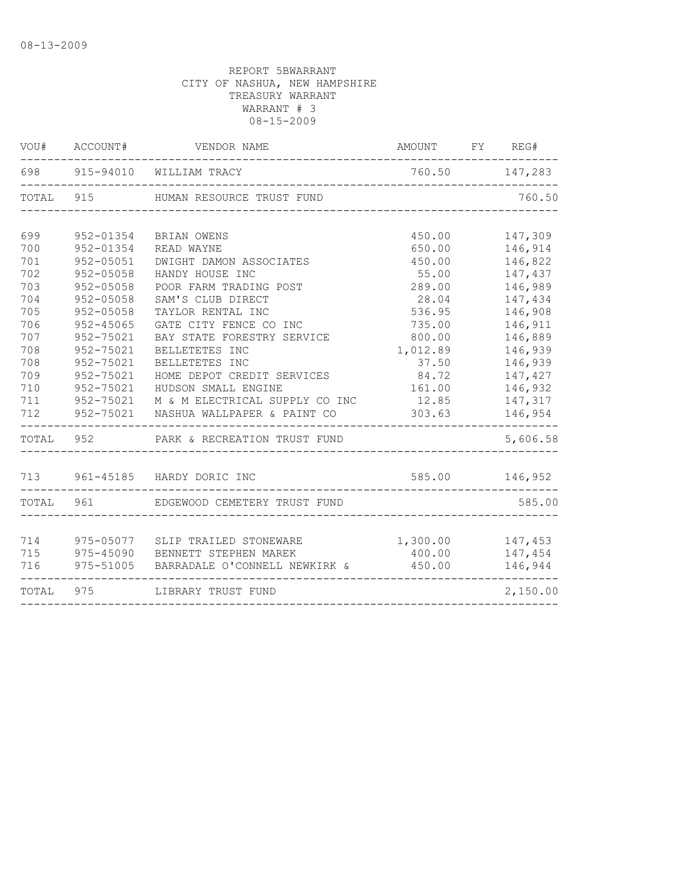08-13-2009

REPORT 5BWARRANT
CITY OF NASHUA, NEW HAMPSHIRE
TREASURY WARRANT
WARRANT # 3
08-15-2009

| VOU# | ACCOUNT# | VENDOR NAME | AMOUNT | FY | REG# |
|---|---|---|---|---|---|
| 698 | 915-94010 | WILLIAM TRACY | 760.50 | | 147,283 |
| TOTAL | 915 | HUMAN RESOURCE TRUST FUND | | | 760.50 |
| 699 | 952-01354 | BRIAN OWENS | 450.00 | | 147,309 |
| 700 | 952-01354 | READ WAYNE | 650.00 | | 146,914 |
| 701 | 952-05051 | DWIGHT DAMON ASSOCIATES | 450.00 | | 146,822 |
| 702 | 952-05058 | HANDY HOUSE INC | 55.00 | | 147,437 |
| 703 | 952-05058 | POOR FARM TRADING POST | 289.00 | | 146,989 |
| 704 | 952-05058 | SAM'S CLUB DIRECT | 28.04 | | 147,434 |
| 705 | 952-05058 | TAYLOR RENTAL INC | 536.95 | | 146,908 |
| 706 | 952-45065 | GATE CITY FENCE CO INC | 735.00 | | 146,911 |
| 707 | 952-75021 | BAY STATE FORESTRY SERVICE | 800.00 | | 146,889 |
| 708 | 952-75021 | BELLETETES INC | 1,012.89 | | 146,939 |
| 708 | 952-75021 | BELLETETES INC | 37.50 | | 146,939 |
| 709 | 952-75021 | HOME DEPOT CREDIT SERVICES | 84.72 | | 147,427 |
| 710 | 952-75021 | HUDSON SMALL ENGINE | 161.00 | | 146,932 |
| 711 | 952-75021 | M & M ELECTRICAL SUPPLY CO INC | 12.85 | | 147,317 |
| 712 | 952-75021 | NASHUA WALLPAPER & PAINT CO | 303.63 | | 146,954 |
| TOTAL | 952 | PARK & RECREATION TRUST FUND | | | 5,606.58 |
| 713 | 961-45185 | HARDY DORIC INC | 585.00 | | 146,952 |
| TOTAL | 961 | EDGEWOOD CEMETERY TRUST FUND | | | 585.00 |
| 714 | 975-05077 | SLIP TRAILED STONEWARE | 1,300.00 | | 147,453 |
| 715 | 975-45090 | BENNETT STEPHEN MAREK | 400.00 | | 147,454 |
| 716 | 975-51005 | BARRADALE O'CONNELL NEWKIRK & | 450.00 | | 146,944 |
| TOTAL | 975 | LIBRARY TRUST FUND | | | 2,150.00 |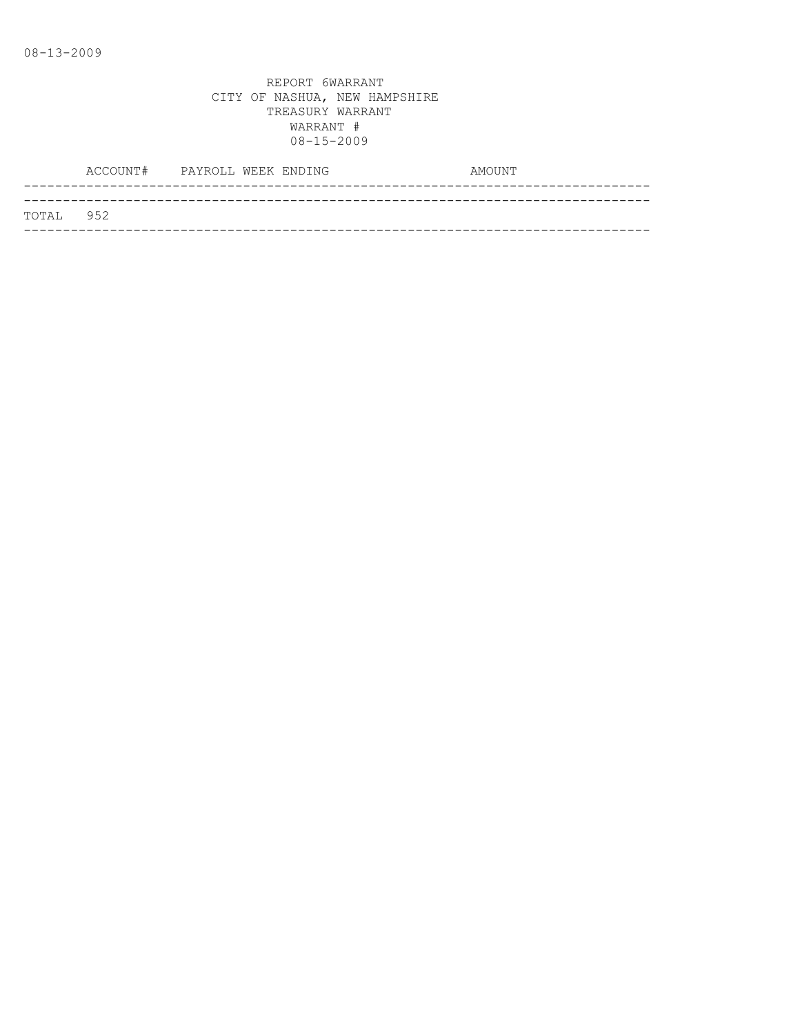REPORT 6WARRANT
CITY OF NASHUA, NEW HAMPSHIRE
TREASURY WARRANT
WARRANT #
08-15-2009

| ACCOUNT# | PAYROLL WEEK ENDING | AMOUNT |
|---|---|---|
| TOTAL 952 | | |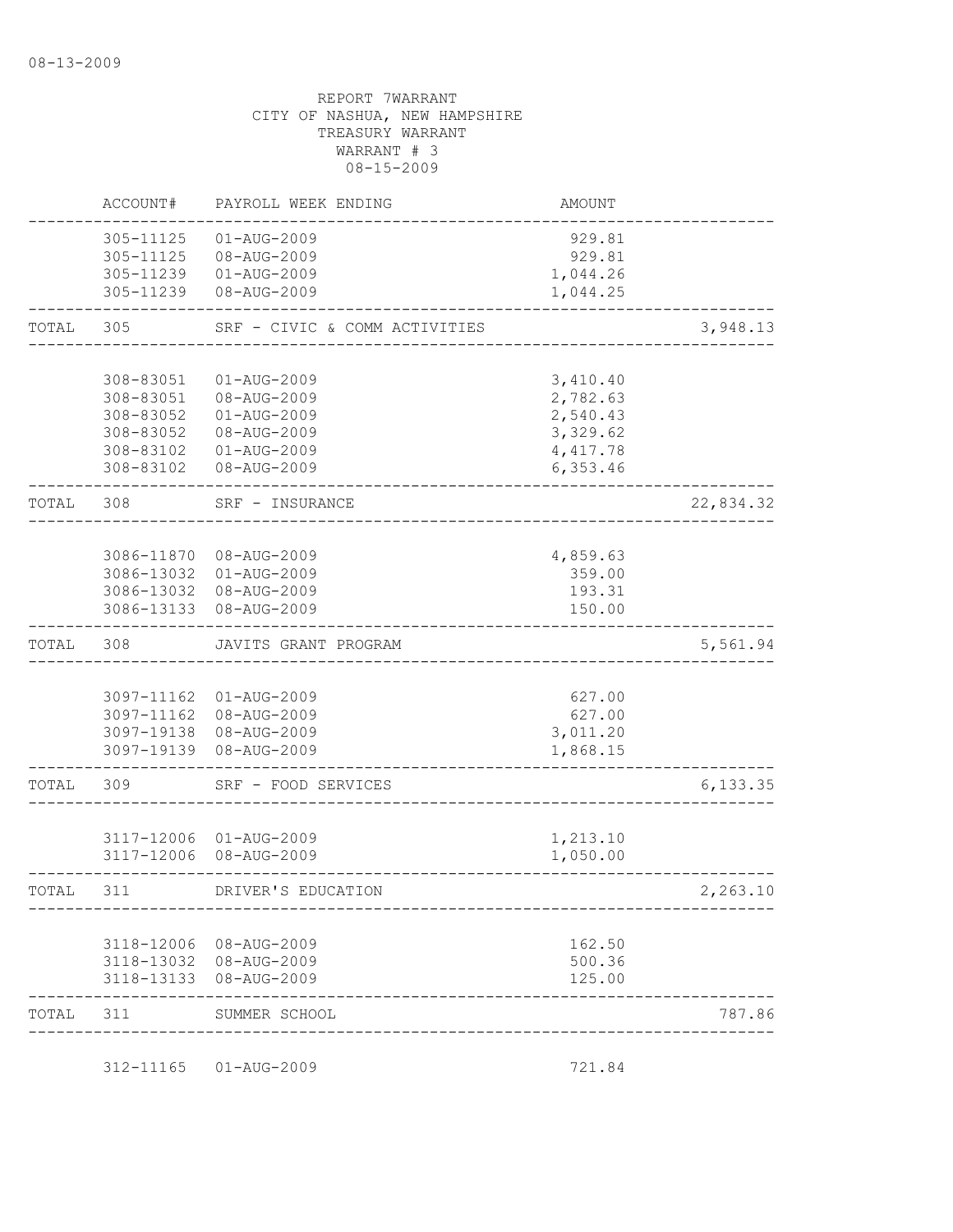08-13-2009

REPORT 7WARRANT
CITY OF NASHUA, NEW HAMPSHIRE
TREASURY WARRANT
WARRANT # 3
08-15-2009

| | ACCOUNT# | PAYROLL WEEK ENDING | AMOUNT | |
|---|---|---|---|---|
| | 305-11125 | 01-AUG-2009 | 929.81 | |
| | 305-11125 | 08-AUG-2009 | 929.81 | |
| | 305-11239 | 01-AUG-2009 | 1,044.26 | |
| | 305-11239 | 08-AUG-2009 | 1,044.25 | |
| TOTAL | 305 | SRF - CIVIC & COMM ACTIVITIES | | 3,948.13 |
| | 308-83051 | 01-AUG-2009 | 3,410.40 | |
| | 308-83051 | 08-AUG-2009 | 2,782.63 | |
| | 308-83052 | 01-AUG-2009 | 2,540.43 | |
| | 308-83052 | 08-AUG-2009 | 3,329.62 | |
| | 308-83102 | 01-AUG-2009 | 4,417.78 | |
| | 308-83102 | 08-AUG-2009 | 6,353.46 | |
| TOTAL | 308 | SRF - INSURANCE | | 22,834.32 |
| | 3086-11870 | 08-AUG-2009 | 4,859.63 | |
| | 3086-13032 | 01-AUG-2009 | 359.00 | |
| | 3086-13032 | 08-AUG-2009 | 193.31 | |
| | 3086-13133 | 08-AUG-2009 | 150.00 | |
| TOTAL | 308 | JAVITS GRANT PROGRAM | | 5,561.94 |
| | 3097-11162 | 01-AUG-2009 | 627.00 | |
| | 3097-11162 | 08-AUG-2009 | 627.00 | |
| | 3097-19138 | 08-AUG-2009 | 3,011.20 | |
| | 3097-19139 | 08-AUG-2009 | 1,868.15 | |
| TOTAL | 309 | SRF - FOOD SERVICES | | 6,133.35 |
| | 3117-12006 | 01-AUG-2009 | 1,213.10 | |
| | 3117-12006 | 08-AUG-2009 | 1,050.00 | |
| TOTAL | 311 | DRIVER'S EDUCATION | | 2,263.10 |
| | 3118-12006 | 08-AUG-2009 | 162.50 | |
| | 3118-13032 | 08-AUG-2009 | 500.36 | |
| | 3118-13133 | 08-AUG-2009 | 125.00 | |
| TOTAL | 311 | SUMMER SCHOOL | | 787.86 |
| | 312-11165 | 01-AUG-2009 | 721.84 | |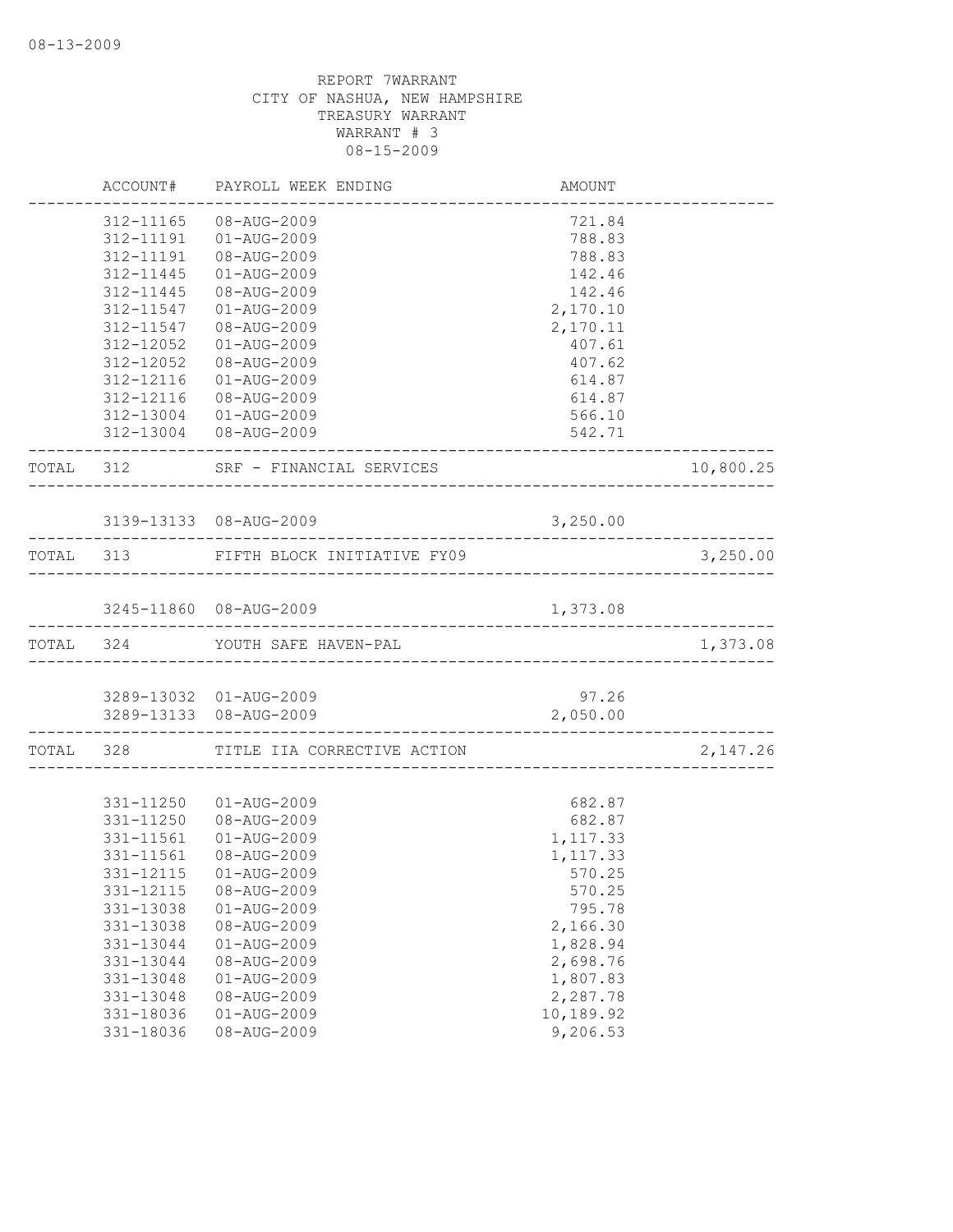08-13-2009

REPORT 7WARRANT
CITY OF NASHUA, NEW HAMPSHIRE
TREASURY WARRANT
WARRANT # 3
08-15-2009

| | ACCOUNT# | PAYROLL WEEK ENDING | AMOUNT | |
|---|---|---|---|---|
| | 312-11165 | 08-AUG-2009 | 721.84 | |
| | 312-11191 | 01-AUG-2009 | 788.83 | |
| | 312-11191 | 08-AUG-2009 | 788.83 | |
| | 312-11445 | 01-AUG-2009 | 142.46 | |
| | 312-11445 | 08-AUG-2009 | 142.46 | |
| | 312-11547 | 01-AUG-2009 | 2,170.10 | |
| | 312-11547 | 08-AUG-2009 | 2,170.11 | |
| | 312-12052 | 01-AUG-2009 | 407.61 | |
| | 312-12052 | 08-AUG-2009 | 407.62 | |
| | 312-12116 | 01-AUG-2009 | 614.87 | |
| | 312-12116 | 08-AUG-2009 | 614.87 | |
| | 312-13004 | 01-AUG-2009 | 566.10 | |
| | 312-13004 | 08-AUG-2009 | 542.71 | |
| TOTAL | 312 | SRF - FINANCIAL SERVICES | | 10,800.25 |
| | 3139-13133 | 08-AUG-2009 | 3,250.00 | |
| TOTAL | 313 | FIFTH BLOCK INITIATIVE FY09 | | 3,250.00 |
| | 3245-11860 | 08-AUG-2009 | 1,373.08 | |
| TOTAL | 324 | YOUTH SAFE HAVEN-PAL | | 1,373.08 |
| | 3289-13032 | 01-AUG-2009 | 97.26 | |
| | 3289-13133 | 08-AUG-2009 | 2,050.00 | |
| TOTAL | 328 | TITLE IIA CORRECTIVE ACTION | | 2,147.26 |
| | 331-11250 | 01-AUG-2009 | 682.87 | |
| | 331-11250 | 08-AUG-2009 | 682.87 | |
| | 331-11561 | 01-AUG-2009 | 1,117.33 | |
| | 331-11561 | 08-AUG-2009 | 1,117.33 | |
| | 331-12115 | 01-AUG-2009 | 570.25 | |
| | 331-12115 | 08-AUG-2009 | 570.25 | |
| | 331-13038 | 01-AUG-2009 | 795.78 | |
| | 331-13038 | 08-AUG-2009 | 2,166.30 | |
| | 331-13044 | 01-AUG-2009 | 1,828.94 | |
| | 331-13044 | 08-AUG-2009 | 2,698.76 | |
| | 331-13048 | 01-AUG-2009 | 1,807.83 | |
| | 331-13048 | 08-AUG-2009 | 2,287.78 | |
| | 331-18036 | 01-AUG-2009 | 10,189.92 | |
| | 331-18036 | 08-AUG-2009 | 9,206.53 | |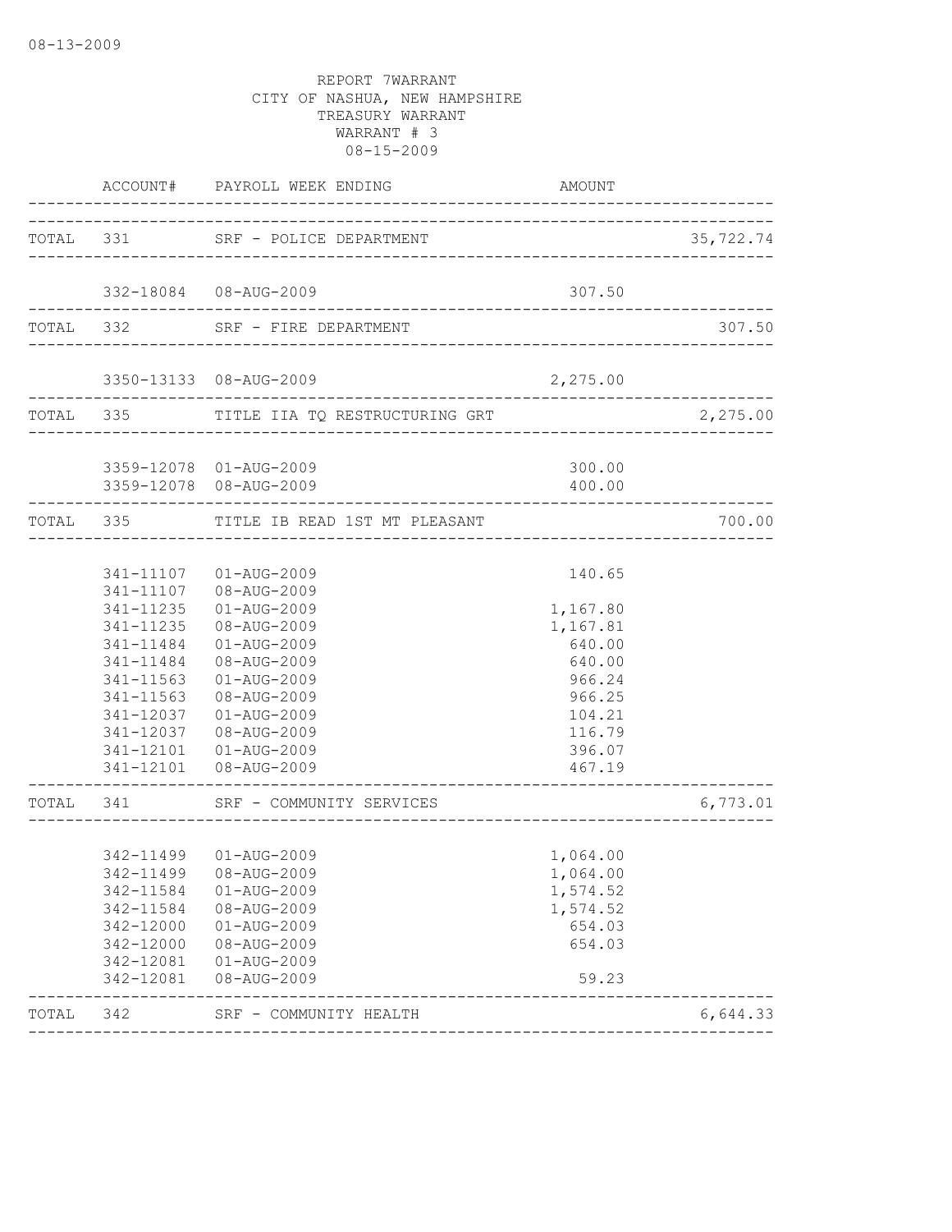08-13-2009

REPORT 7WARRANT
CITY OF NASHUA, NEW HAMPSHIRE
TREASURY WARRANT
WARRANT # 3
08-15-2009

| | ACCOUNT# | PAYROLL WEEK ENDING | AMOUNT | |
|---|---|---|---|---|
| TOTAL | 331 | SRF - POLICE DEPARTMENT | | 35,722.74 |
| | 332-18084 | 08-AUG-2009 | 307.50 | |
| TOTAL | 332 | SRF - FIRE DEPARTMENT | | 307.50 |
| | 3350-13133 | 08-AUG-2009 | 2,275.00 | |
| TOTAL | 335 | TITLE IIA TQ RESTRUCTURING GRT | | 2,275.00 |
| | 3359-12078 | 01-AUG-2009 | 300.00 | |
| | 3359-12078 | 08-AUG-2009 | 400.00 | |
| TOTAL | 335 | TITLE IB READ 1ST MT PLEASANT | | 700.00 |
| | 341-11107 | 01-AUG-2009 | 140.65 | |
| | 341-11107 | 08-AUG-2009 | | |
| | 341-11235 | 01-AUG-2009 | 1,167.80 | |
| | 341-11235 | 08-AUG-2009 | 1,167.81 | |
| | 341-11484 | 01-AUG-2009 | 640.00 | |
| | 341-11484 | 08-AUG-2009 | 640.00 | |
| | 341-11563 | 01-AUG-2009 | 966.24 | |
| | 341-11563 | 08-AUG-2009 | 966.25 | |
| | 341-12037 | 01-AUG-2009 | 104.21 | |
| | 341-12037 | 08-AUG-2009 | 116.79 | |
| | 341-12101 | 01-AUG-2009 | 396.07 | |
| | 341-12101 | 08-AUG-2009 | 467.19 | |
| TOTAL | 341 | SRF - COMMUNITY SERVICES | | 6,773.01 |
| | 342-11499 | 01-AUG-2009 | 1,064.00 | |
| | 342-11499 | 08-AUG-2009 | 1,064.00 | |
| | 342-11584 | 01-AUG-2009 | 1,574.52 | |
| | 342-11584 | 08-AUG-2009 | 1,574.52 | |
| | 342-12000 | 01-AUG-2009 | 654.03 | |
| | 342-12000 | 08-AUG-2009 | 654.03 | |
| | 342-12081 | 01-AUG-2009 | | |
| | 342-12081 | 08-AUG-2009 | 59.23 | |
| TOTAL | 342 | SRF - COMMUNITY HEALTH | | 6,644.33 |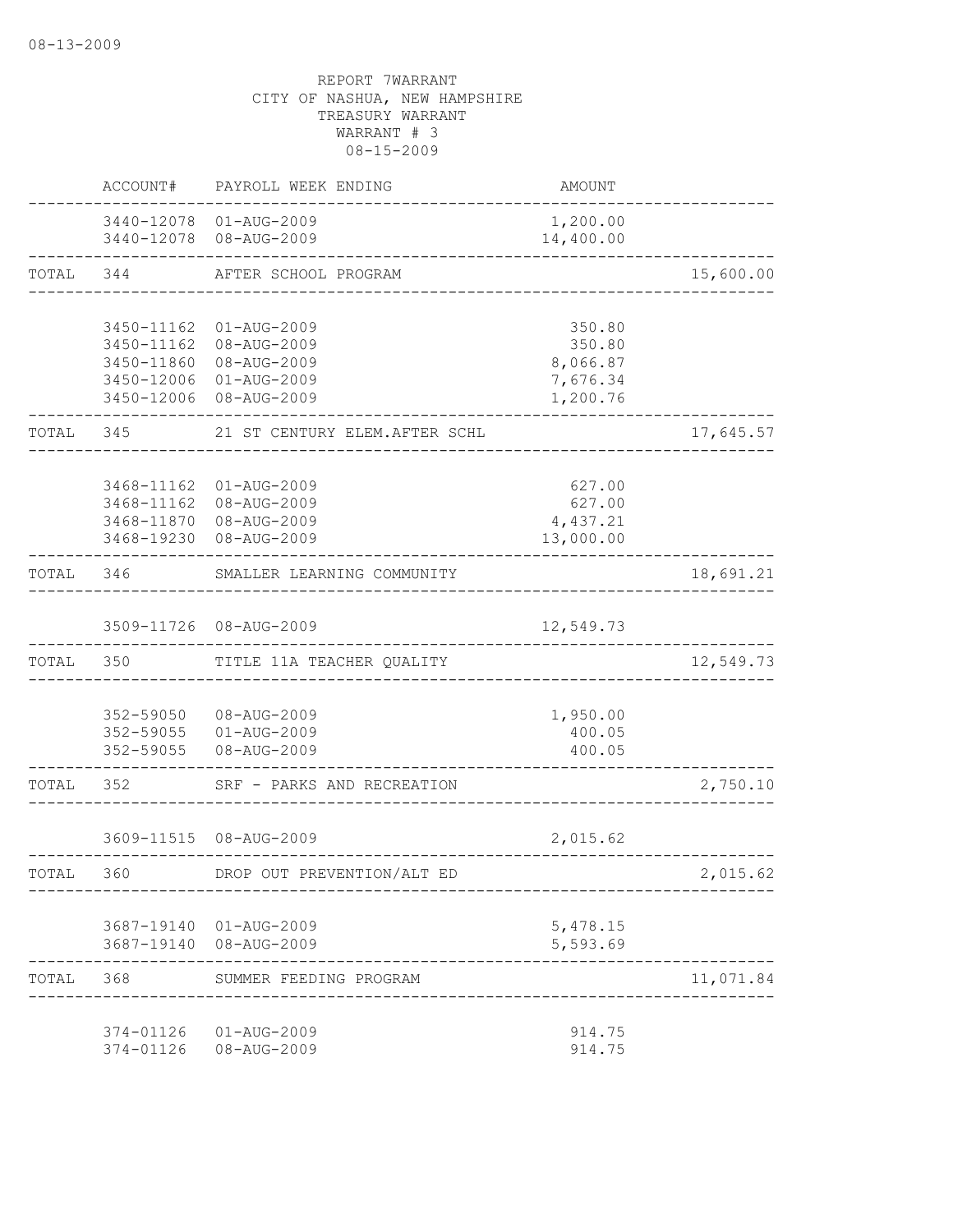08-13-2009

REPORT 7WARRANT
CITY OF NASHUA, NEW HAMPSHIRE
TREASURY WARRANT
WARRANT # 3
08-15-2009

| | ACCOUNT# | PAYROLL WEEK ENDING | AMOUNT | |
|---|---|---|---|---|
| | 3440-12078 | 01-AUG-2009 | 1,200.00 | |
| | 3440-12078 | 08-AUG-2009 | 14,400.00 | |
| TOTAL | 344 | AFTER SCHOOL PROGRAM | | 15,600.00 |
| | 3450-11162 | 01-AUG-2009 | 350.80 | |
| | 3450-11162 | 08-AUG-2009 | 350.80 | |
| | 3450-11860 | 08-AUG-2009 | 8,066.87 | |
| | 3450-12006 | 01-AUG-2009 | 7,676.34 | |
| | 3450-12006 | 08-AUG-2009 | 1,200.76 | |
| TOTAL | 345 | 21 ST CENTURY ELEM.AFTER SCHL | | 17,645.57 |
| | 3468-11162 | 01-AUG-2009 | 627.00 | |
| | 3468-11162 | 08-AUG-2009 | 627.00 | |
| | 3468-11870 | 08-AUG-2009 | 4,437.21 | |
| | 3468-19230 | 08-AUG-2009 | 13,000.00 | |
| TOTAL | 346 | SMALLER LEARNING COMMUNITY | | 18,691.21 |
| | 3509-11726 | 08-AUG-2009 | 12,549.73 | |
| TOTAL | 350 | TITLE 11A TEACHER QUALITY | | 12,549.73 |
| | 352-59050 | 08-AUG-2009 | 1,950.00 | |
| | 352-59055 | 01-AUG-2009 | 400.05 | |
| | 352-59055 | 08-AUG-2009 | 400.05 | |
| TOTAL | 352 | SRF - PARKS AND RECREATION | | 2,750.10 |
| | 3609-11515 | 08-AUG-2009 | 2,015.62 | |
| TOTAL | 360 | DROP OUT PREVENTION/ALT ED | | 2,015.62 |
| | 3687-19140 | 01-AUG-2009 | 5,478.15 | |
| | 3687-19140 | 08-AUG-2009 | 5,593.69 | |
| TOTAL | 368 | SUMMER FEEDING PROGRAM | | 11,071.84 |
| | 374-01126 | 01-AUG-2009 | 914.75 | |
| | 374-01126 | 08-AUG-2009 | 914.75 | |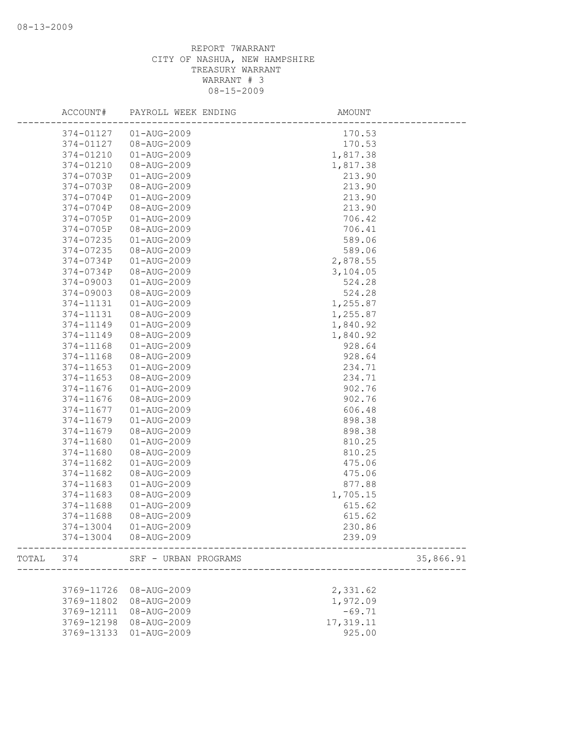REPORT 7WARRANT
CITY OF NASHUA, NEW HAMPSHIRE
TREASURY WARRANT
WARRANT # 3
08-15-2009

| ACCOUNT# | PAYROLL WEEK ENDING | AMOUNT | |
|---|---|---|---|
| 374-01127 | 01-AUG-2009 | 170.53 | |
| 374-01127 | 08-AUG-2009 | 170.53 | |
| 374-01210 | 01-AUG-2009 | 1,817.38 | |
| 374-01210 | 08-AUG-2009 | 1,817.38 | |
| 374-0703P | 01-AUG-2009 | 213.90 | |
| 374-0703P | 08-AUG-2009 | 213.90 | |
| 374-0704P | 01-AUG-2009 | 213.90 | |
| 374-0704P | 08-AUG-2009 | 213.90 | |
| 374-0705P | 01-AUG-2009 | 706.42 | |
| 374-0705P | 08-AUG-2009 | 706.41 | |
| 374-07235 | 01-AUG-2009 | 589.06 | |
| 374-07235 | 08-AUG-2009 | 589.06 | |
| 374-0734P | 01-AUG-2009 | 2,878.55 | |
| 374-0734P | 08-AUG-2009 | 3,104.05 | |
| 374-09003 | 01-AUG-2009 | 524.28 | |
| 374-09003 | 08-AUG-2009 | 524.28 | |
| 374-11131 | 01-AUG-2009 | 1,255.87 | |
| 374-11131 | 08-AUG-2009 | 1,255.87 | |
| 374-11149 | 01-AUG-2009 | 1,840.92 | |
| 374-11149 | 08-AUG-2009 | 1,840.92 | |
| 374-11168 | 01-AUG-2009 | 928.64 | |
| 374-11168 | 08-AUG-2009 | 928.64 | |
| 374-11653 | 01-AUG-2009 | 234.71 | |
| 374-11653 | 08-AUG-2009 | 234.71 | |
| 374-11676 | 01-AUG-2009 | 902.76 | |
| 374-11676 | 08-AUG-2009 | 902.76 | |
| 374-11677 | 01-AUG-2009 | 606.48 | |
| 374-11679 | 01-AUG-2009 | 898.38 | |
| 374-11679 | 08-AUG-2009 | 898.38 | |
| 374-11680 | 01-AUG-2009 | 810.25 | |
| 374-11680 | 08-AUG-2009 | 810.25 | |
| 374-11682 | 01-AUG-2009 | 475.06 | |
| 374-11682 | 08-AUG-2009 | 475.06 | |
| 374-11683 | 01-AUG-2009 | 877.88 | |
| 374-11683 | 08-AUG-2009 | 1,705.15 | |
| 374-11688 | 01-AUG-2009 | 615.62 | |
| 374-11688 | 08-AUG-2009 | 615.62 | |
| 374-13004 | 01-AUG-2009 | 230.86 | |
| 374-13004 | 08-AUG-2009 | 239.09 | |
| TOTAL 374 | SRF - URBAN PROGRAMS | | 35,866.91 |
| 3769-11726 | 08-AUG-2009 | 2,331.62 | |
| 3769-11802 | 08-AUG-2009 | 1,972.09 | |
| 3769-12111 | 08-AUG-2009 | -69.71 | |
| 3769-12198 | 08-AUG-2009 | 17,319.11 | |
| 3769-13133 | 01-AUG-2009 | 925.00 | |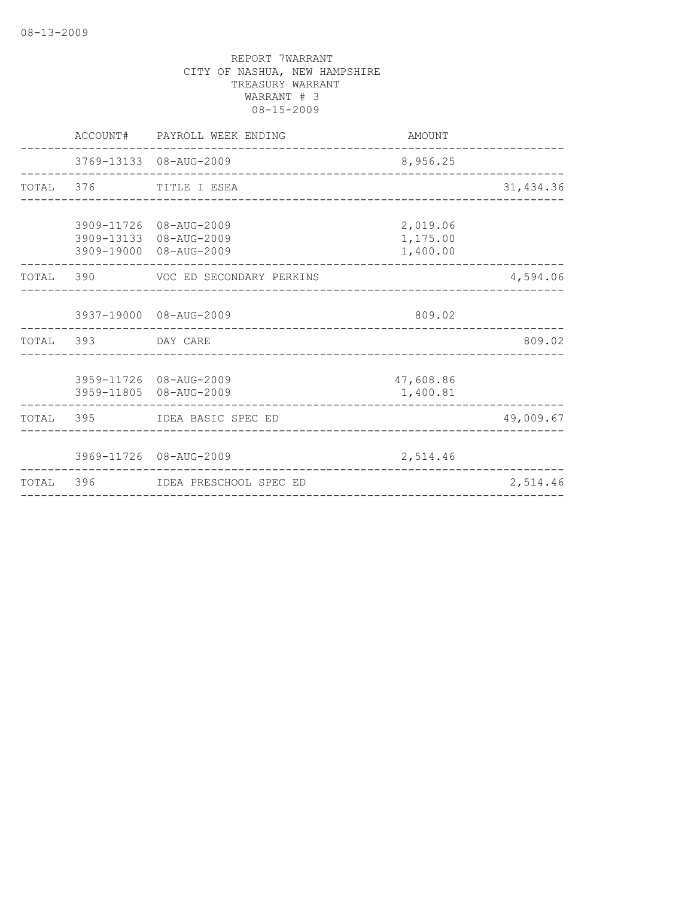08-13-2009

REPORT 7WARRANT
CITY OF NASHUA, NEW HAMPSHIRE
TREASURY WARRANT
WARRANT # 3
08-15-2009

| | ACCOUNT# | PAYROLL WEEK ENDING | AMOUNT | |
|---|---|---|---|---|
| | 3769-13133 | 08-AUG-2009 | 8,956.25 | |
| TOTAL | 376 | TITLE I ESEA | | 31,434.36 |
| | 3909-11726 | 08-AUG-2009 | 2,019.06 | |
| | 3909-13133 | 08-AUG-2009 | 1,175.00 | |
| | 3909-19000 | 08-AUG-2009 | 1,400.00 | |
| TOTAL | 390 | VOC ED SECONDARY PERKINS | | 4,594.06 |
| | 3937-19000 | 08-AUG-2009 | 809.02 | |
| TOTAL | 393 | DAY CARE | | 809.02 |
| | 3959-11726 | 08-AUG-2009 | 47,608.86 | |
| | 3959-11805 | 08-AUG-2009 | 1,400.81 | |
| TOTAL | 395 | IDEA BASIC SPEC ED | | 49,009.67 |
| | 3969-11726 | 08-AUG-2009 | 2,514.46 | |
| TOTAL | 396 | IDEA PRESCHOOL SPEC ED | | 2,514.46 |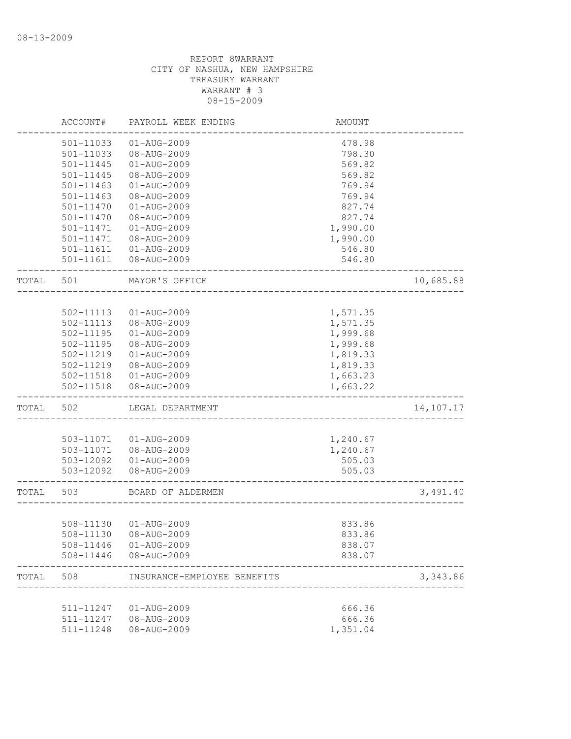REPORT 8WARRANT
CITY OF NASHUA, NEW HAMPSHIRE
TREASURY WARRANT
WARRANT # 3
08-15-2009

| | ACCOUNT# | PAYROLL WEEK ENDING | AMOUNT | |
|---|---|---|---|---|
| | 501-11033 | 01-AUG-2009 | 478.98 | |
| | 501-11033 | 08-AUG-2009 | 798.30 | |
| | 501-11445 | 01-AUG-2009 | 569.82 | |
| | 501-11445 | 08-AUG-2009 | 569.82 | |
| | 501-11463 | 01-AUG-2009 | 769.94 | |
| | 501-11463 | 08-AUG-2009 | 769.94 | |
| | 501-11470 | 01-AUG-2009 | 827.74 | |
| | 501-11470 | 08-AUG-2009 | 827.74 | |
| | 501-11471 | 01-AUG-2009 | 1,990.00 | |
| | 501-11471 | 08-AUG-2009 | 1,990.00 | |
| | 501-11611 | 01-AUG-2009 | 546.80 | |
| | 501-11611 | 08-AUG-2009 | 546.80 | |
| TOTAL | 501 | MAYOR'S OFFICE | | 10,685.88 |
| | 502-11113 | 01-AUG-2009 | 1,571.35 | |
| | 502-11113 | 08-AUG-2009 | 1,571.35 | |
| | 502-11195 | 01-AUG-2009 | 1,999.68 | |
| | 502-11195 | 08-AUG-2009 | 1,999.68 | |
| | 502-11219 | 01-AUG-2009 | 1,819.33 | |
| | 502-11219 | 08-AUG-2009 | 1,819.33 | |
| | 502-11518 | 01-AUG-2009 | 1,663.23 | |
| | 502-11518 | 08-AUG-2009 | 1,663.22 | |
| TOTAL | 502 | LEGAL DEPARTMENT | | 14,107.17 |
| | 503-11071 | 01-AUG-2009 | 1,240.67 | |
| | 503-11071 | 08-AUG-2009 | 1,240.67 | |
| | 503-12092 | 01-AUG-2009 | 505.03 | |
| | 503-12092 | 08-AUG-2009 | 505.03 | |
| TOTAL | 503 | BOARD OF ALDERMEN | | 3,491.40 |
| | 508-11130 | 01-AUG-2009 | 833.86 | |
| | 508-11130 | 08-AUG-2009 | 833.86 | |
| | 508-11446 | 01-AUG-2009 | 838.07 | |
| | 508-11446 | 08-AUG-2009 | 838.07 | |
| TOTAL | 508 | INSURANCE-EMPLOYEE BENEFITS | | 3,343.86 |
| | 511-11247 | 01-AUG-2009 | 666.36 | |
| | 511-11247 | 08-AUG-2009 | 666.36 | |
| | 511-11248 | 08-AUG-2009 | 1,351.04 | |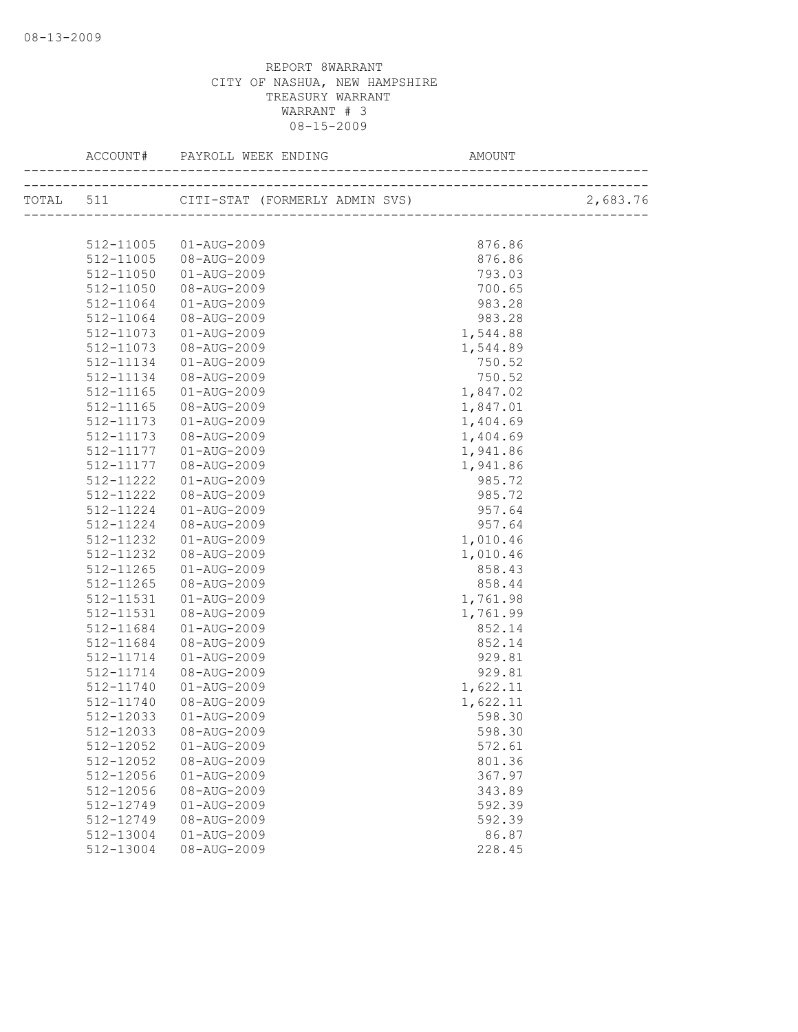08-13-2009

REPORT 8WARRANT
CITY OF NASHUA, NEW HAMPSHIRE
TREASURY WARRANT
WARRANT # 3
08-15-2009

| ACCOUNT# | PAYROLL WEEK ENDING | AMOUNT | |
|---|---|---|---|
| TOTAL 511 | CITI-STAT (FORMERLY ADMIN SVS) | | 2,683.76 |
| 512-11005 | 01-AUG-2009 | 876.86 | |
| 512-11005 | 08-AUG-2009 | 876.86 | |
| 512-11050 | 01-AUG-2009 | 793.03 | |
| 512-11050 | 08-AUG-2009 | 700.65 | |
| 512-11064 | 01-AUG-2009 | 983.28 | |
| 512-11064 | 08-AUG-2009 | 983.28 | |
| 512-11073 | 01-AUG-2009 | 1,544.88 | |
| 512-11073 | 08-AUG-2009 | 1,544.89 | |
| 512-11134 | 01-AUG-2009 | 750.52 | |
| 512-11134 | 08-AUG-2009 | 750.52 | |
| 512-11165 | 01-AUG-2009 | 1,847.02 | |
| 512-11165 | 08-AUG-2009 | 1,847.01 | |
| 512-11173 | 01-AUG-2009 | 1,404.69 | |
| 512-11173 | 08-AUG-2009 | 1,404.69 | |
| 512-11177 | 01-AUG-2009 | 1,941.86 | |
| 512-11177 | 08-AUG-2009 | 1,941.86 | |
| 512-11222 | 01-AUG-2009 | 985.72 | |
| 512-11222 | 08-AUG-2009 | 985.72 | |
| 512-11224 | 01-AUG-2009 | 957.64 | |
| 512-11224 | 08-AUG-2009 | 957.64 | |
| 512-11232 | 01-AUG-2009 | 1,010.46 | |
| 512-11232 | 08-AUG-2009 | 1,010.46 | |
| 512-11265 | 01-AUG-2009 | 858.43 | |
| 512-11265 | 08-AUG-2009 | 858.44 | |
| 512-11531 | 01-AUG-2009 | 1,761.98 | |
| 512-11531 | 08-AUG-2009 | 1,761.99 | |
| 512-11684 | 01-AUG-2009 | 852.14 | |
| 512-11684 | 08-AUG-2009 | 852.14 | |
| 512-11714 | 01-AUG-2009 | 929.81 | |
| 512-11714 | 08-AUG-2009 | 929.81 | |
| 512-11740 | 01-AUG-2009 | 1,622.11 | |
| 512-11740 | 08-AUG-2009 | 1,622.11 | |
| 512-12033 | 01-AUG-2009 | 598.30 | |
| 512-12033 | 08-AUG-2009 | 598.30 | |
| 512-12052 | 01-AUG-2009 | 572.61 | |
| 512-12052 | 08-AUG-2009 | 801.36 | |
| 512-12056 | 01-AUG-2009 | 367.97 | |
| 512-12056 | 08-AUG-2009 | 343.89 | |
| 512-12749 | 01-AUG-2009 | 592.39 | |
| 512-12749 | 08-AUG-2009 | 592.39 | |
| 512-13004 | 01-AUG-2009 | 86.87 | |
| 512-13004 | 08-AUG-2009 | 228.45 | |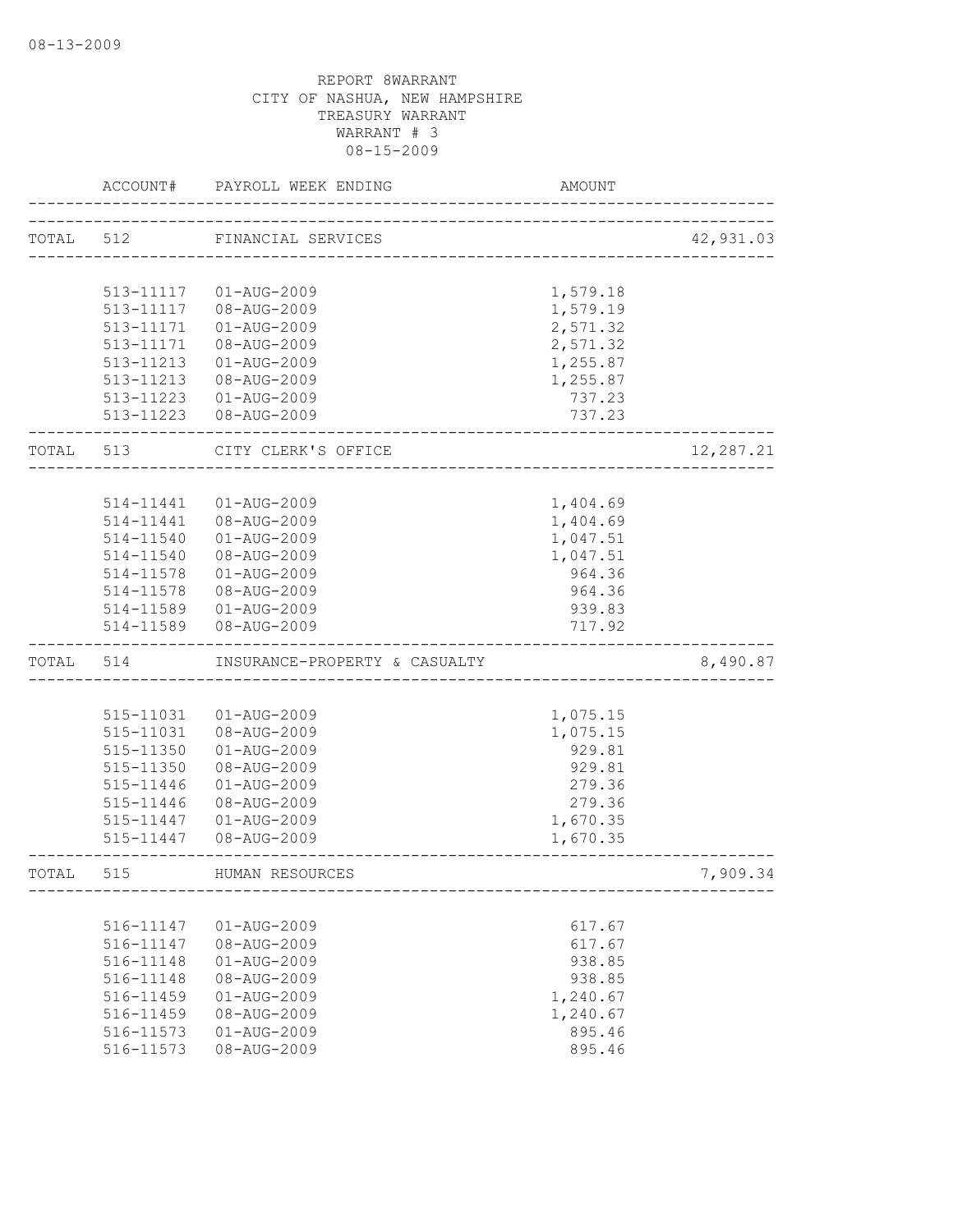08-13-2009

REPORT 8WARRANT
CITY OF NASHUA, NEW HAMPSHIRE
TREASURY WARRANT
WARRANT # 3
08-15-2009

| | ACCOUNT# | PAYROLL WEEK ENDING | AMOUNT | |
|---|---|---|---|---|
| TOTAL | 512 | FINANCIAL SERVICES | | 42,931.03 |
| | 513-11117 | 01-AUG-2009 | 1,579.18 | |
| | 513-11117 | 08-AUG-2009 | 1,579.19 | |
| | 513-11171 | 01-AUG-2009 | 2,571.32 | |
| | 513-11171 | 08-AUG-2009 | 2,571.32 | |
| | 513-11213 | 01-AUG-2009 | 1,255.87 | |
| | 513-11213 | 08-AUG-2009 | 1,255.87 | |
| | 513-11223 | 01-AUG-2009 | 737.23 | |
| | 513-11223 | 08-AUG-2009 | 737.23 | |
| TOTAL | 513 | CITY CLERK'S OFFICE | | 12,287.21 |
| | 514-11441 | 01-AUG-2009 | 1,404.69 | |
| | 514-11441 | 08-AUG-2009 | 1,404.69 | |
| | 514-11540 | 01-AUG-2009 | 1,047.51 | |
| | 514-11540 | 08-AUG-2009 | 1,047.51 | |
| | 514-11578 | 01-AUG-2009 | 964.36 | |
| | 514-11578 | 08-AUG-2009 | 964.36 | |
| | 514-11589 | 01-AUG-2009 | 939.83 | |
| | 514-11589 | 08-AUG-2009 | 717.92 | |
| TOTAL | 514 | INSURANCE-PROPERTY & CASUALTY | | 8,490.87 |
| | 515-11031 | 01-AUG-2009 | 1,075.15 | |
| | 515-11031 | 08-AUG-2009 | 1,075.15 | |
| | 515-11350 | 01-AUG-2009 | 929.81 | |
| | 515-11350 | 08-AUG-2009 | 929.81 | |
| | 515-11446 | 01-AUG-2009 | 279.36 | |
| | 515-11446 | 08-AUG-2009 | 279.36 | |
| | 515-11447 | 01-AUG-2009 | 1,670.35 | |
| | 515-11447 | 08-AUG-2009 | 1,670.35 | |
| TOTAL | 515 | HUMAN RESOURCES | | 7,909.34 |
| | 516-11147 | 01-AUG-2009 | 617.67 | |
| | 516-11147 | 08-AUG-2009 | 617.67 | |
| | 516-11148 | 01-AUG-2009 | 938.85 | |
| | 516-11148 | 08-AUG-2009 | 938.85 | |
| | 516-11459 | 01-AUG-2009 | 1,240.67 | |
| | 516-11459 | 08-AUG-2009 | 1,240.67 | |
| | 516-11573 | 01-AUG-2009 | 895.46 | |
| | 516-11573 | 08-AUG-2009 | 895.46 | |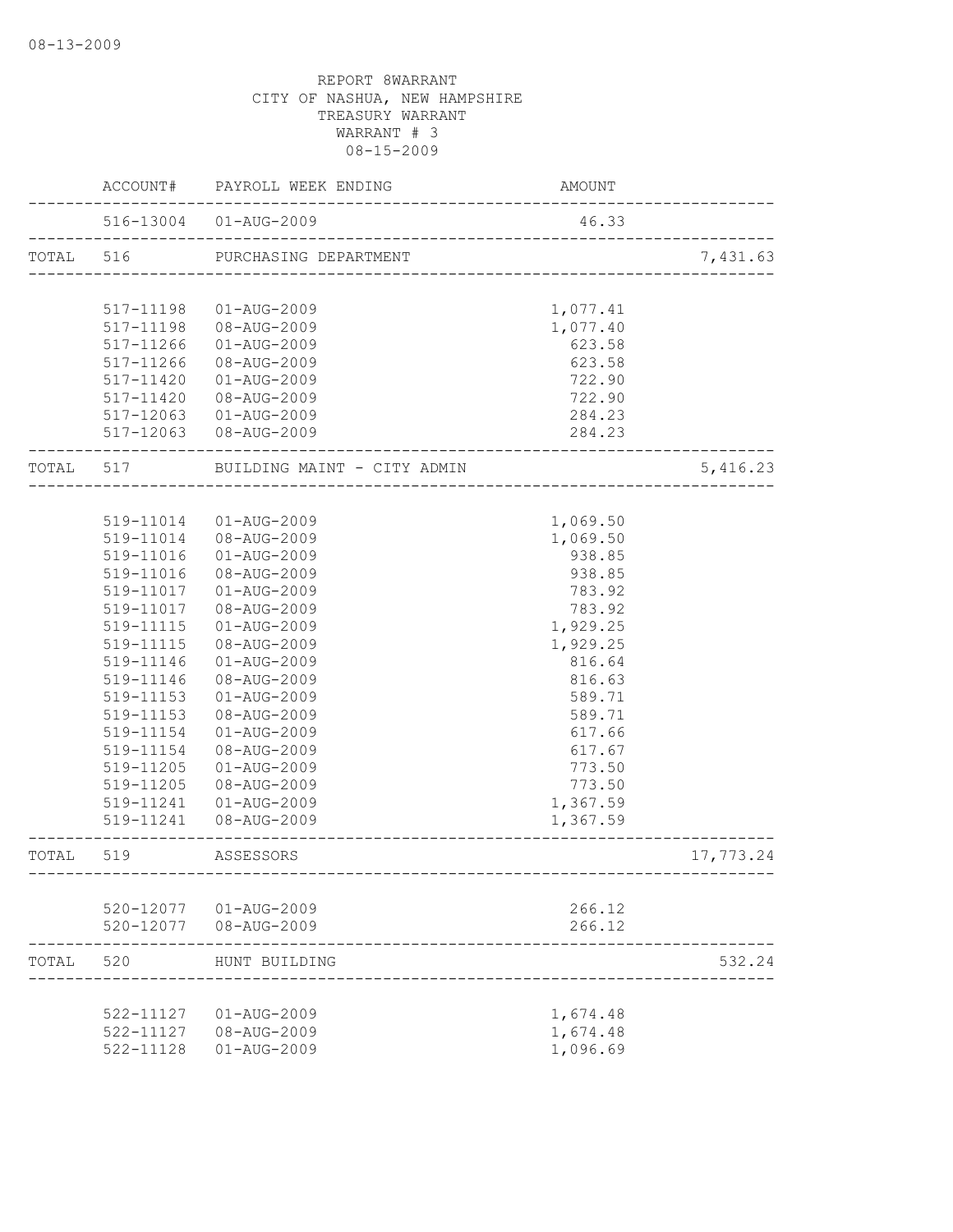REPORT 8WARRANT
CITY OF NASHUA, NEW HAMPSHIRE
TREASURY WARRANT
WARRANT # 3
08-15-2009

| | ACCOUNT# | PAYROLL WEEK ENDING | AMOUNT | |
|---|---|---|---|---|
| | 516-13004 | 01-AUG-2009 | 46.33 | |
| TOTAL | 516 | PURCHASING DEPARTMENT | | 7,431.63 |
| | 517-11198 | 01-AUG-2009 | 1,077.41 | |
| | 517-11198 | 08-AUG-2009 | 1,077.40 | |
| | 517-11266 | 01-AUG-2009 | 623.58 | |
| | 517-11266 | 08-AUG-2009 | 623.58 | |
| | 517-11420 | 01-AUG-2009 | 722.90 | |
| | 517-11420 | 08-AUG-2009 | 722.90 | |
| | 517-12063 | 01-AUG-2009 | 284.23 | |
| | 517-12063 | 08-AUG-2009 | 284.23 | |
| TOTAL | 517 | BUILDING MAINT - CITY ADMIN | | 5,416.23 |
| | 519-11014 | 01-AUG-2009 | 1,069.50 | |
| | 519-11014 | 08-AUG-2009 | 1,069.50 | |
| | 519-11016 | 01-AUG-2009 | 938.85 | |
| | 519-11016 | 08-AUG-2009 | 938.85 | |
| | 519-11017 | 01-AUG-2009 | 783.92 | |
| | 519-11017 | 08-AUG-2009 | 783.92 | |
| | 519-11115 | 01-AUG-2009 | 1,929.25 | |
| | 519-11115 | 08-AUG-2009 | 1,929.25 | |
| | 519-11146 | 01-AUG-2009 | 816.64 | |
| | 519-11146 | 08-AUG-2009 | 816.63 | |
| | 519-11153 | 01-AUG-2009 | 589.71 | |
| | 519-11153 | 08-AUG-2009 | 589.71 | |
| | 519-11154 | 01-AUG-2009 | 617.66 | |
| | 519-11154 | 08-AUG-2009 | 617.67 | |
| | 519-11205 | 01-AUG-2009 | 773.50 | |
| | 519-11205 | 08-AUG-2009 | 773.50 | |
| | 519-11241 | 01-AUG-2009 | 1,367.59 | |
| | 519-11241 | 08-AUG-2009 | 1,367.59 | |
| TOTAL | 519 | ASSESSORS | | 17,773.24 |
| | 520-12077 | 01-AUG-2009 | 266.12 | |
| | 520-12077 | 08-AUG-2009 | 266.12 | |
| TOTAL | 520 | HUNT BUILDING | | 532.24 |
| | 522-11127 | 01-AUG-2009 | 1,674.48 | |
| | 522-11127 | 08-AUG-2009 | 1,674.48 | |
| | 522-11128 | 01-AUG-2009 | 1,096.69 | |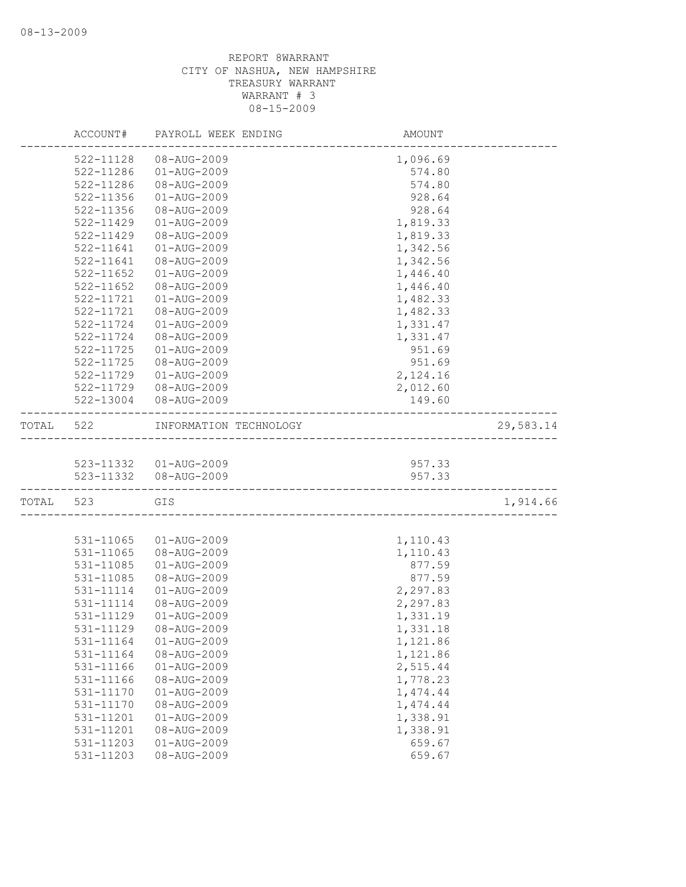08-13-2009

REPORT 8WARRANT
CITY OF NASHUA, NEW HAMPSHIRE
TREASURY WARRANT
WARRANT # 3
08-15-2009

| | ACCOUNT# | PAYROLL WEEK ENDING | AMOUNT | |
|---|---|---|---|---|
| | 522-11128 | 08-AUG-2009 | 1,096.69 | |
| | 522-11286 | 01-AUG-2009 | 574.80 | |
| | 522-11286 | 08-AUG-2009 | 574.80 | |
| | 522-11356 | 01-AUG-2009 | 928.64 | |
| | 522-11356 | 08-AUG-2009 | 928.64 | |
| | 522-11429 | 01-AUG-2009 | 1,819.33 | |
| | 522-11429 | 08-AUG-2009 | 1,819.33 | |
| | 522-11641 | 01-AUG-2009 | 1,342.56 | |
| | 522-11641 | 08-AUG-2009 | 1,342.56 | |
| | 522-11652 | 01-AUG-2009 | 1,446.40 | |
| | 522-11652 | 08-AUG-2009 | 1,446.40 | |
| | 522-11721 | 01-AUG-2009 | 1,482.33 | |
| | 522-11721 | 08-AUG-2009 | 1,482.33 | |
| | 522-11724 | 01-AUG-2009 | 1,331.47 | |
| | 522-11724 | 08-AUG-2009 | 1,331.47 | |
| | 522-11725 | 01-AUG-2009 | 951.69 | |
| | 522-11725 | 08-AUG-2009 | 951.69 | |
| | 522-11729 | 01-AUG-2009 | 2,124.16 | |
| | 522-11729 | 08-AUG-2009 | 2,012.60 | |
| | 522-13004 | 08-AUG-2009 | 149.60 | |
| TOTAL | 522 | INFORMATION TECHNOLOGY | | 29,583.14 |
| | 523-11332 | 01-AUG-2009 | 957.33 | |
| | 523-11332 | 08-AUG-2009 | 957.33 | |
| TOTAL | 523 | GIS | | 1,914.66 |
| | 531-11065 | 01-AUG-2009 | 1,110.43 | |
| | 531-11065 | 08-AUG-2009 | 1,110.43 | |
| | 531-11085 | 01-AUG-2009 | 877.59 | |
| | 531-11085 | 08-AUG-2009 | 877.59 | |
| | 531-11114 | 01-AUG-2009 | 2,297.83 | |
| | 531-11114 | 08-AUG-2009 | 2,297.83 | |
| | 531-11129 | 01-AUG-2009 | 1,331.19 | |
| | 531-11129 | 08-AUG-2009 | 1,331.18 | |
| | 531-11164 | 01-AUG-2009 | 1,121.86 | |
| | 531-11164 | 08-AUG-2009 | 1,121.86 | |
| | 531-11166 | 01-AUG-2009 | 2,515.44 | |
| | 531-11166 | 08-AUG-2009 | 1,778.23 | |
| | 531-11170 | 01-AUG-2009 | 1,474.44 | |
| | 531-11170 | 08-AUG-2009 | 1,474.44 | |
| | 531-11201 | 01-AUG-2009 | 1,338.91 | |
| | 531-11201 | 08-AUG-2009 | 1,338.91 | |
| | 531-11203 | 01-AUG-2009 | 659.67 | |
| | 531-11203 | 08-AUG-2009 | 659.67 | |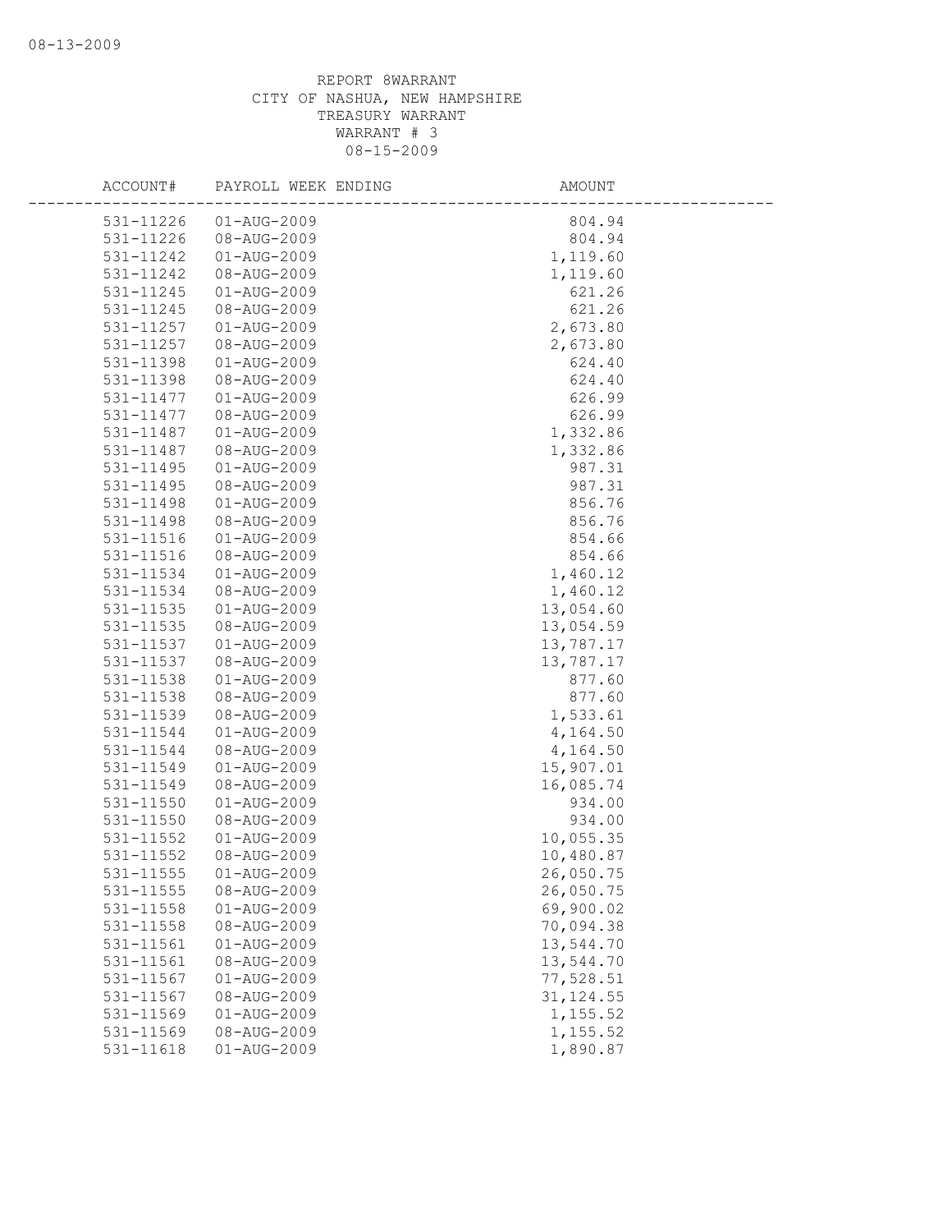REPORT 8WARRANT
CITY OF NASHUA, NEW HAMPSHIRE
TREASURY WARRANT
WARRANT # 3
08-15-2009

| ACCOUNT# | PAYROLL WEEK ENDING | AMOUNT |
|---|---|---|
| 531-11226 | 01-AUG-2009 | 804.94 |
| 531-11226 | 08-AUG-2009 | 804.94 |
| 531-11242 | 01-AUG-2009 | 1,119.60 |
| 531-11242 | 08-AUG-2009 | 1,119.60 |
| 531-11245 | 01-AUG-2009 | 621.26 |
| 531-11245 | 08-AUG-2009 | 621.26 |
| 531-11257 | 01-AUG-2009 | 2,673.80 |
| 531-11257 | 08-AUG-2009 | 2,673.80 |
| 531-11398 | 01-AUG-2009 | 624.40 |
| 531-11398 | 08-AUG-2009 | 624.40 |
| 531-11477 | 01-AUG-2009 | 626.99 |
| 531-11477 | 08-AUG-2009 | 626.99 |
| 531-11487 | 01-AUG-2009 | 1,332.86 |
| 531-11487 | 08-AUG-2009 | 1,332.86 |
| 531-11495 | 01-AUG-2009 | 987.31 |
| 531-11495 | 08-AUG-2009 | 987.31 |
| 531-11498 | 01-AUG-2009 | 856.76 |
| 531-11498 | 08-AUG-2009 | 856.76 |
| 531-11516 | 01-AUG-2009 | 854.66 |
| 531-11516 | 08-AUG-2009 | 854.66 |
| 531-11534 | 01-AUG-2009 | 1,460.12 |
| 531-11534 | 08-AUG-2009 | 1,460.12 |
| 531-11535 | 01-AUG-2009 | 13,054.60 |
| 531-11535 | 08-AUG-2009 | 13,054.59 |
| 531-11537 | 01-AUG-2009 | 13,787.17 |
| 531-11537 | 08-AUG-2009 | 13,787.17 |
| 531-11538 | 01-AUG-2009 | 877.60 |
| 531-11538 | 08-AUG-2009 | 877.60 |
| 531-11539 | 08-AUG-2009 | 1,533.61 |
| 531-11544 | 01-AUG-2009 | 4,164.50 |
| 531-11544 | 08-AUG-2009 | 4,164.50 |
| 531-11549 | 01-AUG-2009 | 15,907.01 |
| 531-11549 | 08-AUG-2009 | 16,085.74 |
| 531-11550 | 01-AUG-2009 | 934.00 |
| 531-11550 | 08-AUG-2009 | 934.00 |
| 531-11552 | 01-AUG-2009 | 10,055.35 |
| 531-11552 | 08-AUG-2009 | 10,480.87 |
| 531-11555 | 01-AUG-2009 | 26,050.75 |
| 531-11555 | 08-AUG-2009 | 26,050.75 |
| 531-11558 | 01-AUG-2009 | 69,900.02 |
| 531-11558 | 08-AUG-2009 | 70,094.38 |
| 531-11561 | 01-AUG-2009 | 13,544.70 |
| 531-11561 | 08-AUG-2009 | 13,544.70 |
| 531-11567 | 01-AUG-2009 | 77,528.51 |
| 531-11567 | 08-AUG-2009 | 31,124.55 |
| 531-11569 | 01-AUG-2009 | 1,155.52 |
| 531-11569 | 08-AUG-2009 | 1,155.52 |
| 531-11618 | 01-AUG-2009 | 1,890.87 |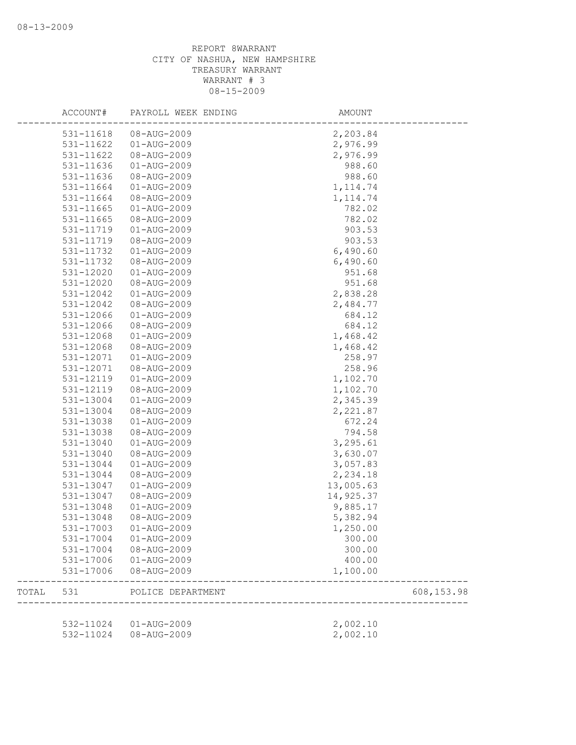REPORT 8WARRANT
CITY OF NASHUA, NEW HAMPSHIRE
TREASURY WARRANT
WARRANT # 3
08-15-2009

| ACCOUNT# | PAYROLL WEEK ENDING | AMOUNT | |
|---|---|---|---|
| 531-11618 | 08-AUG-2009 | 2,203.84 | |
| 531-11622 | 01-AUG-2009 | 2,976.99 | |
| 531-11622 | 08-AUG-2009 | 2,976.99 | |
| 531-11636 | 01-AUG-2009 | 988.60 | |
| 531-11636 | 08-AUG-2009 | 988.60 | |
| 531-11664 | 01-AUG-2009 | 1,114.74 | |
| 531-11664 | 08-AUG-2009 | 1,114.74 | |
| 531-11665 | 01-AUG-2009 | 782.02 | |
| 531-11665 | 08-AUG-2009 | 782.02 | |
| 531-11719 | 01-AUG-2009 | 903.53 | |
| 531-11719 | 08-AUG-2009 | 903.53 | |
| 531-11732 | 01-AUG-2009 | 6,490.60 | |
| 531-11732 | 08-AUG-2009 | 6,490.60 | |
| 531-12020 | 01-AUG-2009 | 951.68 | |
| 531-12020 | 08-AUG-2009 | 951.68 | |
| 531-12042 | 01-AUG-2009 | 2,838.28 | |
| 531-12042 | 08-AUG-2009 | 2,484.77 | |
| 531-12066 | 01-AUG-2009 | 684.12 | |
| 531-12066 | 08-AUG-2009 | 684.12 | |
| 531-12068 | 01-AUG-2009 | 1,468.42 | |
| 531-12068 | 08-AUG-2009 | 1,468.42 | |
| 531-12071 | 01-AUG-2009 | 258.97 | |
| 531-12071 | 08-AUG-2009 | 258.96 | |
| 531-12119 | 01-AUG-2009 | 1,102.70 | |
| 531-12119 | 08-AUG-2009 | 1,102.70 | |
| 531-13004 | 01-AUG-2009 | 2,345.39 | |
| 531-13004 | 08-AUG-2009 | 2,221.87 | |
| 531-13038 | 01-AUG-2009 | 672.24 | |
| 531-13038 | 08-AUG-2009 | 794.58 | |
| 531-13040 | 01-AUG-2009 | 3,295.61 | |
| 531-13040 | 08-AUG-2009 | 3,630.07 | |
| 531-13044 | 01-AUG-2009 | 3,057.83 | |
| 531-13044 | 08-AUG-2009 | 2,234.18 | |
| 531-13047 | 01-AUG-2009 | 13,005.63 | |
| 531-13047 | 08-AUG-2009 | 14,925.37 | |
| 531-13048 | 01-AUG-2009 | 9,885.17 | |
| 531-13048 | 08-AUG-2009 | 5,382.94 | |
| 531-17003 | 01-AUG-2009 | 1,250.00 | |
| 531-17004 | 01-AUG-2009 | 300.00 | |
| 531-17004 | 08-AUG-2009 | 300.00 | |
| 531-17006 | 01-AUG-2009 | 400.00 | |
| 531-17006 | 08-AUG-2009 | 1,100.00 | |
| TOTAL 531 | POLICE DEPARTMENT | | 608,153.98 |
| 532-11024 | 01-AUG-2009 | 2,002.10 | |
| 532-11024 | 08-AUG-2009 | 2,002.10 | |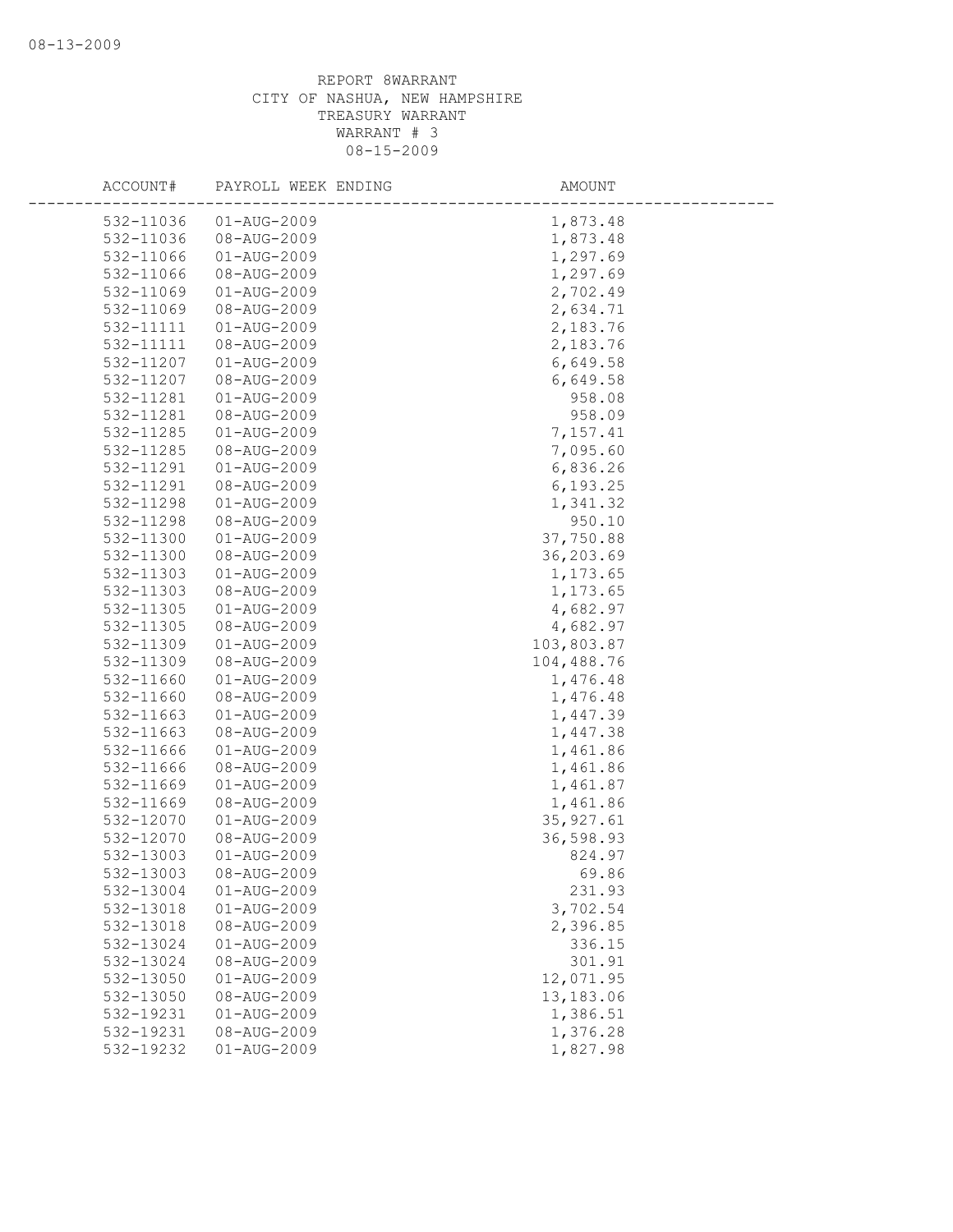REPORT 8WARRANT
CITY OF NASHUA, NEW HAMPSHIRE
TREASURY WARRANT
WARRANT # 3
08-15-2009

| ACCOUNT# | PAYROLL WEEK ENDING | AMOUNT |
|---|---|---|
| 532-11036 | 01-AUG-2009 | 1,873.48 |
| 532-11036 | 08-AUG-2009 | 1,873.48 |
| 532-11066 | 01-AUG-2009 | 1,297.69 |
| 532-11066 | 08-AUG-2009 | 1,297.69 |
| 532-11069 | 01-AUG-2009 | 2,702.49 |
| 532-11069 | 08-AUG-2009 | 2,634.71 |
| 532-11111 | 01-AUG-2009 | 2,183.76 |
| 532-11111 | 08-AUG-2009 | 2,183.76 |
| 532-11207 | 01-AUG-2009 | 6,649.58 |
| 532-11207 | 08-AUG-2009 | 6,649.58 |
| 532-11281 | 01-AUG-2009 | 958.08 |
| 532-11281 | 08-AUG-2009 | 958.09 |
| 532-11285 | 01-AUG-2009 | 7,157.41 |
| 532-11285 | 08-AUG-2009 | 7,095.60 |
| 532-11291 | 01-AUG-2009 | 6,836.26 |
| 532-11291 | 08-AUG-2009 | 6,193.25 |
| 532-11298 | 01-AUG-2009 | 1,341.32 |
| 532-11298 | 08-AUG-2009 | 950.10 |
| 532-11300 | 01-AUG-2009 | 37,750.88 |
| 532-11300 | 08-AUG-2009 | 36,203.69 |
| 532-11303 | 01-AUG-2009 | 1,173.65 |
| 532-11303 | 08-AUG-2009 | 1,173.65 |
| 532-11305 | 01-AUG-2009 | 4,682.97 |
| 532-11305 | 08-AUG-2009 | 4,682.97 |
| 532-11309 | 01-AUG-2009 | 103,803.87 |
| 532-11309 | 08-AUG-2009 | 104,488.76 |
| 532-11660 | 01-AUG-2009 | 1,476.48 |
| 532-11660 | 08-AUG-2009 | 1,476.48 |
| 532-11663 | 01-AUG-2009 | 1,447.39 |
| 532-11663 | 08-AUG-2009 | 1,447.38 |
| 532-11666 | 01-AUG-2009 | 1,461.86 |
| 532-11666 | 08-AUG-2009 | 1,461.86 |
| 532-11669 | 01-AUG-2009 | 1,461.87 |
| 532-11669 | 08-AUG-2009 | 1,461.86 |
| 532-12070 | 01-AUG-2009 | 35,927.61 |
| 532-12070 | 08-AUG-2009 | 36,598.93 |
| 532-13003 | 01-AUG-2009 | 824.97 |
| 532-13003 | 08-AUG-2009 | 69.86 |
| 532-13004 | 01-AUG-2009 | 231.93 |
| 532-13018 | 01-AUG-2009 | 3,702.54 |
| 532-13018 | 08-AUG-2009 | 2,396.85 |
| 532-13024 | 01-AUG-2009 | 336.15 |
| 532-13024 | 08-AUG-2009 | 301.91 |
| 532-13050 | 01-AUG-2009 | 12,071.95 |
| 532-13050 | 08-AUG-2009 | 13,183.06 |
| 532-19231 | 01-AUG-2009 | 1,386.51 |
| 532-19231 | 08-AUG-2009 | 1,376.28 |
| 532-19232 | 01-AUG-2009 | 1,827.98 |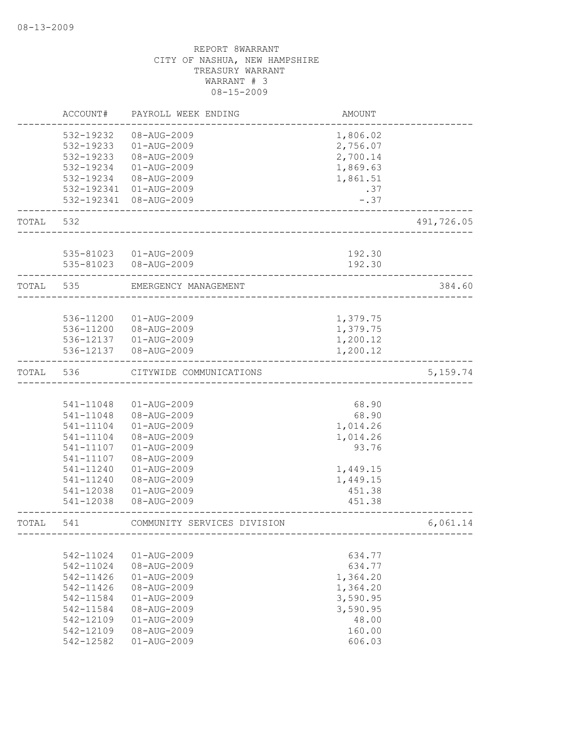08-13-2009

REPORT 8WARRANT
CITY OF NASHUA, NEW HAMPSHIRE
TREASURY WARRANT
WARRANT # 3
08-15-2009

| | ACCOUNT# | PAYROLL WEEK ENDING | AMOUNT | |
|---|---|---|---|---|
| | 532-19232 | 08-AUG-2009 | 1,806.02 | |
| | 532-19233 | 01-AUG-2009 | 2,756.07 | |
| | 532-19233 | 08-AUG-2009 | 2,700.14 | |
| | 532-19234 | 01-AUG-2009 | 1,869.63 | |
| | 532-19234 | 08-AUG-2009 | 1,861.51 | |
| | 532-192341 | 01-AUG-2009 | .37 | |
| | 532-192341 | 08-AUG-2009 | -.37 | |
| TOTAL | 532 | | | 491,726.05 |
| | 535-81023 | 01-AUG-2009 | 192.30 | |
| | 535-81023 | 08-AUG-2009 | 192.30 | |
| TOTAL | 535 | EMERGENCY MANAGEMENT | | 384.60 |
| | 536-11200 | 01-AUG-2009 | 1,379.75 | |
| | 536-11200 | 08-AUG-2009 | 1,379.75 | |
| | 536-12137 | 01-AUG-2009 | 1,200.12 | |
| | 536-12137 | 08-AUG-2009 | 1,200.12 | |
| TOTAL | 536 | CITYWIDE COMMUNICATIONS | | 5,159.74 |
| | 541-11048 | 01-AUG-2009 | 68.90 | |
| | 541-11048 | 08-AUG-2009 | 68.90 | |
| | 541-11104 | 01-AUG-2009 | 1,014.26 | |
| | 541-11104 | 08-AUG-2009 | 1,014.26 | |
| | 541-11107 | 01-AUG-2009 | 93.76 | |
| | 541-11107 | 08-AUG-2009 | | |
| | 541-11240 | 01-AUG-2009 | 1,449.15 | |
| | 541-11240 | 08-AUG-2009 | 1,449.15 | |
| | 541-12038 | 01-AUG-2009 | 451.38 | |
| | 541-12038 | 08-AUG-2009 | 451.38 | |
| TOTAL | 541 | COMMUNITY SERVICES DIVISION | | 6,061.14 |
| | 542-11024 | 01-AUG-2009 | 634.77 | |
| | 542-11024 | 08-AUG-2009 | 634.77 | |
| | 542-11426 | 01-AUG-2009 | 1,364.20 | |
| | 542-11426 | 08-AUG-2009 | 1,364.20 | |
| | 542-11584 | 01-AUG-2009 | 3,590.95 | |
| | 542-11584 | 08-AUG-2009 | 3,590.95 | |
| | 542-12109 | 01-AUG-2009 | 48.00 | |
| | 542-12109 | 08-AUG-2009 | 160.00 | |
| | 542-12582 | 01-AUG-2009 | 606.03 | |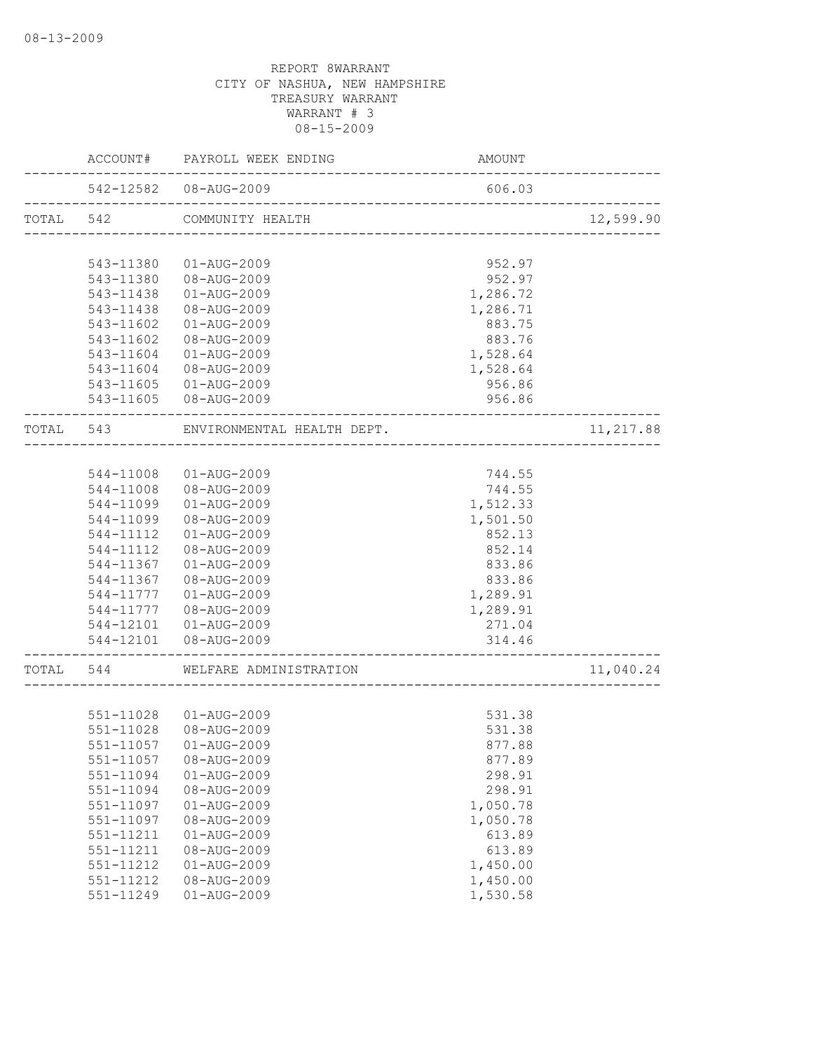08-13-2009

REPORT 8WARRANT
CITY OF NASHUA, NEW HAMPSHIRE
TREASURY WARRANT
WARRANT # 3
08-15-2009

| | ACCOUNT# | PAYROLL WEEK ENDING | AMOUNT | |
|---|---|---|---|---|
| | 542-12582 | 08-AUG-2009 | 606.03 | |
| TOTAL | 542 | COMMUNITY HEALTH | | 12,599.90 |
| | 543-11380 | 01-AUG-2009 | 952.97 | |
| | 543-11380 | 08-AUG-2009 | 952.97 | |
| | 543-11438 | 01-AUG-2009 | 1,286.72 | |
| | 543-11438 | 08-AUG-2009 | 1,286.71 | |
| | 543-11602 | 01-AUG-2009 | 883.75 | |
| | 543-11602 | 08-AUG-2009 | 883.76 | |
| | 543-11604 | 01-AUG-2009 | 1,528.64 | |
| | 543-11604 | 08-AUG-2009 | 1,528.64 | |
| | 543-11605 | 01-AUG-2009 | 956.86 | |
| | 543-11605 | 08-AUG-2009 | 956.86 | |
| TOTAL | 543 | ENVIRONMENTAL HEALTH DEPT. | | 11,217.88 |
| | 544-11008 | 01-AUG-2009 | 744.55 | |
| | 544-11008 | 08-AUG-2009 | 744.55 | |
| | 544-11099 | 01-AUG-2009 | 1,512.33 | |
| | 544-11099 | 08-AUG-2009 | 1,501.50 | |
| | 544-11112 | 01-AUG-2009 | 852.13 | |
| | 544-11112 | 08-AUG-2009 | 852.14 | |
| | 544-11367 | 01-AUG-2009 | 833.86 | |
| | 544-11367 | 08-AUG-2009 | 833.86 | |
| | 544-11777 | 01-AUG-2009 | 1,289.91 | |
| | 544-11777 | 08-AUG-2009 | 1,289.91 | |
| | 544-12101 | 01-AUG-2009 | 271.04 | |
| | 544-12101 | 08-AUG-2009 | 314.46 | |
| TOTAL | 544 | WELFARE ADMINISTRATION | | 11,040.24 |
| | 551-11028 | 01-AUG-2009 | 531.38 | |
| | 551-11028 | 08-AUG-2009 | 531.38 | |
| | 551-11057 | 01-AUG-2009 | 877.88 | |
| | 551-11057 | 08-AUG-2009 | 877.89 | |
| | 551-11094 | 01-AUG-2009 | 298.91 | |
| | 551-11094 | 08-AUG-2009 | 298.91 | |
| | 551-11097 | 01-AUG-2009 | 1,050.78 | |
| | 551-11097 | 08-AUG-2009 | 1,050.78 | |
| | 551-11211 | 01-AUG-2009 | 613.89 | |
| | 551-11211 | 08-AUG-2009 | 613.89 | |
| | 551-11212 | 01-AUG-2009 | 1,450.00 | |
| | 551-11212 | 08-AUG-2009 | 1,450.00 | |
| | 551-11249 | 01-AUG-2009 | 1,530.58 | |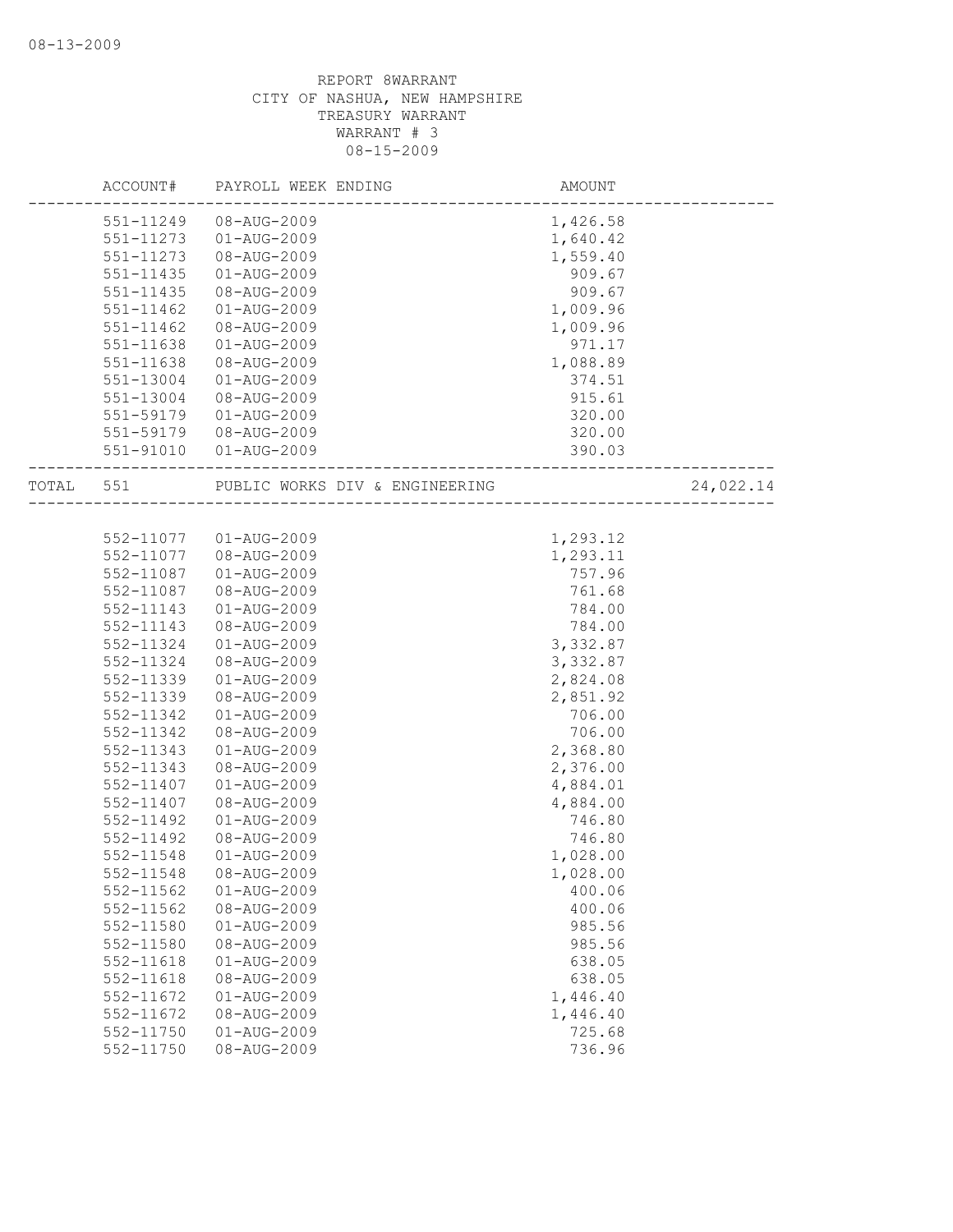REPORT 8WARRANT
CITY OF NASHUA, NEW HAMPSHIRE
TREASURY WARRANT
WARRANT # 3
08-15-2009

| ACCOUNT# | PAYROLL WEEK ENDING | AMOUNT | |
|---|---|---|---|
| 551-11249 | 08-AUG-2009 | 1,426.58 | |
| 551-11273 | 01-AUG-2009 | 1,640.42 | |
| 551-11273 | 08-AUG-2009 | 1,559.40 | |
| 551-11435 | 01-AUG-2009 | 909.67 | |
| 551-11435 | 08-AUG-2009 | 909.67 | |
| 551-11462 | 01-AUG-2009 | 1,009.96 | |
| 551-11462 | 08-AUG-2009 | 1,009.96 | |
| 551-11638 | 01-AUG-2009 | 971.17 | |
| 551-11638 | 08-AUG-2009 | 1,088.89 | |
| 551-13004 | 01-AUG-2009 | 374.51 | |
| 551-13004 | 08-AUG-2009 | 915.61 | |
| 551-59179 | 01-AUG-2009 | 320.00 | |
| 551-59179 | 08-AUG-2009 | 320.00 | |
| 551-91010 | 01-AUG-2009 | 390.03 | |
| TOTAL 551 | PUBLIC WORKS DIV & ENGINEERING | | 24,022.14 |
| 552-11077 | 01-AUG-2009 | 1,293.12 | |
| 552-11077 | 08-AUG-2009 | 1,293.11 | |
| 552-11087 | 01-AUG-2009 | 757.96 | |
| 552-11087 | 08-AUG-2009 | 761.68 | |
| 552-11143 | 01-AUG-2009 | 784.00 | |
| 552-11143 | 08-AUG-2009 | 784.00 | |
| 552-11324 | 01-AUG-2009 | 3,332.87 | |
| 552-11324 | 08-AUG-2009 | 3,332.87 | |
| 552-11339 | 01-AUG-2009 | 2,824.08 | |
| 552-11339 | 08-AUG-2009 | 2,851.92 | |
| 552-11342 | 01-AUG-2009 | 706.00 | |
| 552-11342 | 08-AUG-2009 | 706.00 | |
| 552-11343 | 01-AUG-2009 | 2,368.80 | |
| 552-11343 | 08-AUG-2009 | 2,376.00 | |
| 552-11407 | 01-AUG-2009 | 4,884.01 | |
| 552-11407 | 08-AUG-2009 | 4,884.00 | |
| 552-11492 | 01-AUG-2009 | 746.80 | |
| 552-11492 | 08-AUG-2009 | 746.80 | |
| 552-11548 | 01-AUG-2009 | 1,028.00 | |
| 552-11548 | 08-AUG-2009 | 1,028.00 | |
| 552-11562 | 01-AUG-2009 | 400.06 | |
| 552-11562 | 08-AUG-2009 | 400.06 | |
| 552-11580 | 01-AUG-2009 | 985.56 | |
| 552-11580 | 08-AUG-2009 | 985.56 | |
| 552-11618 | 01-AUG-2009 | 638.05 | |
| 552-11618 | 08-AUG-2009 | 638.05 | |
| 552-11672 | 01-AUG-2009 | 1,446.40 | |
| 552-11672 | 08-AUG-2009 | 1,446.40 | |
| 552-11750 | 01-AUG-2009 | 725.68 | |
| 552-11750 | 08-AUG-2009 | 736.96 | |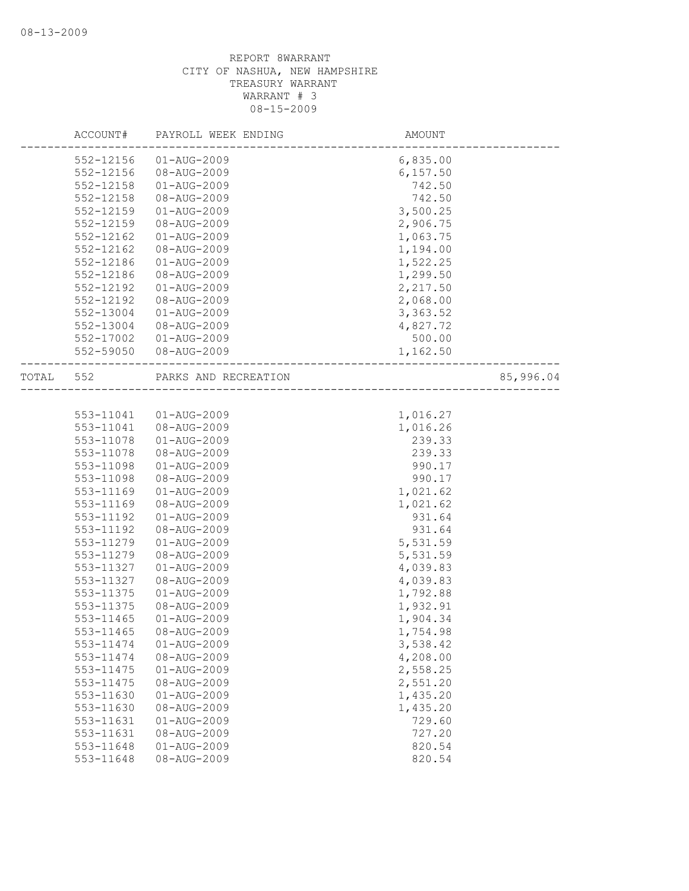REPORT 8WARRANT
CITY OF NASHUA, NEW HAMPSHIRE
TREASURY WARRANT
WARRANT # 3
08-15-2009

| ACCOUNT# | PAYROLL WEEK ENDING | AMOUNT | |
|---|---|---|---|
| 552-12156 | 01-AUG-2009 | 6,835.00 | |
| 552-12156 | 08-AUG-2009 | 6,157.50 | |
| 552-12158 | 01-AUG-2009 | 742.50 | |
| 552-12158 | 08-AUG-2009 | 742.50 | |
| 552-12159 | 01-AUG-2009 | 3,500.25 | |
| 552-12159 | 08-AUG-2009 | 2,906.75 | |
| 552-12162 | 01-AUG-2009 | 1,063.75 | |
| 552-12162 | 08-AUG-2009 | 1,194.00 | |
| 552-12186 | 01-AUG-2009 | 1,522.25 | |
| 552-12186 | 08-AUG-2009 | 1,299.50 | |
| 552-12192 | 01-AUG-2009 | 2,217.50 | |
| 552-12192 | 08-AUG-2009 | 2,068.00 | |
| 552-13004 | 01-AUG-2009 | 3,363.52 | |
| 552-13004 | 08-AUG-2009 | 4,827.72 | |
| 552-17002 | 01-AUG-2009 | 500.00 | |
| 552-59050 | 08-AUG-2009 | 1,162.50 | |
| TOTAL 552 | PARKS AND RECREATION | | 85,996.04 |
| 553-11041 | 01-AUG-2009 | 1,016.27 | |
| 553-11041 | 08-AUG-2009 | 1,016.26 | |
| 553-11078 | 01-AUG-2009 | 239.33 | |
| 553-11078 | 08-AUG-2009 | 239.33 | |
| 553-11098 | 01-AUG-2009 | 990.17 | |
| 553-11098 | 08-AUG-2009 | 990.17 | |
| 553-11169 | 01-AUG-2009 | 1,021.62 | |
| 553-11169 | 08-AUG-2009 | 1,021.62 | |
| 553-11192 | 01-AUG-2009 | 931.64 | |
| 553-11192 | 08-AUG-2009 | 931.64 | |
| 553-11279 | 01-AUG-2009 | 5,531.59 | |
| 553-11279 | 08-AUG-2009 | 5,531.59 | |
| 553-11327 | 01-AUG-2009 | 4,039.83 | |
| 553-11327 | 08-AUG-2009 | 4,039.83 | |
| 553-11375 | 01-AUG-2009 | 1,792.88 | |
| 553-11375 | 08-AUG-2009 | 1,932.91 | |
| 553-11465 | 01-AUG-2009 | 1,904.34 | |
| 553-11465 | 08-AUG-2009 | 1,754.98 | |
| 553-11474 | 01-AUG-2009 | 3,538.42 | |
| 553-11474 | 08-AUG-2009 | 4,208.00 | |
| 553-11475 | 01-AUG-2009 | 2,558.25 | |
| 553-11475 | 08-AUG-2009 | 2,551.20 | |
| 553-11630 | 01-AUG-2009 | 1,435.20 | |
| 553-11630 | 08-AUG-2009 | 1,435.20 | |
| 553-11631 | 01-AUG-2009 | 729.60 | |
| 553-11631 | 08-AUG-2009 | 727.20 | |
| 553-11648 | 01-AUG-2009 | 820.54 | |
| 553-11648 | 08-AUG-2009 | 820.54 | |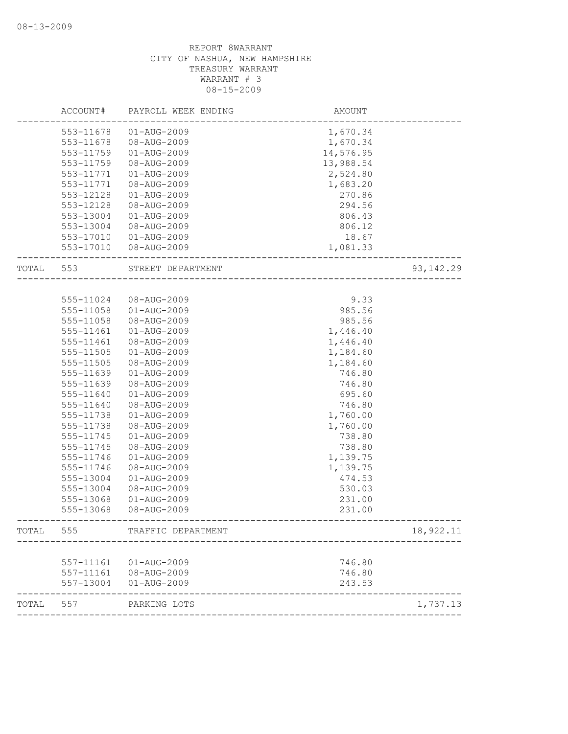08-13-2009

REPORT 8WARRANT
CITY OF NASHUA, NEW HAMPSHIRE
TREASURY WARRANT
WARRANT # 3
08-15-2009

| | ACCOUNT# | PAYROLL WEEK ENDING | AMOUNT | |
|---|---|---|---|---|
| | 553-11678 | 01-AUG-2009 | 1,670.34 | |
| | 553-11678 | 08-AUG-2009 | 1,670.34 | |
| | 553-11759 | 01-AUG-2009 | 14,576.95 | |
| | 553-11759 | 08-AUG-2009 | 13,988.54 | |
| | 553-11771 | 01-AUG-2009 | 2,524.80 | |
| | 553-11771 | 08-AUG-2009 | 1,683.20 | |
| | 553-12128 | 01-AUG-2009 | 270.86 | |
| | 553-12128 | 08-AUG-2009 | 294.56 | |
| | 553-13004 | 01-AUG-2009 | 806.43 | |
| | 553-13004 | 08-AUG-2009 | 806.12 | |
| | 553-17010 | 01-AUG-2009 | 18.67 | |
| | 553-17010 | 08-AUG-2009 | 1,081.33 | |
| TOTAL | 553 | STREET DEPARTMENT | | 93,142.29 |
| | 555-11024 | 08-AUG-2009 | 9.33 | |
| | 555-11058 | 01-AUG-2009 | 985.56 | |
| | 555-11058 | 08-AUG-2009 | 985.56 | |
| | 555-11461 | 01-AUG-2009 | 1,446.40 | |
| | 555-11461 | 08-AUG-2009 | 1,446.40 | |
| | 555-11505 | 01-AUG-2009 | 1,184.60 | |
| | 555-11505 | 08-AUG-2009 | 1,184.60 | |
| | 555-11639 | 01-AUG-2009 | 746.80 | |
| | 555-11639 | 08-AUG-2009 | 746.80 | |
| | 555-11640 | 01-AUG-2009 | 695.60 | |
| | 555-11640 | 08-AUG-2009 | 746.80 | |
| | 555-11738 | 01-AUG-2009 | 1,760.00 | |
| | 555-11738 | 08-AUG-2009 | 1,760.00 | |
| | 555-11745 | 01-AUG-2009 | 738.80 | |
| | 555-11745 | 08-AUG-2009 | 738.80 | |
| | 555-11746 | 01-AUG-2009 | 1,139.75 | |
| | 555-11746 | 08-AUG-2009 | 1,139.75 | |
| | 555-13004 | 01-AUG-2009 | 474.53 | |
| | 555-13004 | 08-AUG-2009 | 530.03 | |
| | 555-13068 | 01-AUG-2009 | 231.00 | |
| | 555-13068 | 08-AUG-2009 | 231.00 | |
| TOTAL | 555 | TRAFFIC DEPARTMENT | | 18,922.11 |
| | 557-11161 | 01-AUG-2009 | 746.80 | |
| | 557-11161 | 08-AUG-2009 | 746.80 | |
| | 557-13004 | 01-AUG-2009 | 243.53 | |
| TOTAL | 557 | PARKING LOTS | | 1,737.13 |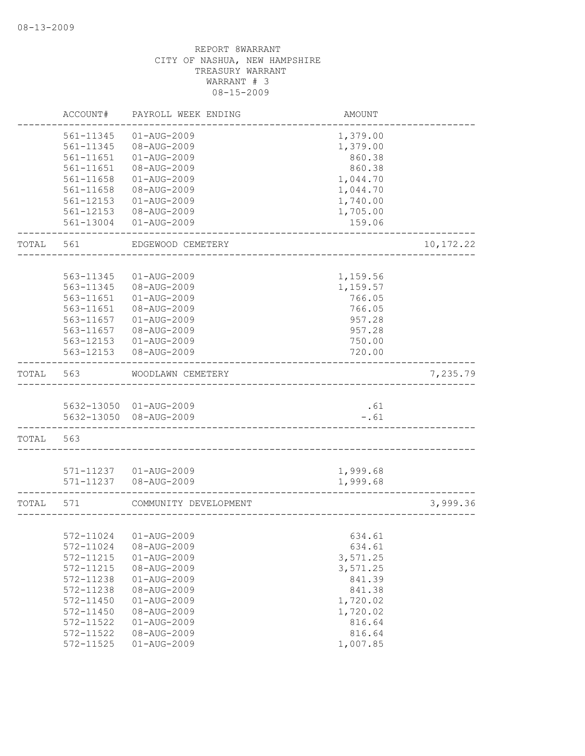08-13-2009

REPORT 8WARRANT
CITY OF NASHUA, NEW HAMPSHIRE
TREASURY WARRANT
WARRANT # 3
08-15-2009

| | ACCOUNT# | PAYROLL WEEK ENDING | AMOUNT | |
|---|---|---|---|---|
| | 561-11345 | 01-AUG-2009 | 1,379.00 | |
| | 561-11345 | 08-AUG-2009 | 1,379.00 | |
| | 561-11651 | 01-AUG-2009 | 860.38 | |
| | 561-11651 | 08-AUG-2009 | 860.38 | |
| | 561-11658 | 01-AUG-2009 | 1,044.70 | |
| | 561-11658 | 08-AUG-2009 | 1,044.70 | |
| | 561-12153 | 01-AUG-2009 | 1,740.00 | |
| | 561-12153 | 08-AUG-2009 | 1,705.00 | |
| | 561-13004 | 01-AUG-2009 | 159.06 | |
| TOTAL | 561 | EDGEWOOD CEMETERY | | 10,172.22 |
| | 563-11345 | 01-AUG-2009 | 1,159.56 | |
| | 563-11345 | 08-AUG-2009 | 1,159.57 | |
| | 563-11651 | 01-AUG-2009 | 766.05 | |
| | 563-11651 | 08-AUG-2009 | 766.05 | |
| | 563-11657 | 01-AUG-2009 | 957.28 | |
| | 563-11657 | 08-AUG-2009 | 957.28 | |
| | 563-12153 | 01-AUG-2009 | 750.00 | |
| | 563-12153 | 08-AUG-2009 | 720.00 | |
| TOTAL | 563 | WOODLAWN CEMETERY | | 7,235.79 |
| | 5632-13050 | 01-AUG-2009 | .61 | |
| | 5632-13050 | 08-AUG-2009 | -.61 | |
| TOTAL | 563 | | | |
| | 571-11237 | 01-AUG-2009 | 1,999.68 | |
| | 571-11237 | 08-AUG-2009 | 1,999.68 | |
| TOTAL | 571 | COMMUNITY DEVELOPMENT | | 3,999.36 |
| | 572-11024 | 01-AUG-2009 | 634.61 | |
| | 572-11024 | 08-AUG-2009 | 634.61 | |
| | 572-11215 | 01-AUG-2009 | 3,571.25 | |
| | 572-11215 | 08-AUG-2009 | 3,571.25 | |
| | 572-11238 | 01-AUG-2009 | 841.39 | |
| | 572-11238 | 08-AUG-2009 | 841.38 | |
| | 572-11450 | 01-AUG-2009 | 1,720.02 | |
| | 572-11450 | 08-AUG-2009 | 1,720.02 | |
| | 572-11522 | 01-AUG-2009 | 816.64 | |
| | 572-11522 | 08-AUG-2009 | 816.64 | |
| | 572-11525 | 01-AUG-2009 | 1,007.85 | |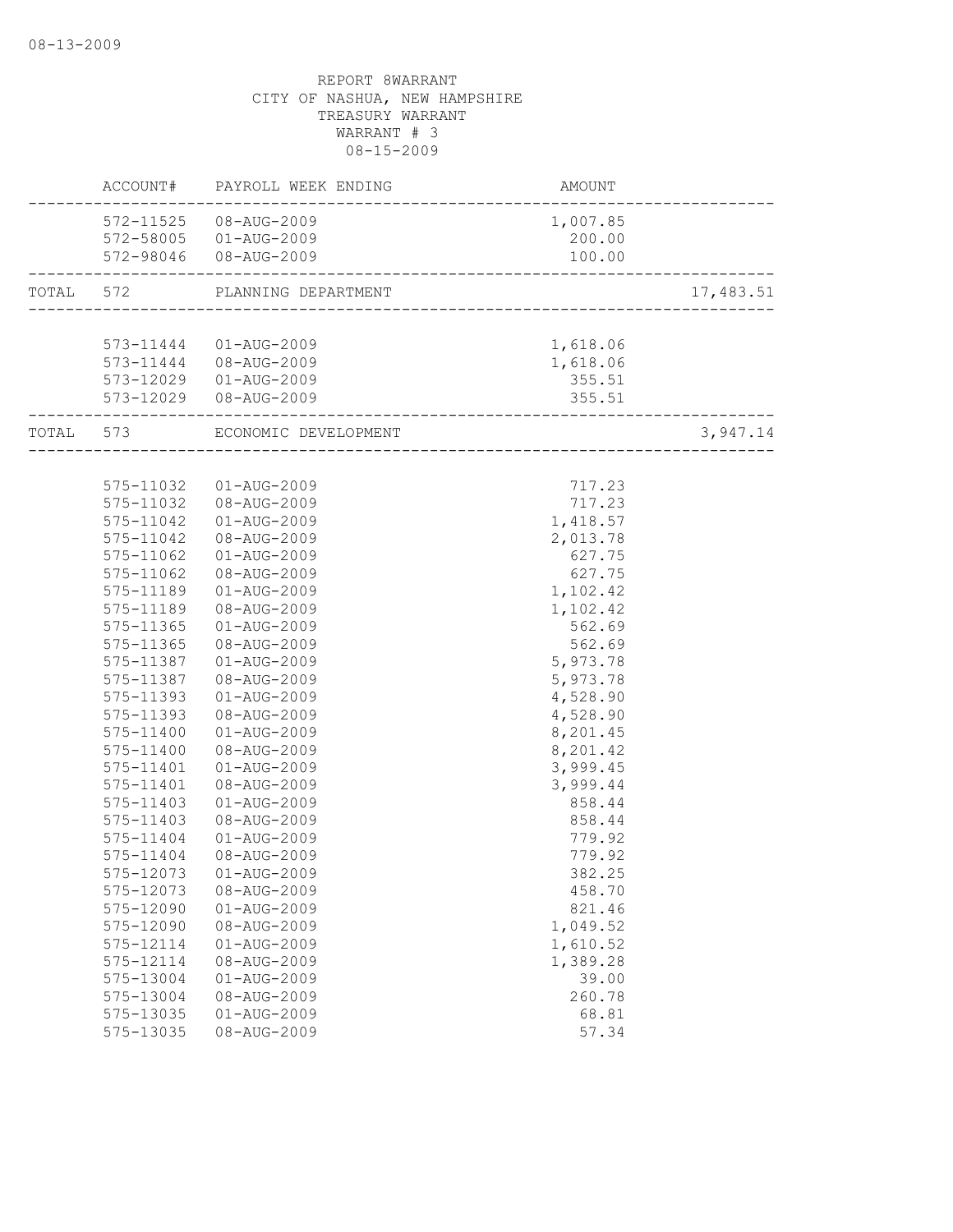08-13-2009

REPORT 8WARRANT
CITY OF NASHUA, NEW HAMPSHIRE
TREASURY WARRANT
WARRANT # 3
08-15-2009

| | ACCOUNT# | PAYROLL WEEK ENDING | AMOUNT | |
|---|---|---|---|---|
| | 572-11525 | 08-AUG-2009 | 1,007.85 | |
| | 572-58005 | 01-AUG-2009 | 200.00 | |
| | 572-98046 | 08-AUG-2009 | 100.00 | |
| TOTAL | 572 | PLANNING DEPARTMENT | | 17,483.51 |
| | 573-11444 | 01-AUG-2009 | 1,618.06 | |
| | 573-11444 | 08-AUG-2009 | 1,618.06 | |
| | 573-12029 | 01-AUG-2009 | 355.51 | |
| | 573-12029 | 08-AUG-2009 | 355.51 | |
| TOTAL | 573 | ECONOMIC DEVELOPMENT | | 3,947.14 |
| | 575-11032 | 01-AUG-2009 | 717.23 | |
| | 575-11032 | 08-AUG-2009 | 717.23 | |
| | 575-11042 | 01-AUG-2009 | 1,418.57 | |
| | 575-11042 | 08-AUG-2009 | 2,013.78 | |
| | 575-11062 | 01-AUG-2009 | 627.75 | |
| | 575-11062 | 08-AUG-2009 | 627.75 | |
| | 575-11189 | 01-AUG-2009 | 1,102.42 | |
| | 575-11189 | 08-AUG-2009 | 1,102.42 | |
| | 575-11365 | 01-AUG-2009 | 562.69 | |
| | 575-11365 | 08-AUG-2009 | 562.69 | |
| | 575-11387 | 01-AUG-2009 | 5,973.78 | |
| | 575-11387 | 08-AUG-2009 | 5,973.78 | |
| | 575-11393 | 01-AUG-2009 | 4,528.90 | |
| | 575-11393 | 08-AUG-2009 | 4,528.90 | |
| | 575-11400 | 01-AUG-2009 | 8,201.45 | |
| | 575-11400 | 08-AUG-2009 | 8,201.42 | |
| | 575-11401 | 01-AUG-2009 | 3,999.45 | |
| | 575-11401 | 08-AUG-2009 | 3,999.44 | |
| | 575-11403 | 01-AUG-2009 | 858.44 | |
| | 575-11403 | 08-AUG-2009 | 858.44 | |
| | 575-11404 | 01-AUG-2009 | 779.92 | |
| | 575-11404 | 08-AUG-2009 | 779.92 | |
| | 575-12073 | 01-AUG-2009 | 382.25 | |
| | 575-12073 | 08-AUG-2009 | 458.70 | |
| | 575-12090 | 01-AUG-2009 | 821.46 | |
| | 575-12090 | 08-AUG-2009 | 1,049.52 | |
| | 575-12114 | 01-AUG-2009 | 1,610.52 | |
| | 575-12114 | 08-AUG-2009 | 1,389.28 | |
| | 575-13004 | 01-AUG-2009 | 39.00 | |
| | 575-13004 | 08-AUG-2009 | 260.78 | |
| | 575-13035 | 01-AUG-2009 | 68.81 | |
| | 575-13035 | 08-AUG-2009 | 57.34 | |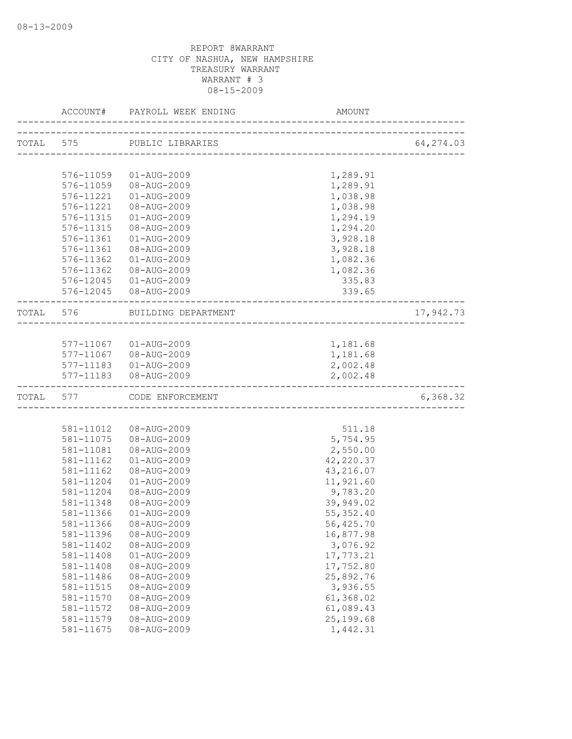08-13-2009

REPORT 8WARRANT
CITY OF NASHUA, NEW HAMPSHIRE
TREASURY WARRANT
WARRANT # 3
08-15-2009

| | ACCOUNT# | PAYROLL WEEK ENDING | AMOUNT | |
|---|---|---|---|---|
| TOTAL | 575 | PUBLIC LIBRARIES | | 64,274.03 |
| | 576-11059 | 01-AUG-2009 | 1,289.91 | |
| | 576-11059 | 08-AUG-2009 | 1,289.91 | |
| | 576-11221 | 01-AUG-2009 | 1,038.98 | |
| | 576-11221 | 08-AUG-2009 | 1,038.98 | |
| | 576-11315 | 01-AUG-2009 | 1,294.19 | |
| | 576-11315 | 08-AUG-2009 | 1,294.20 | |
| | 576-11361 | 01-AUG-2009 | 3,928.18 | |
| | 576-11361 | 08-AUG-2009 | 3,928.18 | |
| | 576-11362 | 01-AUG-2009 | 1,082.36 | |
| | 576-11362 | 08-AUG-2009 | 1,082.36 | |
| | 576-12045 | 01-AUG-2009 | 335.83 | |
| | 576-12045 | 08-AUG-2009 | 339.65 | |
| TOTAL | 576 | BUILDING DEPARTMENT | | 17,942.73 |
| | 577-11067 | 01-AUG-2009 | 1,181.68 | |
| | 577-11067 | 08-AUG-2009 | 1,181.68 | |
| | 577-11183 | 01-AUG-2009 | 2,002.48 | |
| | 577-11183 | 08-AUG-2009 | 2,002.48 | |
| TOTAL | 577 | CODE ENFORCEMENT | | 6,368.32 |
| | 581-11012 | 08-AUG-2009 | 511.18 | |
| | 581-11075 | 08-AUG-2009 | 5,754.95 | |
| | 581-11081 | 08-AUG-2009 | 2,550.00 | |
| | 581-11162 | 01-AUG-2009 | 42,220.37 | |
| | 581-11162 | 08-AUG-2009 | 43,216.07 | |
| | 581-11204 | 01-AUG-2009 | 11,921.60 | |
| | 581-11204 | 08-AUG-2009 | 9,783.20 | |
| | 581-11348 | 08-AUG-2009 | 39,949.02 | |
| | 581-11366 | 01-AUG-2009 | 55,352.40 | |
| | 581-11366 | 08-AUG-2009 | 56,425.70 | |
| | 581-11396 | 08-AUG-2009 | 16,877.98 | |
| | 581-11402 | 08-AUG-2009 | 3,076.92 | |
| | 581-11408 | 01-AUG-2009 | 17,773.21 | |
| | 581-11408 | 08-AUG-2009 | 17,752.80 | |
| | 581-11486 | 08-AUG-2009 | 25,892.76 | |
| | 581-11515 | 08-AUG-2009 | 3,936.55 | |
| | 581-11570 | 08-AUG-2009 | 61,368.02 | |
| | 581-11572 | 08-AUG-2009 | 61,089.43 | |
| | 581-11579 | 08-AUG-2009 | 25,199.68 | |
| | 581-11675 | 08-AUG-2009 | 1,442.31 | |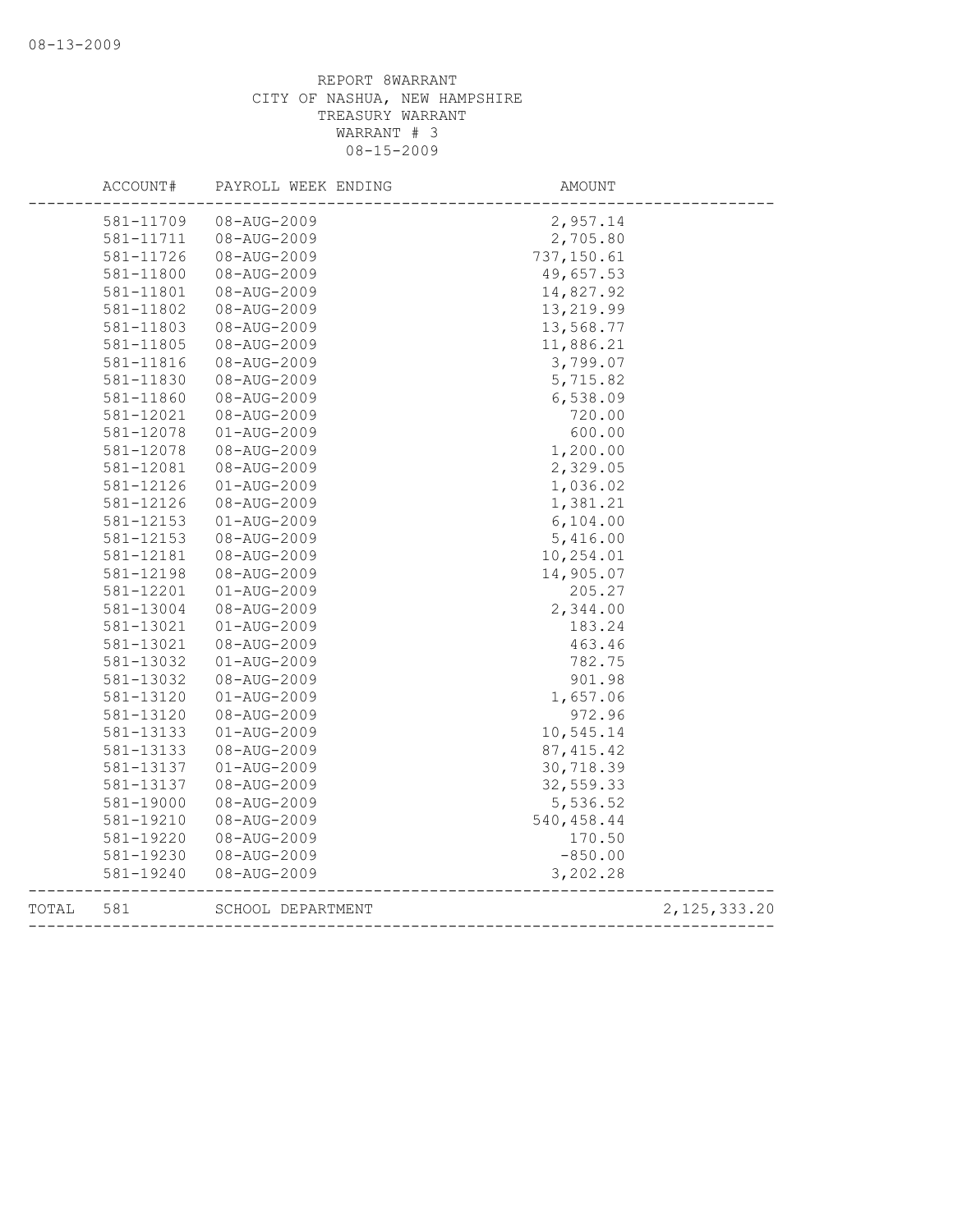REPORT 8WARRANT
CITY OF NASHUA, NEW HAMPSHIRE
TREASURY WARRANT
WARRANT # 3
08-15-2009

| | ACCOUNT# | PAYROLL WEEK ENDING | AMOUNT | |
|---|---|---|---|---|
| | 581-11709 | 08-AUG-2009 | 2,957.14 | |
| | 581-11711 | 08-AUG-2009 | 2,705.80 | |
| | 581-11726 | 08-AUG-2009 | 737,150.61 | |
| | 581-11800 | 08-AUG-2009 | 49,657.53 | |
| | 581-11801 | 08-AUG-2009 | 14,827.92 | |
| | 581-11802 | 08-AUG-2009 | 13,219.99 | |
| | 581-11803 | 08-AUG-2009 | 13,568.77 | |
| | 581-11805 | 08-AUG-2009 | 11,886.21 | |
| | 581-11816 | 08-AUG-2009 | 3,799.07 | |
| | 581-11830 | 08-AUG-2009 | 5,715.82 | |
| | 581-11860 | 08-AUG-2009 | 6,538.09 | |
| | 581-12021 | 08-AUG-2009 | 720.00 | |
| | 581-12078 | 01-AUG-2009 | 600.00 | |
| | 581-12078 | 08-AUG-2009 | 1,200.00 | |
| | 581-12081 | 08-AUG-2009 | 2,329.05 | |
| | 581-12126 | 01-AUG-2009 | 1,036.02 | |
| | 581-12126 | 08-AUG-2009 | 1,381.21 | |
| | 581-12153 | 01-AUG-2009 | 6,104.00 | |
| | 581-12153 | 08-AUG-2009 | 5,416.00 | |
| | 581-12181 | 08-AUG-2009 | 10,254.01 | |
| | 581-12198 | 08-AUG-2009 | 14,905.07 | |
| | 581-12201 | 01-AUG-2009 | 205.27 | |
| | 581-13004 | 08-AUG-2009 | 2,344.00 | |
| | 581-13021 | 01-AUG-2009 | 183.24 | |
| | 581-13021 | 08-AUG-2009 | 463.46 | |
| | 581-13032 | 01-AUG-2009 | 782.75 | |
| | 581-13032 | 08-AUG-2009 | 901.98 | |
| | 581-13120 | 01-AUG-2009 | 1,657.06 | |
| | 581-13120 | 08-AUG-2009 | 972.96 | |
| | 581-13133 | 01-AUG-2009 | 10,545.14 | |
| | 581-13133 | 08-AUG-2009 | 87,415.42 | |
| | 581-13137 | 01-AUG-2009 | 30,718.39 | |
| | 581-13137 | 08-AUG-2009 | 32,559.33 | |
| | 581-19000 | 08-AUG-2009 | 5,536.52 | |
| | 581-19210 | 08-AUG-2009 | 540,458.44 | |
| | 581-19220 | 08-AUG-2009 | 170.50 | |
| | 581-19230 | 08-AUG-2009 | -850.00 | |
| | 581-19240 | 08-AUG-2009 | 3,202.28 | |
| TOTAL | 581 | SCHOOL DEPARTMENT | | 2,125,333.20 |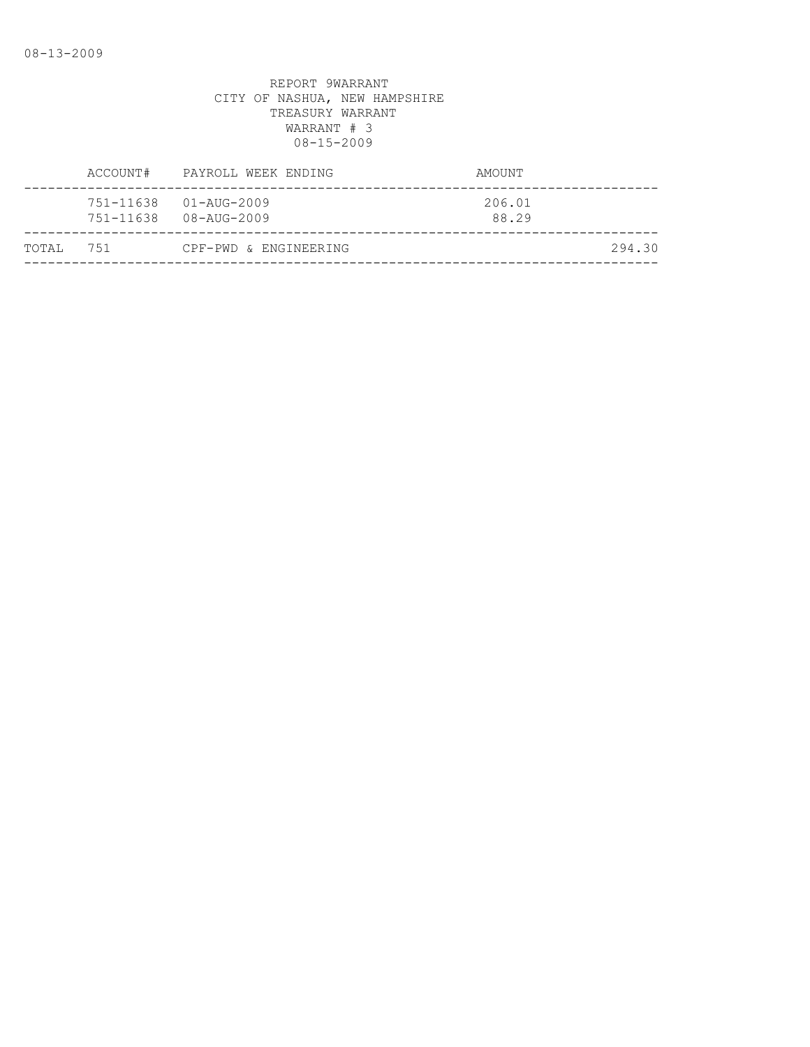08-13-2009

REPORT 9WARRANT
CITY OF NASHUA, NEW HAMPSHIRE
TREASURY WARRANT
WARRANT # 3
08-15-2009

| | ACCOUNT# | PAYROLL WEEK ENDING | AMOUNT | |
|---|---|---|---|---|
| | 751-11638 | 01-AUG-2009 | 206.01 | |
| | 751-11638 | 08-AUG-2009 | 88.29 | |
| TOTAL | 751 | CPF-PWD & ENGINEERING | | 294.30 |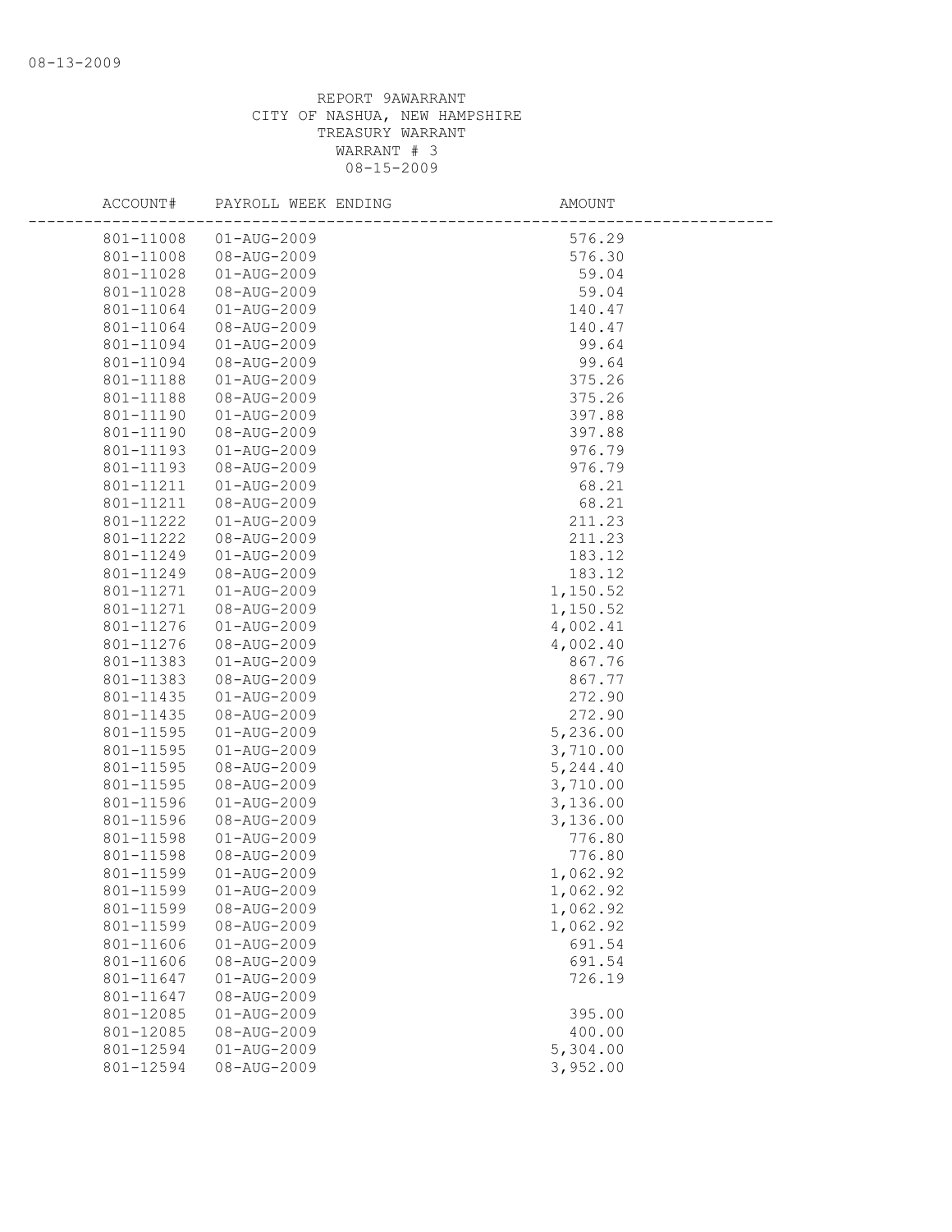REPORT 9AWARRANT
CITY OF NASHUA, NEW HAMPSHIRE
TREASURY WARRANT
WARRANT # 3
08-15-2009

| ACCOUNT# | PAYROLL WEEK ENDING | AMOUNT |
|---|---|---|
| 801-11008 | 01-AUG-2009 | 576.29 |
| 801-11008 | 08-AUG-2009 | 576.30 |
| 801-11028 | 01-AUG-2009 | 59.04 |
| 801-11028 | 08-AUG-2009 | 59.04 |
| 801-11064 | 01-AUG-2009 | 140.47 |
| 801-11064 | 08-AUG-2009 | 140.47 |
| 801-11094 | 01-AUG-2009 | 99.64 |
| 801-11094 | 08-AUG-2009 | 99.64 |
| 801-11188 | 01-AUG-2009 | 375.26 |
| 801-11188 | 08-AUG-2009 | 375.26 |
| 801-11190 | 01-AUG-2009 | 397.88 |
| 801-11190 | 08-AUG-2009 | 397.88 |
| 801-11193 | 01-AUG-2009 | 976.79 |
| 801-11193 | 08-AUG-2009 | 976.79 |
| 801-11211 | 01-AUG-2009 | 68.21 |
| 801-11211 | 08-AUG-2009 | 68.21 |
| 801-11222 | 01-AUG-2009 | 211.23 |
| 801-11222 | 08-AUG-2009 | 211.23 |
| 801-11249 | 01-AUG-2009 | 183.12 |
| 801-11249 | 08-AUG-2009 | 183.12 |
| 801-11271 | 01-AUG-2009 | 1,150.52 |
| 801-11271 | 08-AUG-2009 | 1,150.52 |
| 801-11276 | 01-AUG-2009 | 4,002.41 |
| 801-11276 | 08-AUG-2009 | 4,002.40 |
| 801-11383 | 01-AUG-2009 | 867.76 |
| 801-11383 | 08-AUG-2009 | 867.77 |
| 801-11435 | 01-AUG-2009 | 272.90 |
| 801-11435 | 08-AUG-2009 | 272.90 |
| 801-11595 | 01-AUG-2009 | 5,236.00 |
| 801-11595 | 01-AUG-2009 | 3,710.00 |
| 801-11595 | 08-AUG-2009 | 5,244.40 |
| 801-11595 | 08-AUG-2009 | 3,710.00 |
| 801-11596 | 01-AUG-2009 | 3,136.00 |
| 801-11596 | 08-AUG-2009 | 3,136.00 |
| 801-11598 | 01-AUG-2009 | 776.80 |
| 801-11598 | 08-AUG-2009 | 776.80 |
| 801-11599 | 01-AUG-2009 | 1,062.92 |
| 801-11599 | 01-AUG-2009 | 1,062.92 |
| 801-11599 | 08-AUG-2009 | 1,062.92 |
| 801-11599 | 08-AUG-2009 | 1,062.92 |
| 801-11606 | 01-AUG-2009 | 691.54 |
| 801-11606 | 08-AUG-2009 | 691.54 |
| 801-11647 | 01-AUG-2009 | 726.19 |
| 801-11647 | 08-AUG-2009 | |
| 801-12085 | 01-AUG-2009 | 395.00 |
| 801-12085 | 08-AUG-2009 | 400.00 |
| 801-12594 | 01-AUG-2009 | 5,304.00 |
| 801-12594 | 08-AUG-2009 | 3,952.00 |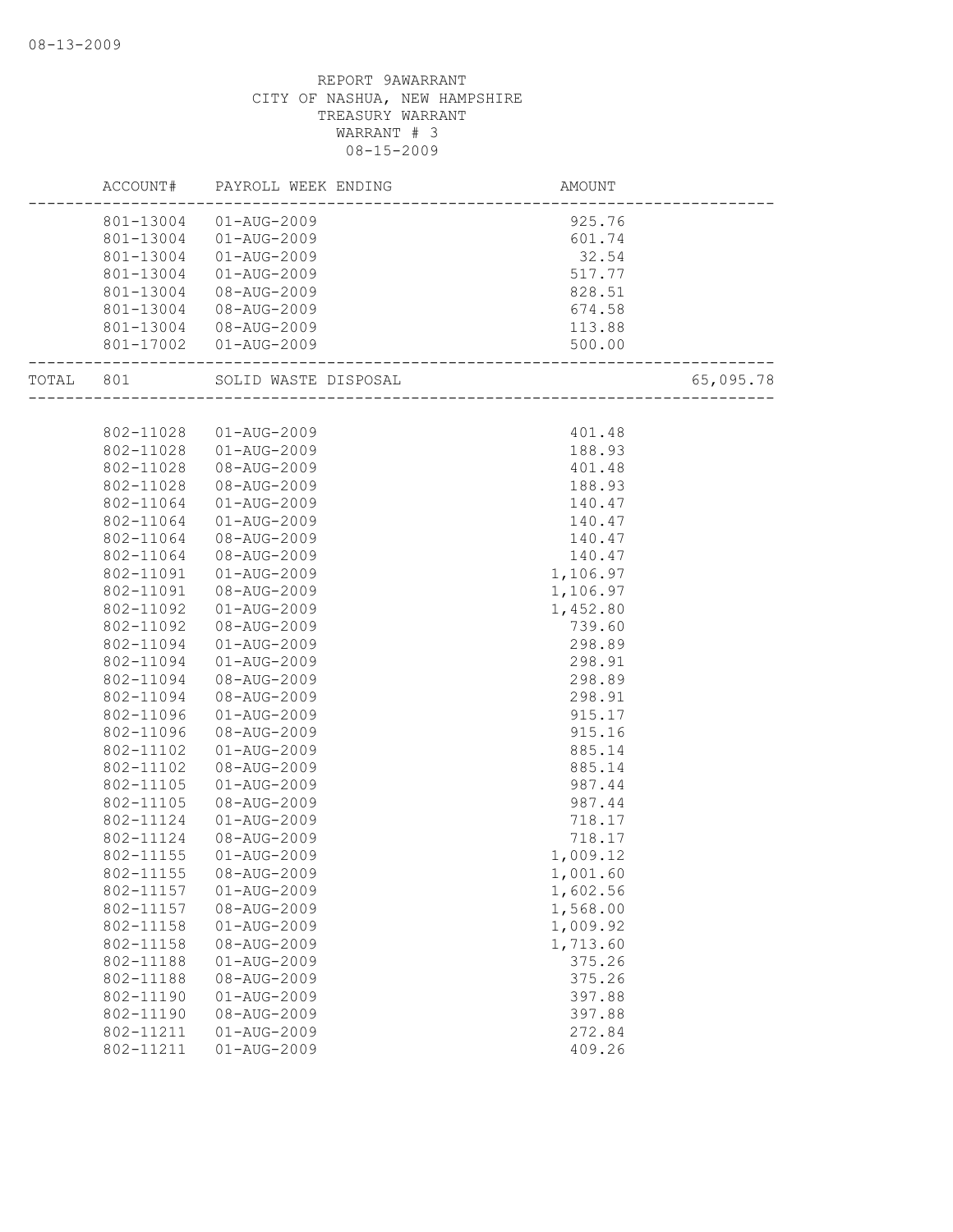REPORT 9AWARRANT
CITY OF NASHUA, NEW HAMPSHIRE
TREASURY WARRANT
WARRANT # 3
08-15-2009

| ACCOUNT# | PAYROLL WEEK ENDING | AMOUNT | |
|---|---|---|---|
| 801-13004 | 01-AUG-2009 | 925.76 | |
| 801-13004 | 01-AUG-2009 | 601.74 | |
| 801-13004 | 01-AUG-2009 | 32.54 | |
| 801-13004 | 01-AUG-2009 | 517.77 | |
| 801-13004 | 08-AUG-2009 | 828.51 | |
| 801-13004 | 08-AUG-2009 | 674.58 | |
| 801-13004 | 08-AUG-2009 | 113.88 | |
| 801-17002 | 01-AUG-2009 | 500.00 | |
| TOTAL 801 | SOLID WASTE DISPOSAL | | 65,095.78 |
| 802-11028 | 01-AUG-2009 | 401.48 | |
| 802-11028 | 01-AUG-2009 | 188.93 | |
| 802-11028 | 08-AUG-2009 | 401.48 | |
| 802-11028 | 08-AUG-2009 | 188.93 | |
| 802-11064 | 01-AUG-2009 | 140.47 | |
| 802-11064 | 01-AUG-2009 | 140.47 | |
| 802-11064 | 08-AUG-2009 | 140.47 | |
| 802-11064 | 08-AUG-2009 | 140.47 | |
| 802-11091 | 01-AUG-2009 | 1,106.97 | |
| 802-11091 | 08-AUG-2009 | 1,106.97 | |
| 802-11092 | 01-AUG-2009 | 1,452.80 | |
| 802-11092 | 08-AUG-2009 | 739.60 | |
| 802-11094 | 01-AUG-2009 | 298.89 | |
| 802-11094 | 01-AUG-2009 | 298.91 | |
| 802-11094 | 08-AUG-2009 | 298.89 | |
| 802-11094 | 08-AUG-2009 | 298.91 | |
| 802-11096 | 01-AUG-2009 | 915.17 | |
| 802-11096 | 08-AUG-2009 | 915.16 | |
| 802-11102 | 01-AUG-2009 | 885.14 | |
| 802-11102 | 08-AUG-2009 | 885.14 | |
| 802-11105 | 01-AUG-2009 | 987.44 | |
| 802-11105 | 08-AUG-2009 | 987.44 | |
| 802-11124 | 01-AUG-2009 | 718.17 | |
| 802-11124 | 08-AUG-2009 | 718.17 | |
| 802-11155 | 01-AUG-2009 | 1,009.12 | |
| 802-11155 | 08-AUG-2009 | 1,001.60 | |
| 802-11157 | 01-AUG-2009 | 1,602.56 | |
| 802-11157 | 08-AUG-2009 | 1,568.00 | |
| 802-11158 | 01-AUG-2009 | 1,009.92 | |
| 802-11158 | 08-AUG-2009 | 1,713.60 | |
| 802-11188 | 01-AUG-2009 | 375.26 | |
| 802-11188 | 08-AUG-2009 | 375.26 | |
| 802-11190 | 01-AUG-2009 | 397.88 | |
| 802-11190 | 08-AUG-2009 | 397.88 | |
| 802-11211 | 01-AUG-2009 | 272.84 | |
| 802-11211 | 01-AUG-2009 | 409.26 | |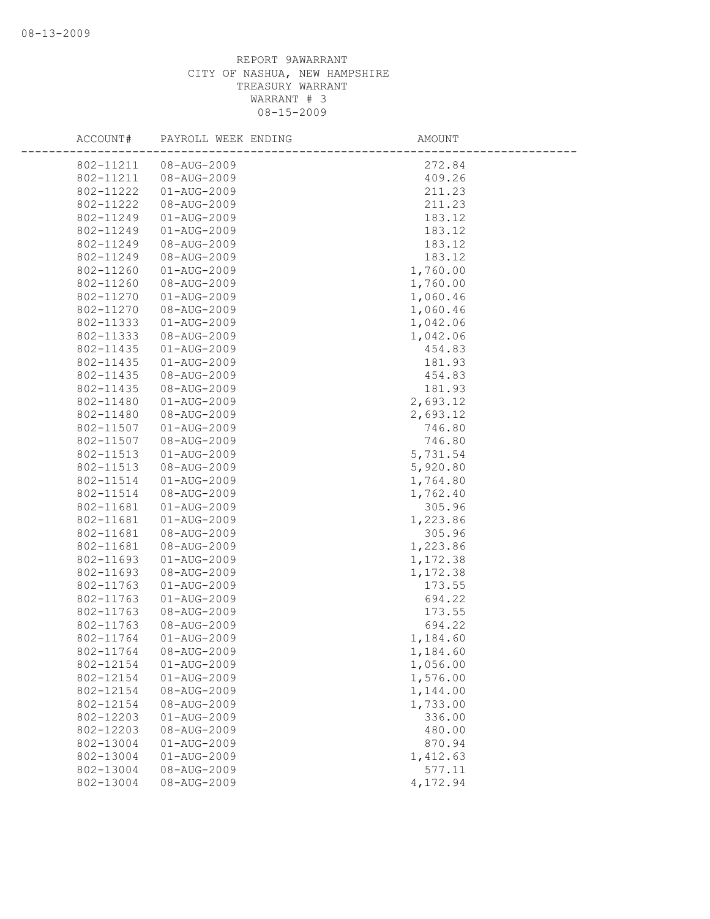REPORT 9AWARRANT
CITY OF NASHUA, NEW HAMPSHIRE
TREASURY WARRANT
WARRANT # 3
08-15-2009

| ACCOUNT# | PAYROLL WEEK ENDING | AMOUNT |
|---|---|---|
| 802-11211 | 08-AUG-2009 | 272.84 |
| 802-11211 | 08-AUG-2009 | 409.26 |
| 802-11222 | 01-AUG-2009 | 211.23 |
| 802-11222 | 08-AUG-2009 | 211.23 |
| 802-11249 | 01-AUG-2009 | 183.12 |
| 802-11249 | 01-AUG-2009 | 183.12 |
| 802-11249 | 08-AUG-2009 | 183.12 |
| 802-11249 | 08-AUG-2009 | 183.12 |
| 802-11260 | 01-AUG-2009 | 1,760.00 |
| 802-11260 | 08-AUG-2009 | 1,760.00 |
| 802-11270 | 01-AUG-2009 | 1,060.46 |
| 802-11270 | 08-AUG-2009 | 1,060.46 |
| 802-11333 | 01-AUG-2009 | 1,042.06 |
| 802-11333 | 08-AUG-2009 | 1,042.06 |
| 802-11435 | 01-AUG-2009 | 454.83 |
| 802-11435 | 01-AUG-2009 | 181.93 |
| 802-11435 | 08-AUG-2009 | 454.83 |
| 802-11435 | 08-AUG-2009 | 181.93 |
| 802-11480 | 01-AUG-2009 | 2,693.12 |
| 802-11480 | 08-AUG-2009 | 2,693.12 |
| 802-11507 | 01-AUG-2009 | 746.80 |
| 802-11507 | 08-AUG-2009 | 746.80 |
| 802-11513 | 01-AUG-2009 | 5,731.54 |
| 802-11513 | 08-AUG-2009 | 5,920.80 |
| 802-11514 | 01-AUG-2009 | 1,764.80 |
| 802-11514 | 08-AUG-2009 | 1,762.40 |
| 802-11681 | 01-AUG-2009 | 305.96 |
| 802-11681 | 01-AUG-2009 | 1,223.86 |
| 802-11681 | 08-AUG-2009 | 305.96 |
| 802-11681 | 08-AUG-2009 | 1,223.86 |
| 802-11693 | 01-AUG-2009 | 1,172.38 |
| 802-11693 | 08-AUG-2009 | 1,172.38 |
| 802-11763 | 01-AUG-2009 | 173.55 |
| 802-11763 | 01-AUG-2009 | 694.22 |
| 802-11763 | 08-AUG-2009 | 173.55 |
| 802-11763 | 08-AUG-2009 | 694.22 |
| 802-11764 | 01-AUG-2009 | 1,184.60 |
| 802-11764 | 08-AUG-2009 | 1,184.60 |
| 802-12154 | 01-AUG-2009 | 1,056.00 |
| 802-12154 | 01-AUG-2009 | 1,576.00 |
| 802-12154 | 08-AUG-2009 | 1,144.00 |
| 802-12154 | 08-AUG-2009 | 1,733.00 |
| 802-12203 | 01-AUG-2009 | 336.00 |
| 802-12203 | 08-AUG-2009 | 480.00 |
| 802-13004 | 01-AUG-2009 | 870.94 |
| 802-13004 | 01-AUG-2009 | 1,412.63 |
| 802-13004 | 08-AUG-2009 | 577.11 |
| 802-13004 | 08-AUG-2009 | 4,172.94 |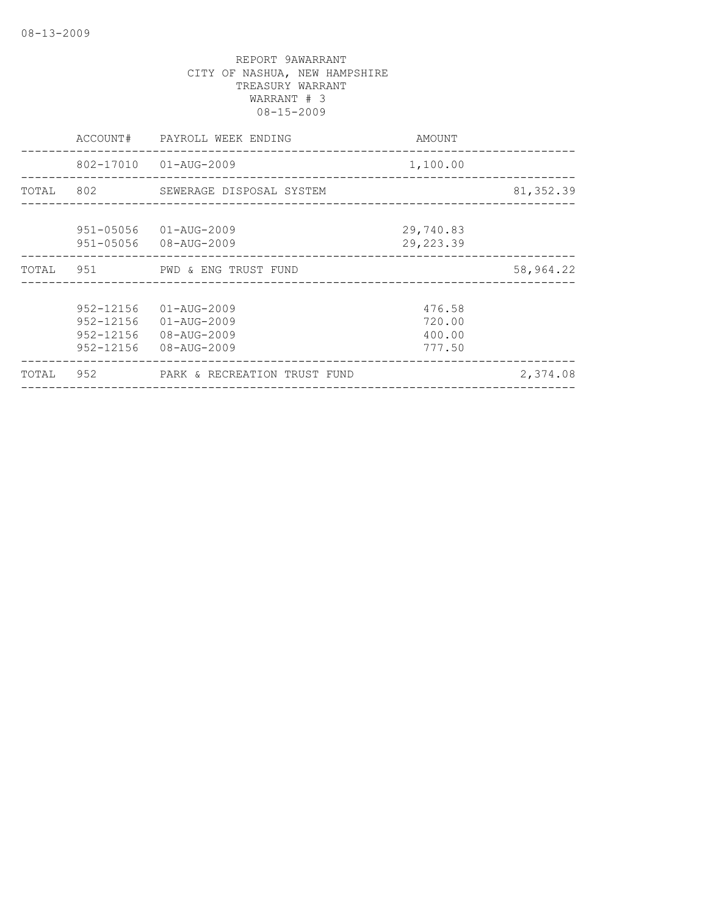REPORT 9AWARRANT
CITY OF NASHUA, NEW HAMPSHIRE
TREASURY WARRANT
WARRANT # 3
08-15-2009

| | ACCOUNT# | PAYROLL WEEK ENDING | AMOUNT | |
|---|---|---|---|---|
| | 802-17010 | 01-AUG-2009 | 1,100.00 | |
| TOTAL | 802 | SEWERAGE DISPOSAL SYSTEM | | 81,352.39 |
| | 951-05056 | 01-AUG-2009 | 29,740.83 | |
| | 951-05056 | 08-AUG-2009 | 29,223.39 | |
| TOTAL | 951 | PWD & ENG TRUST FUND | | 58,964.22 |
| | 952-12156 | 01-AUG-2009 | 476.58 | |
| | 952-12156 | 01-AUG-2009 | 720.00 | |
| | 952-12156 | 08-AUG-2009 | 400.00 | |
| | 952-12156 | 08-AUG-2009 | 777.50 | |
| TOTAL | 952 | PARK & RECREATION TRUST FUND | | 2,374.08 |